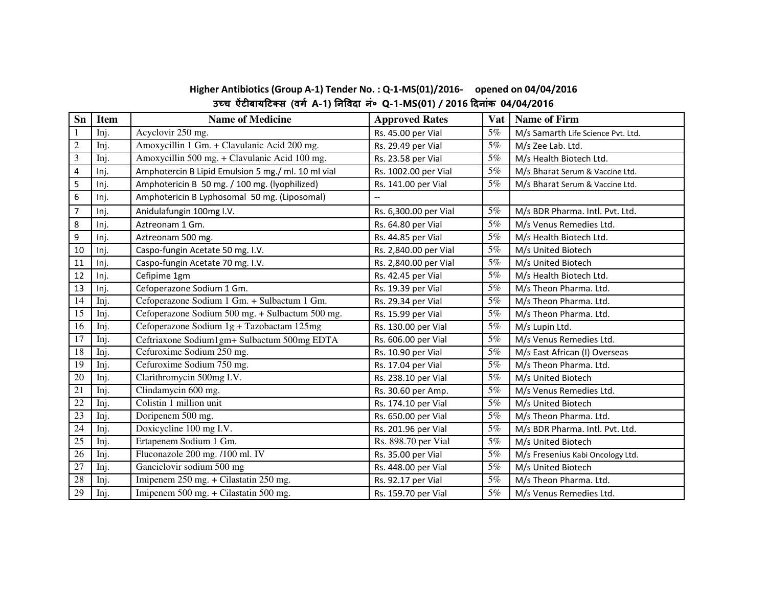**Higher Antibiotics (Group A-1) Tender No. : Q-1-MS(01)/2016- opened on 04/04/2016**

**उच्च ऐंटीबायटिक्स (वर्ग A-1) निविदा नं॰ Q-1-MS(01) / 2016 दिनांक 04/04/2016**

| Sn | Item | Name of Medicine | Approved Rates | Vat | Name of Firm |
|---|---|---|---|---|---|
| 1 | Inj. | Acyclovir 250 mg. | Rs. 45.00 per Vial | 5% | M/s Samarth Life Science Pvt. Ltd. |
| 2 | Inj. | Amoxycillin 1 Gm. + Clavulanic Acid 200 mg. | Rs. 29.49 per Vial | 5% | M/s Zee Lab. Ltd. |
| 3 | Inj. | Amoxycillin 500 mg. + Clavulanic Acid 100 mg. | Rs. 23.58 per Vial | 5% | M/s Health Biotech Ltd. |
| 4 | Inj. | Amphotercin B Lipid Emulsion 5 mg./ ml. 10 ml vial | Rs. 1002.00 per Vial | 5% | M/s Bharat Serum & Vaccine Ltd. |
| 5 | Inj. | Amphotericin B 50 mg. / 100 mg. (lyophilized) | Rs. 141.00 per Vial | 5% | M/s Bharat Serum & Vaccine Ltd. |
| 6 | Inj. | Amphotericin B Lyphosomal 50 mg. (Liposomal) | -- | | |
| 7 | Inj. | Anidulafungin 100mg I.V. | Rs. 6,300.00 per Vial | 5% | M/s BDR Pharma. Intl. Pvt. Ltd. |
| 8 | Inj. | Aztreonam 1 Gm. | Rs. 64.80 per Vial | 5% | M/s Venus Remedies Ltd. |
| 9 | Inj. | Aztreonam 500 mg. | Rs. 44.85 per Vial | 5% | M/s Health Biotech Ltd. |
| 10 | Inj. | Caspo-fungin Acetate 50 mg. I.V. | Rs. 2,840.00 per Vial | 5% | M/s United Biotech |
| 11 | Inj. | Caspo-fungin Acetate 70 mg. I.V. | Rs. 2,840.00 per Vial | 5% | M/s United Biotech |
| 12 | Inj. | Cefipime 1gm | Rs. 42.45 per Vial | 5% | M/s Health Biotech Ltd. |
| 13 | Inj. | Cefoperazone Sodium 1 Gm. | Rs. 19.39 per Vial | 5% | M/s Theon Pharma. Ltd. |
| 14 | Inj. | Cefoperazone Sodium 1 Gm. + Sulbactum 1 Gm. | Rs. 29.34 per Vial | 5% | M/s Theon Pharma. Ltd. |
| 15 | Inj. | Cefoperazone Sodium 500 mg. + Sulbactum 500 mg. | Rs. 15.99 per Vial | 5% | M/s Theon Pharma. Ltd. |
| 16 | Inj. | Cefoperazone Sodium 1g + Tazobactam 125mg | Rs. 130.00 per Vial | 5% | M/s Lupin Ltd. |
| 17 | Inj. | Ceftriaxone Sodium1gm+ Sulbactum 500mg EDTA | Rs. 606.00 per Vial | 5% | M/s Venus Remedies Ltd. |
| 18 | Inj. | Cefuroxime Sodium 250 mg. | Rs. 10.90 per Vial | 5% | M/s East African (I) Overseas |
| 19 | Inj. | Cefuroxime Sodium 750 mg. | Rs. 17.04 per Vial | 5% | M/s Theon Pharma. Ltd. |
| 20 | Inj. | Clarithromycin 500mg I.V. | Rs. 238.10 per Vial | 5% | M/s United Biotech |
| 21 | Inj. | Clindamycin 600 mg. | Rs. 30.60 per Amp. | 5% | M/s Venus Remedies Ltd. |
| 22 | Inj. | Colistin 1 million unit | Rs. 174.10 per Vial | 5% | M/s United Biotech |
| 23 | Inj. | Doripenem 500 mg. | Rs. 650.00 per Vial | 5% | M/s Theon Pharma. Ltd. |
| 24 | Inj. | Doxicycline 100 mg I.V. | Rs. 201.96 per Vial | 5% | M/s BDR Pharma. Intl. Pvt. Ltd. |
| 25 | Inj. | Ertapenem Sodium 1 Gm. | Rs. 898.70 per Vial | 5% | M/s United Biotech |
| 26 | Inj. | Fluconazole 200 mg. /100 ml. IV | Rs. 35.00 per Vial | 5% | M/s Fresenius Kabi Oncology Ltd. |
| 27 | Inj. | Ganciclovir sodium 500 mg | Rs. 448.00 per Vial | 5% | M/s United Biotech |
| 28 | Inj. | Imipenem 250 mg. + Cilastatin 250 mg. | Rs. 92.17 per Vial | 5% | M/s Theon Pharma. Ltd. |
| 29 | Inj. | Imipenem 500 mg. + Cilastatin 500 mg. | Rs. 159.70 per Vial | 5% | M/s Venus Remedies Ltd. |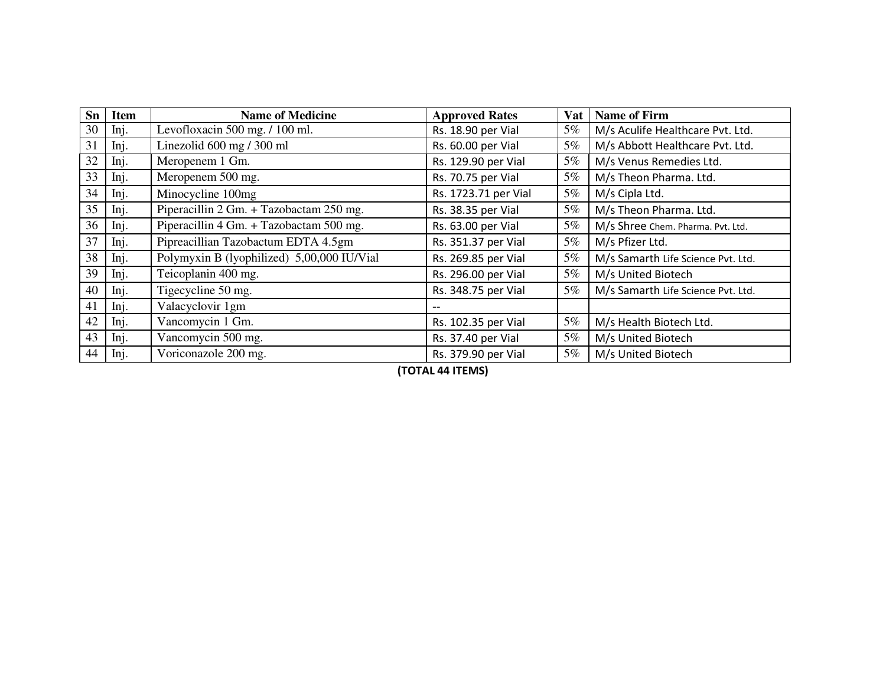| Sn | Item | Name of Medicine | Approved Rates | Vat | Name of Firm |
|---|---|---|---|---|---|
| 30 | Inj. | Levofloxacin 500 mg. / 100 ml. | Rs. 18.90 per Vial | 5% | M/s Aculife Healthcare Pvt. Ltd. |
| 31 | Inj. | Linezolid 600 mg / 300 ml | Rs. 60.00 per Vial | 5% | M/s Abbott Healthcare Pvt. Ltd. |
| 32 | Inj. | Meropenem 1 Gm. | Rs. 129.90 per Vial | 5% | M/s Venus Remedies Ltd. |
| 33 | Inj. | Meropenem 500 mg. | Rs. 70.75 per Vial | 5% | M/s Theon Pharma. Ltd. |
| 34 | Inj. | Minocycline 100mg | Rs. 1723.71 per Vial | 5% | M/s Cipla Ltd. |
| 35 | Inj. | Piperacillin 2 Gm. + Tazobactam 250 mg. | Rs. 38.35 per Vial | 5% | M/s Theon Pharma. Ltd. |
| 36 | Inj. | Piperacillin 4 Gm. + Tazobactam 500 mg. | Rs. 63.00 per Vial | 5% | M/s Shree Chem. Pharma. Pvt. Ltd. |
| 37 | Inj. | Pipreacillian Tazobactum EDTA 4.5gm | Rs. 351.37 per Vial | 5% | M/s Pfizer Ltd. |
| 38 | Inj. | Polymyxin B (lyophilized) 5,00,000 IU/Vial | Rs. 269.85 per Vial | 5% | M/s Samarth Life Science Pvt. Ltd. |
| 39 | Inj. | Teicoplanin 400 mg. | Rs. 296.00 per Vial | 5% | M/s United Biotech |
| 40 | Inj. | Tigecycline 50 mg. | Rs. 348.75 per Vial | 5% | M/s Samarth Life Science Pvt. Ltd. |
| 41 | Inj. | Valacyclovir 1gm | -- | | |
| 42 | Inj. | Vancomycin 1 Gm. | Rs. 102.35 per Vial | 5% | M/s Health Biotech Ltd. |
| 43 | Inj. | Vancomycin 500 mg. | Rs. 37.40 per Vial | 5% | M/s United Biotech |
| 44 | Inj. | Voriconazole 200 mg. | Rs. 379.90 per Vial | 5% | M/s United Biotech |

**(TOTAL 44 ITEMS)**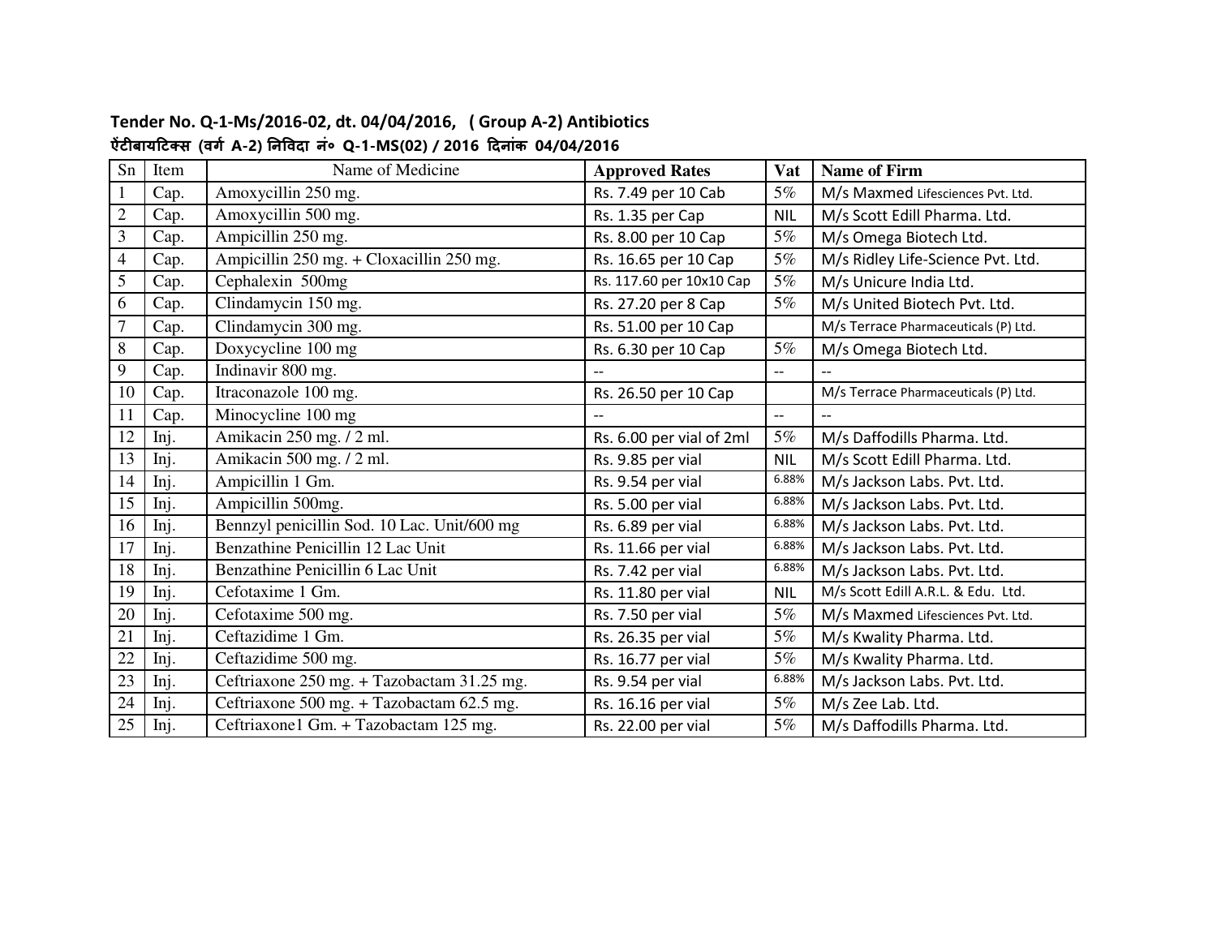**Tender No. Q-1-Ms/2016-02, dt. 04/04/2016, ( Group A-2) Antibiotics**

**ऐंटीबायटिक्स (वर्ग A-2) निविदा नं० Q-1-MS(02) / 2016 दिनांक 04/04/2016**

| Sn | Item | Name of Medicine | Approved Rates | Vat | Name of Firm |
|---|---|---|---|---|---|
| 1 | Cap. | Amoxycillin 250 mg. | Rs. 7.49 per 10 Cab | 5% | M/s Maxmed Lifesciences Pvt. Ltd. |
| 2 | Cap. | Amoxycillin 500 mg. | Rs. 1.35 per Cap | NIL | M/s Scott Edill Pharma. Ltd. |
| 3 | Cap. | Ampicillin 250 mg. | Rs. 8.00 per 10 Cap | 5% | M/s Omega Biotech Ltd. |
| 4 | Cap. | Ampicillin 250 mg. + Cloxacillin 250 mg. | Rs. 16.65 per 10 Cap | 5% | M/s Ridley Life-Science Pvt. Ltd. |
| 5 | Cap. | Cephalexin 500mg | Rs. 117.60 per 10x10 Cap | 5% | M/s Unicure India Ltd. |
| 6 | Cap. | Clindamycin 150 mg. | Rs. 27.20 per 8 Cap | 5% | M/s United Biotech Pvt. Ltd. |
| 7 | Cap. | Clindamycin 300 mg. | Rs. 51.00 per 10 Cap | | M/s Terrace Pharmaceuticals (P) Ltd. |
| 8 | Cap. | Doxycycline 100 mg | Rs. 6.30 per 10 Cap | 5% | M/s Omega Biotech Ltd. |
| 9 | Cap. | Indinavir 800 mg. | -- | -- | -- |
| 10 | Cap. | Itraconazole 100 mg. | Rs. 26.50 per 10 Cap | | M/s Terrace Pharmaceuticals (P) Ltd. |
| 11 | Cap. | Minocycline 100 mg | -- | -- | -- |
| 12 | Inj. | Amikacin 250 mg. / 2 ml. | Rs. 6.00 per vial of 2ml | 5% | M/s Daffodills Pharma. Ltd. |
| 13 | Inj. | Amikacin 500 mg. / 2 ml. | Rs. 9.85 per vial | NIL | M/s Scott Edill Pharma. Ltd. |
| 14 | Inj. | Ampicillin 1 Gm. | Rs. 9.54 per vial | 6.88% | M/s Jackson Labs. Pvt. Ltd. |
| 15 | Inj. | Ampicillin 500mg. | Rs. 5.00 per vial | 6.88% | M/s Jackson Labs. Pvt. Ltd. |
| 16 | Inj. | Bennzyl penicillin Sod. 10 Lac. Unit/600 mg | Rs. 6.89 per vial | 6.88% | M/s Jackson Labs. Pvt. Ltd. |
| 17 | Inj. | Benzathine Penicillin 12 Lac Unit | Rs. 11.66 per vial | 6.88% | M/s Jackson Labs. Pvt. Ltd. |
| 18 | Inj. | Benzathine Penicillin 6 Lac Unit | Rs. 7.42 per vial | 6.88% | M/s Jackson Labs. Pvt. Ltd. |
| 19 | Inj. | Cefotaxime 1 Gm. | Rs. 11.80 per vial | NIL | M/s Scott Edill A.R.L. & Edu. Ltd. |
| 20 | Inj. | Cefotaxime 500 mg. | Rs. 7.50 per vial | 5% | M/s Maxmed Lifesciences Pvt. Ltd. |
| 21 | Inj. | Ceftazidime 1 Gm. | Rs. 26.35 per vial | 5% | M/s Kwality Pharma. Ltd. |
| 22 | Inj. | Ceftazidime 500 mg. | Rs. 16.77 per vial | 5% | M/s Kwality Pharma. Ltd. |
| 23 | Inj. | Ceftriaxone 250 mg. + Tazobactam 31.25 mg. | Rs. 9.54 per vial | 6.88% | M/s Jackson Labs. Pvt. Ltd. |
| 24 | Inj. | Ceftriaxone 500 mg. + Tazobactam 62.5 mg. | Rs. 16.16 per vial | 5% | M/s Zee Lab. Ltd. |
| 25 | Inj. | Ceftriaxone1 Gm. + Tazobactam 125 mg. | Rs. 22.00 per vial | 5% | M/s Daffodills Pharma. Ltd. |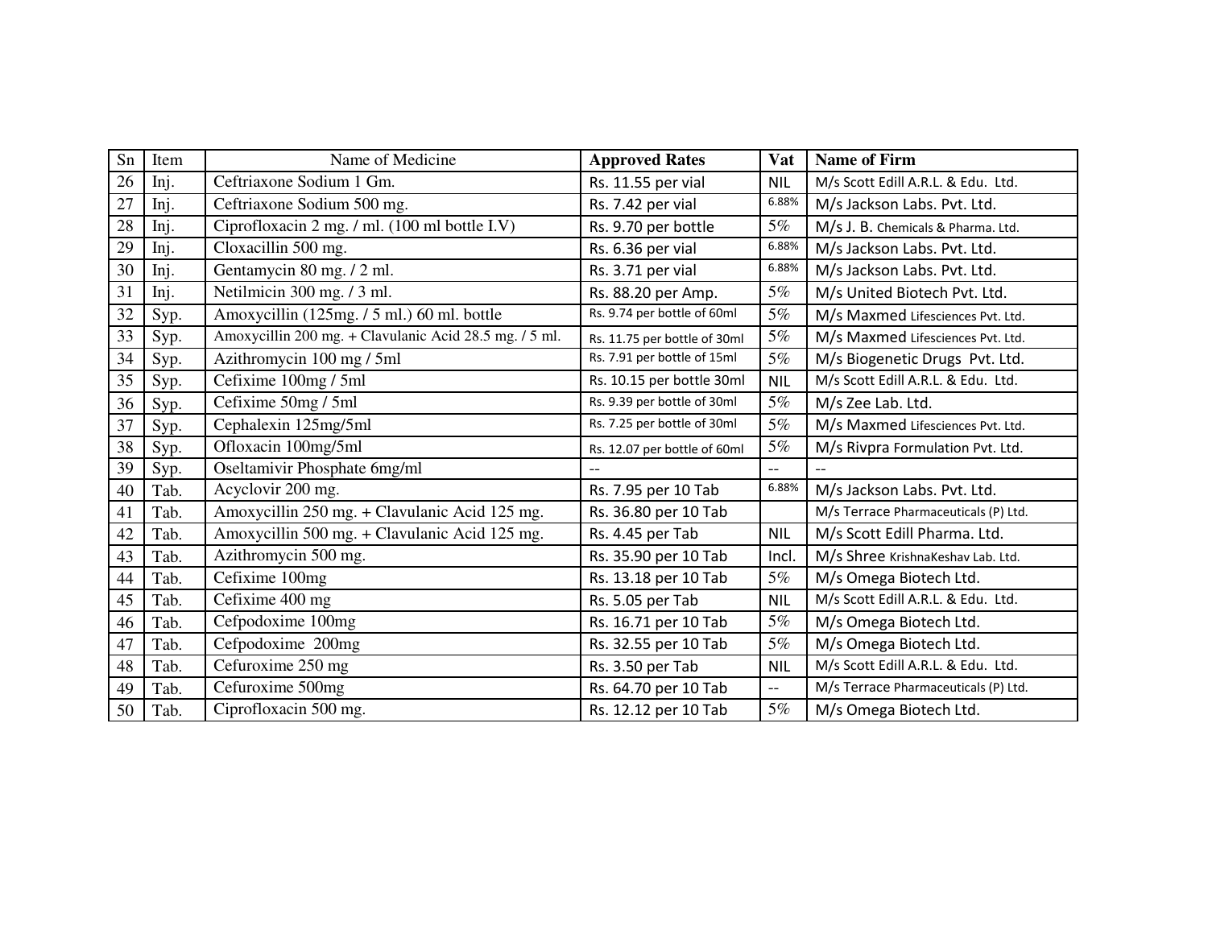| Sn | Item | Name of Medicine | Approved Rates | Vat | Name of Firm |
|---|---|---|---|---|---|
| 26 | Inj. | Ceftriaxone Sodium 1 Gm. | Rs. 11.55 per vial | NIL | M/s Scott Edill A.R.L. & Edu. Ltd. |
| 27 | Inj. | Ceftriaxone Sodium 500 mg. | Rs. 7.42 per vial | 6.88% | M/s Jackson Labs. Pvt. Ltd. |
| 28 | Inj. | Ciprofloxacin 2 mg. / ml. (100 ml bottle I.V) | Rs. 9.70 per bottle | 5% | M/s J. B. Chemicals & Pharma. Ltd. |
| 29 | Inj. | Cloxacillin 500 mg. | Rs. 6.36 per vial | 6.88% | M/s Jackson Labs. Pvt. Ltd. |
| 30 | Inj. | Gentamycin 80 mg. / 2 ml. | Rs. 3.71 per vial | 6.88% | M/s Jackson Labs. Pvt. Ltd. |
| 31 | Inj. | Netilmicin 300 mg. / 3 ml. | Rs. 88.20 per Amp. | 5% | M/s United Biotech Pvt. Ltd. |
| 32 | Syp. | Amoxycillin (125mg. / 5 ml.) 60 ml. bottle | Rs. 9.74 per bottle of 60ml | 5% | M/s Maxmed Lifesciences Pvt. Ltd. |
| 33 | Syp. | Amoxycillin 200 mg. + Clavulanic Acid 28.5 mg. / 5 ml. | Rs. 11.75 per bottle of 30ml | 5% | M/s Maxmed Lifesciences Pvt. Ltd. |
| 34 | Syp. | Azithromycin 100 mg / 5ml | Rs. 7.91 per bottle of 15ml | 5% | M/s Biogenetic Drugs Pvt. Ltd. |
| 35 | Syp. | Cefixime 100mg / 5ml | Rs. 10.15 per bottle 30ml | NIL | M/s Scott Edill A.R.L. & Edu. Ltd. |
| 36 | Syp. | Cefixime 50mg / 5ml | Rs. 9.39 per bottle of 30ml | 5% | M/s Zee Lab. Ltd. |
| 37 | Syp. | Cephalexin 125mg/5ml | Rs. 7.25 per bottle of 30ml | 5% | M/s Maxmed Lifesciences Pvt. Ltd. |
| 38 | Syp. | Ofloxacin 100mg/5ml | Rs. 12.07 per bottle of 60ml | 5% | M/s Rivpra Formulation Pvt. Ltd. |
| 39 | Syp. | Oseltamivir Phosphate 6mg/ml | -- | -- | -- |
| 40 | Tab. | Acyclovir 200 mg. | Rs. 7.95 per 10 Tab | 6.88% | M/s Jackson Labs. Pvt. Ltd. |
| 41 | Tab. | Amoxycillin 250 mg. + Clavulanic Acid 125 mg. | Rs. 36.80 per 10 Tab | | M/s Terrace Pharmaceuticals (P) Ltd. |
| 42 | Tab. | Amoxycillin 500 mg. + Clavulanic Acid 125 mg. | Rs. 4.45 per Tab | NIL | M/s Scott Edill Pharma. Ltd. |
| 43 | Tab. | Azithromycin 500 mg. | Rs. 35.90 per 10 Tab | Incl. | M/s Shree KrishnaKeshav Lab. Ltd. |
| 44 | Tab. | Cefixime 100mg | Rs. 13.18 per 10 Tab | 5% | M/s Omega Biotech Ltd. |
| 45 | Tab. | Cefixime 400 mg | Rs. 5.05 per Tab | NIL | M/s Scott Edill A.R.L. & Edu. Ltd. |
| 46 | Tab. | Cefpodoxime 100mg | Rs. 16.71 per 10 Tab | 5% | M/s Omega Biotech Ltd. |
| 47 | Tab. | Cefpodoxime 200mg | Rs. 32.55 per 10 Tab | 5% | M/s Omega Biotech Ltd. |
| 48 | Tab. | Cefuroxime 250 mg | Rs. 3.50 per Tab | NIL | M/s Scott Edill A.R.L. & Edu. Ltd. |
| 49 | Tab. | Cefuroxime 500mg | Rs. 64.70 per 10 Tab | -- | M/s Terrace Pharmaceuticals (P) Ltd. |
| 50 | Tab. | Ciprofloxacin 500 mg. | Rs. 12.12 per 10 Tab | 5% | M/s Omega Biotech Ltd. |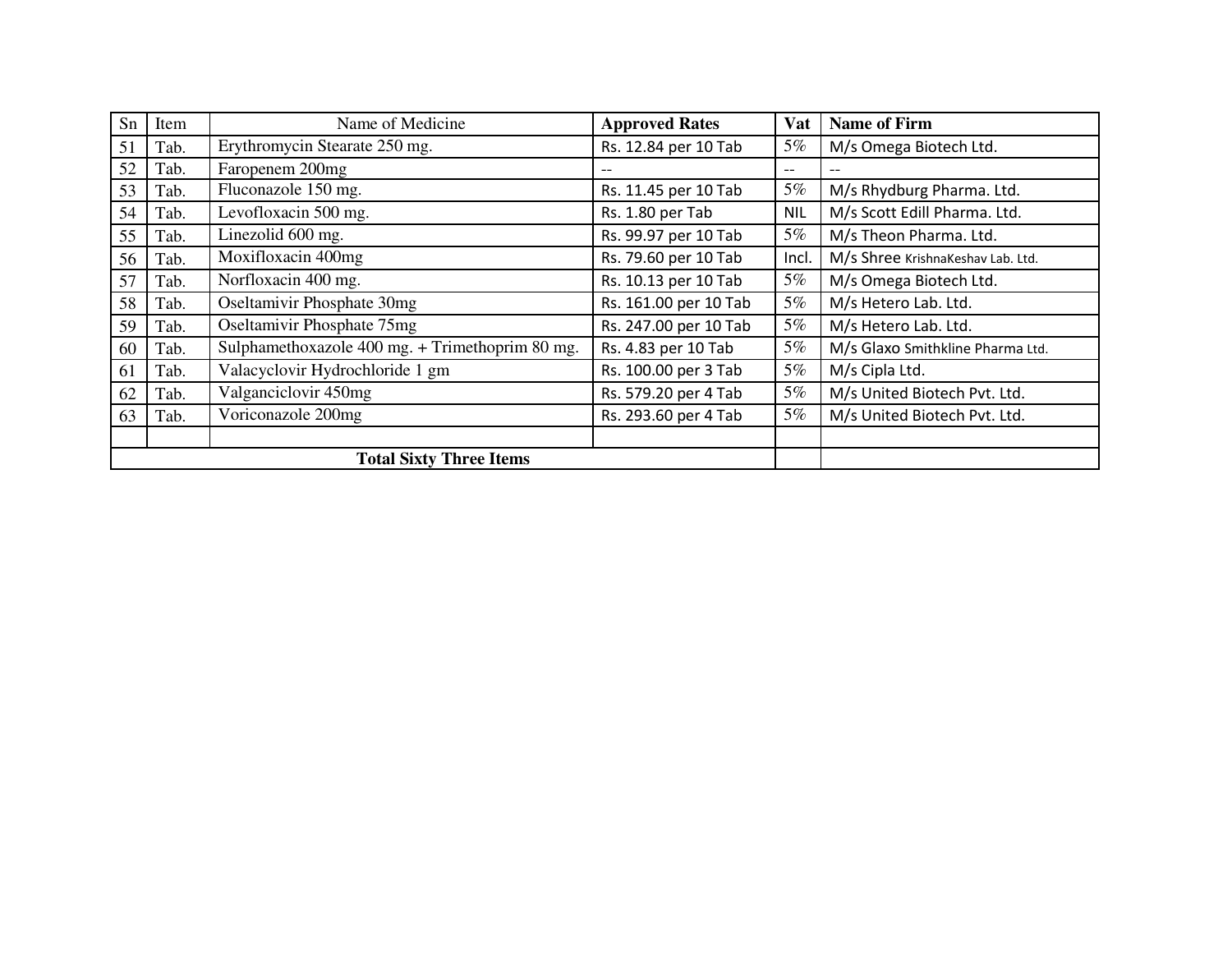| Sn | Item | Name of Medicine | **Approved Rates** | **Vat** | **Name of Firm** |
|---|---|---|---|---|---|
| 51 | Tab. | Erythromycin Stearate 250 mg. | Rs. 12.84 per 10 Tab | 5% | M/s Omega Biotech Ltd. |
| 52 | Tab. | Faropenem 200mg | -- | -- | -- |
| 53 | Tab. | Fluconazole 150 mg. | Rs. 11.45 per 10 Tab | 5% | M/s Rhydburg Pharma. Ltd. |
| 54 | Tab. | Levofloxacin 500 mg. | Rs. 1.80 per Tab | NIL | M/s Scott Edill Pharma. Ltd. |
| 55 | Tab. | Linezolid 600 mg. | Rs. 99.97 per 10 Tab | 5% | M/s Theon Pharma. Ltd. |
| 56 | Tab. | Moxifloxacin 400mg | Rs. 79.60 per 10 Tab | Incl. | M/s Shree KrishnaKeshav Lab. Ltd. |
| 57 | Tab. | Norfloxacin 400 mg. | Rs. 10.13 per 10 Tab | 5% | M/s Omega Biotech Ltd. |
| 58 | Tab. | Oseltamivir Phosphate 30mg | Rs. 161.00 per 10 Tab | 5% | M/s Hetero Lab. Ltd. |
| 59 | Tab. | Oseltamivir Phosphate 75mg | Rs. 247.00 per 10 Tab | 5% | M/s Hetero Lab. Ltd. |
| 60 | Tab. | Sulphamethoxazole 400 mg. + Trimethoprim 80 mg. | Rs. 4.83 per 10 Tab | 5% | M/s Glaxo Smithkline Pharma Ltd. |
| 61 | Tab. | Valacyclovir Hydrochloride 1 gm | Rs. 100.00 per 3 Tab | 5% | M/s Cipla Ltd. |
| 62 | Tab. | Valganciclovir 450mg | Rs. 579.20 per 4 Tab | 5% | M/s United Biotech Pvt. Ltd. |
| 63 | Tab. | Voriconazole 200mg | Rs. 293.60 per 4 Tab | 5% | M/s United Biotech Pvt. Ltd. |
| | | | | | |
| **Total Sixty Three Items** | | | | | |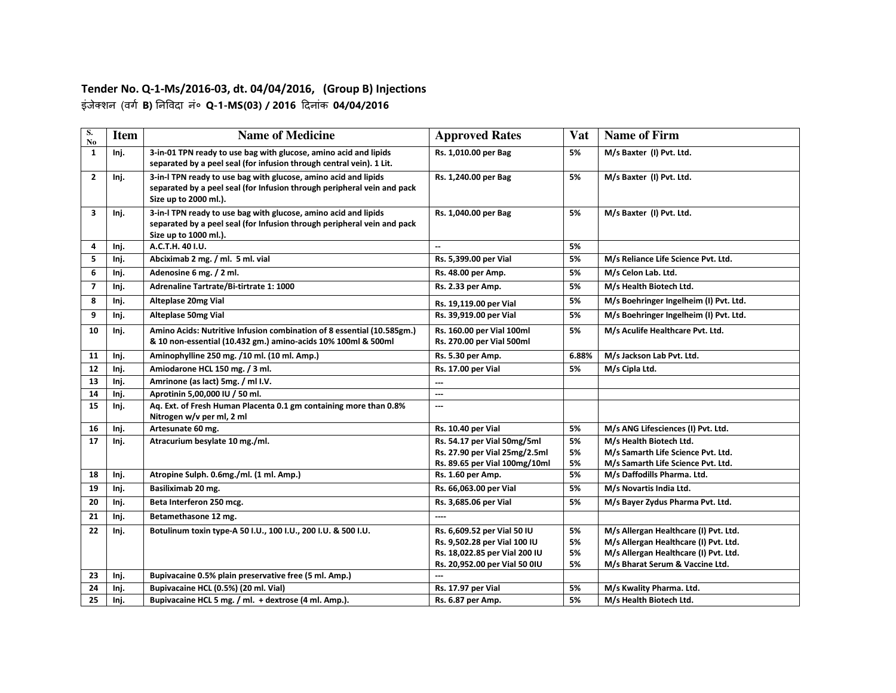**Tender No. Q-1-Ms/2016-03, dt. 04/04/2016, (Group B) Injections**

इंजेक्शन (वर्ग **B)** निविदा नं० **Q-1-MS(03) / 2016** दिनांक **04/04/2016**

| S. No | Item | Name of Medicine | Approved Rates | Vat | Name of Firm |
|---|---|---|---|---|---|
| 1 | Inj. | 3-in-01 TPN ready to use bag with glucose, amino acid and lipids separated by a peel seal (for infusion through central vein). 1 Lit. | Rs. 1,010.00 per Bag | 5% | M/s Baxter (I) Pvt. Ltd. |
| 2 | Inj. | 3-in-l TPN ready to use bag with glucose, amino acid and lipids separated by a peel seal (for Infusion through peripheral vein and pack Size up to 2000 ml.). | Rs. 1,240.00 per Bag | 5% | M/s Baxter (I) Pvt. Ltd. |
| 3 | Inj. | 3-in-l TPN ready to use bag with glucose, amino acid and lipids separated by a peel seal (for Infusion through peripheral vein and pack Size up to 1000 ml.). | Rs. 1,040.00 per Bag | 5% | M/s Baxter (I) Pvt. Ltd. |
| 4 | Inj. | A.C.T.H. 40 I.U. | -- | 5% | |
| 5 | Inj. | Abciximab 2 mg. / ml. 5 ml. vial | Rs. 5,399.00 per Vial | 5% | M/s Reliance Life Science Pvt. Ltd. |
| 6 | Inj. | Adenosine 6 mg. / 2 ml. | Rs. 48.00 per Amp. | 5% | M/s Celon Lab. Ltd. |
| 7 | Inj. | Adrenaline Tartrate/Bi-tirtrate 1: 1000 | Rs. 2.33 per Amp. | 5% | M/s Health Biotech Ltd. |
| 8 | Inj. | Alteplase 20mg Vial | Rs. 19,119.00 per Vial | 5% | M/s Boehringer Ingelheim (I) Pvt. Ltd. |
| 9 | Inj. | Alteplase 50mg Vial | Rs. 39,919.00 per Vial | 5% | M/s Boehringer Ingelheim (I) Pvt. Ltd. |
| 10 | Inj. | Amino Acids: Nutritive Infusion combination of 8 essential (10.585gm.) & 10 non-essential (10.432 gm.) amino-acids 10% 100ml & 500ml | Rs. 160.00 per Vial 100ml<br>Rs. 270.00 per Vial 500ml | 5% | M/s Aculife Healthcare Pvt. Ltd. |
| 11 | Inj. | Aminophylline 250 mg. /10 ml. (10 ml. Amp.) | Rs. 5.30 per Amp. | 6.88% | M/s Jackson Lab Pvt. Ltd. |
| 12 | Inj. | Amiodarone HCL 150 mg. / 3 ml. | Rs. 17.00 per Vial | 5% | M/s Cipla Ltd. |
| 13 | Inj. | Amrinone (as lact) 5mg. / ml I.V. | --- | | |
| 14 | Inj. | Aprotinin 5,00,000 IU / 50 ml. | --- | | |
| 15 | Inj. | Aq. Ext. of Fresh Human Placenta 0.1 gm containing more than 0.8% Nitrogen w/v per ml, 2 ml | --- | | |
| 16 | Inj. | Artesunate 60 mg. | Rs. 10.40 per Vial | 5% | M/s ANG Lifesciences (I) Pvt. Ltd. |
| 17 | Inj. | Atracurium besylate 10 mg./ml. | Rs. 54.17 per Vial 50mg/5ml<br>Rs. 27.90 per Vial 25mg/2.5ml<br>Rs. 89.65 per Vial 100mg/10ml | 5%<br>5%<br>5% | M/s Health Biotech Ltd.<br>M/s Samarth Life Science Pvt. Ltd.<br>M/s Samarth Life Science Pvt. Ltd. |
| 18 | Inj. | Atropine Sulph. 0.6mg./ml. (1 ml. Amp.) | Rs. 1.60 per Amp. | 5% | M/s Daffodills Pharma. Ltd. |
| 19 | Inj. | Basiliximab 20 mg. | Rs. 66,063.00 per Vial | 5% | M/s Novartis India Ltd. |
| 20 | Inj. | Beta Interferon 250 mcg. | Rs. 3,685.06 per Vial | 5% | M/s Bayer Zydus Pharma Pvt. Ltd. |
| 21 | Inj. | Betamethasone 12 mg. | ---- | | |
| 22 | Inj. | Botulinum toxin type-A 50 I.U., 100 I.U., 200 I.U. & 500 I.U. | Rs. 6,609.52 per Vial 50 IU<br>Rs. 9,502.28 per Vial 100 IU<br>Rs. 18,022.85 per Vial 200 IU<br>Rs. 20,952.00 per Vial 50 0IU | 5%<br>5%<br>5%<br>5% | M/s Allergan Healthcare (I) Pvt. Ltd.<br>M/s Allergan Healthcare (I) Pvt. Ltd.<br>M/s Allergan Healthcare (I) Pvt. Ltd.<br>M/s Bharat Serum & Vaccine Ltd. |
| 23 | Inj. | Bupivacaine 0.5% plain preservative free (5 ml. Amp.) | --- | | |
| 24 | Inj. | Bupivacaine HCL (0.5%) (20 ml. Vial) | Rs. 17.97 per Vial | 5% | M/s Kwality Pharma. Ltd. |
| 25 | Inj. | Bupivacaine HCL 5 mg. / ml. + dextrose (4 ml. Amp.). | Rs. 6.87 per Amp. | 5% | M/s Health Biotech Ltd. |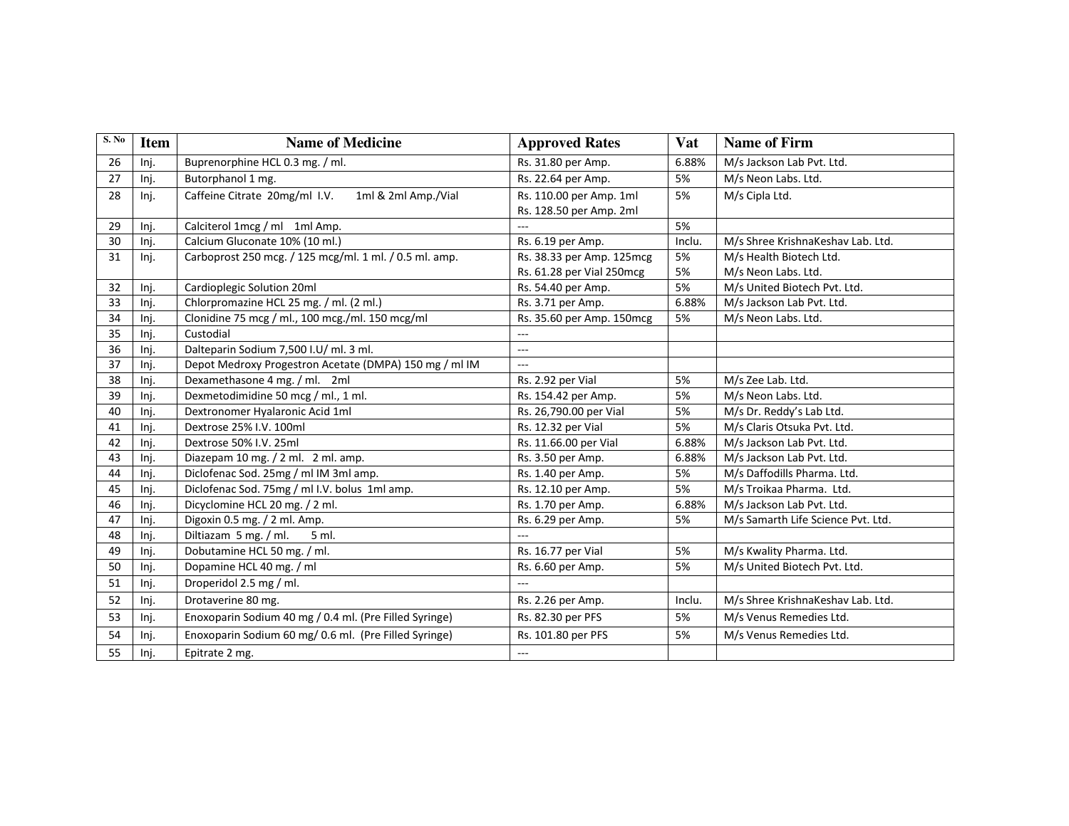| S. No | Item | Name of Medicine | Approved Rates | Vat | Name of Firm |
|---|---|---|---|---|---|
| 26 | Inj. | Buprenorphine HCL 0.3 mg. / ml. | Rs. 31.80 per Amp. | 6.88% | M/s Jackson Lab Pvt. Ltd. |
| 27 | Inj. | Butorphanol 1 mg. | Rs. 22.64 per Amp. | 5% | M/s Neon Labs. Ltd. |
| 28 | Inj. | Caffeine Citrate 20mg/ml I.V. 1ml & 2ml Amp./Vial | Rs. 110.00 per Amp. 1ml<br>Rs. 128.50 per Amp. 2ml | 5% | M/s Cipla Ltd. |
| 29 | Inj. | Calciterol 1mcg / ml 1ml Amp. | --- | 5% | |
| 30 | Inj. | Calcium Gluconate 10% (10 ml.) | Rs. 6.19 per Amp. | Inclu. | M/s Shree KrishnaKeshav Lab. Ltd. |
| 31 | Inj. | Carboprost 250 mcg. / 125 mcg/ml. 1 ml. / 0.5 ml. amp. | Rs. 38.33 per Amp. 125mcg<br>Rs. 61.28 per Vial 250mcg | 5%<br>5% | M/s Health Biotech Ltd.<br>M/s Neon Labs. Ltd. |
| 32 | Inj. | Cardioplegic Solution 20ml | Rs. 54.40 per Amp. | 5% | M/s United Biotech Pvt. Ltd. |
| 33 | Inj. | Chlorpromazine HCL 25 mg. / ml. (2 ml.) | Rs. 3.71 per Amp. | 6.88% | M/s Jackson Lab Pvt. Ltd. |
| 34 | Inj. | Clonidine 75 mcg / ml., 100 mcg./ml. 150 mcg/ml | Rs. 35.60 per Amp. 150mcg | 5% | M/s Neon Labs. Ltd. |
| 35 | Inj. | Custodial | --- | | |
| 36 | Inj. | Dalteparin Sodium 7,500 I.U/ ml. 3 ml. | --- | | |
| 37 | Inj. | Depot Medroxy Progestron Acetate (DMPA) 150 mg / ml IM | --- | | |
| 38 | Inj. | Dexamethasone 4 mg. / ml. 2ml | Rs. 2.92 per Vial | 5% | M/s Zee Lab. Ltd. |
| 39 | Inj. | Dexmetodimidine 50 mcg / ml., 1 ml. | Rs. 154.42 per Amp. | 5% | M/s Neon Labs. Ltd. |
| 40 | Inj. | Dextronomer Hyalaronic Acid 1ml | Rs. 26,790.00 per Vial | 5% | M/s Dr. Reddy's Lab Ltd. |
| 41 | Inj. | Dextrose 25% I.V. 100ml | Rs. 12.32 per Vial | 5% | M/s Claris Otsuka Pvt. Ltd. |
| 42 | Inj. | Dextrose 50% I.V. 25ml | Rs. 11.66.00 per Vial | 6.88% | M/s Jackson Lab Pvt. Ltd. |
| 43 | Inj. | Diazepam 10 mg. / 2 ml. 2 ml. amp. | Rs. 3.50 per Amp. | 6.88% | M/s Jackson Lab Pvt. Ltd. |
| 44 | Inj. | Diclofenac Sod. 25mg / ml IM 3ml amp. | Rs. 1.40 per Amp. | 5% | M/s Daffodills Pharma. Ltd. |
| 45 | Inj. | Diclofenac Sod. 75mg / ml I.V. bolus 1ml amp. | Rs. 12.10 per Amp. | 5% | M/s Troikaa Pharma. Ltd. |
| 46 | Inj. | Dicyclomine HCL 20 mg. / 2 ml. | Rs. 1.70 per Amp. | 6.88% | M/s Jackson Lab Pvt. Ltd. |
| 47 | Inj. | Digoxin 0.5 mg. / 2 ml. Amp. | Rs. 6.29 per Amp. | 5% | M/s Samarth Life Science Pvt. Ltd. |
| 48 | Inj. | Diltiazam 5 mg. / ml. 5 ml. | --- | | |
| 49 | Inj. | Dobutamine HCL 50 mg. / ml. | Rs. 16.77 per Vial | 5% | M/s Kwality Pharma. Ltd. |
| 50 | Inj. | Dopamine HCL 40 mg. / ml | Rs. 6.60 per Amp. | 5% | M/s United Biotech Pvt. Ltd. |
| 51 | Inj. | Droperidol 2.5 mg / ml. | --- | | |
| 52 | Inj. | Drotaverine 80 mg. | Rs. 2.26 per Amp. | Inclu. | M/s Shree KrishnaKeshav Lab. Ltd. |
| 53 | Inj. | Enoxoparin Sodium 40 mg / 0.4 ml. (Pre Filled Syringe) | Rs. 82.30 per PFS | 5% | M/s Venus Remedies Ltd. |
| 54 | Inj. | Enoxoparin Sodium 60 mg/ 0.6 ml. (Pre Filled Syringe) | Rs. 101.80 per PFS | 5% | M/s Venus Remedies Ltd. |
| 55 | Inj. | Epitrate 2 mg. | --- | | |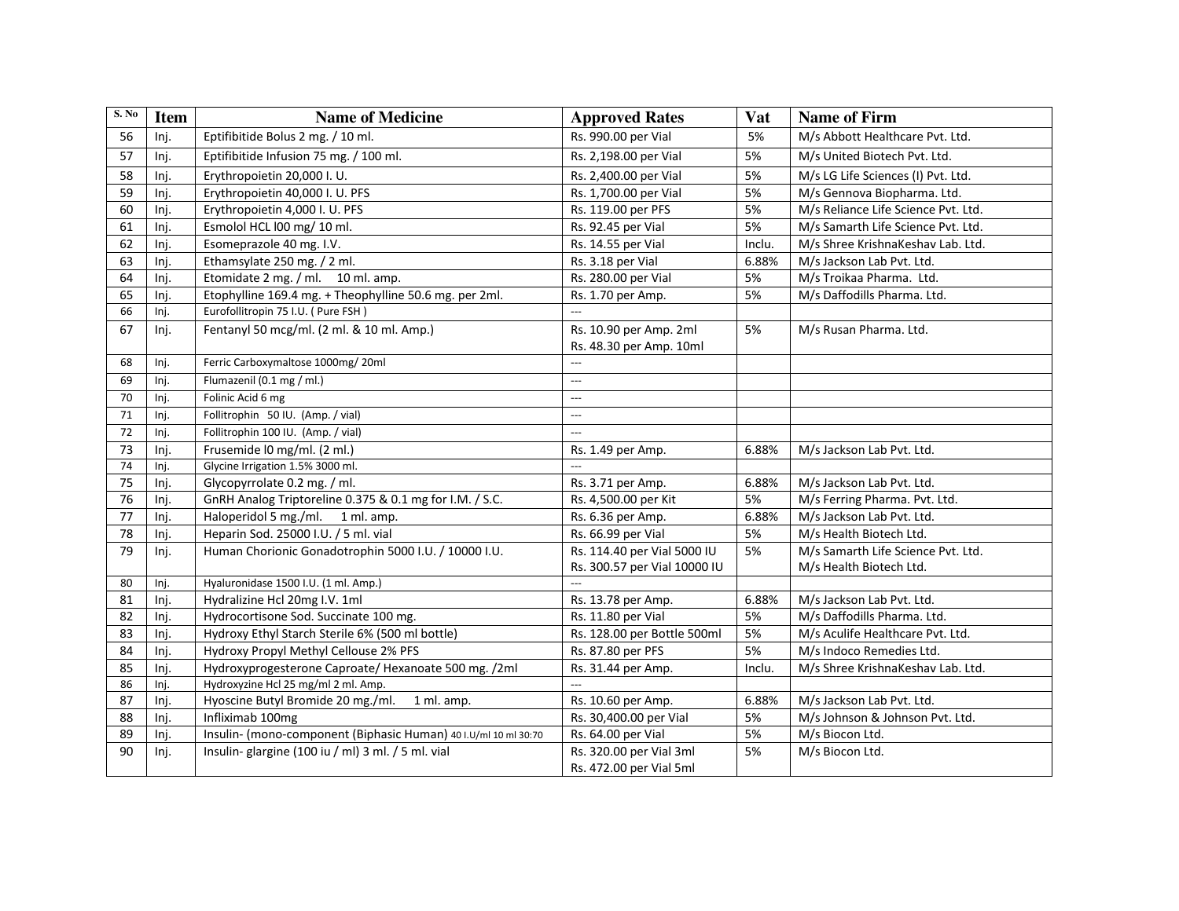| S. No | Item | Name of Medicine | Approved Rates | Vat | Name of Firm |
|---|---|---|---|---|---|
| 56 | Inj. | Eptifibitide Bolus 2 mg. / 10 ml. | Rs. 990.00 per Vial | 5% | M/s Abbott Healthcare Pvt. Ltd. |
| 57 | Inj. | Eptifibitide Infusion 75 mg. / 100 ml. | Rs. 2,198.00 per Vial | 5% | M/s United Biotech Pvt. Ltd. |
| 58 | Inj. | Erythropoietin 20,000 I. U. | Rs. 2,400.00 per Vial | 5% | M/s LG Life Sciences (I) Pvt. Ltd. |
| 59 | Inj. | Erythropoietin 40,000 I. U. PFS | Rs. 1,700.00 per Vial | 5% | M/s Gennova Biopharma. Ltd. |
| 60 | Inj. | Erythropoietin 4,000 I. U. PFS | Rs. 119.00 per PFS | 5% | M/s Reliance Life Science Pvt. Ltd. |
| 61 | Inj. | Esmolol HCL l00 mg/ 10 ml. | Rs. 92.45 per Vial | 5% | M/s Samarth Life Science Pvt. Ltd. |
| 62 | Inj. | Esomeprazole 40 mg. I.V. | Rs. 14.55 per Vial | Inclu. | M/s Shree KrishnaKeshav Lab. Ltd. |
| 63 | Inj. | Ethamsylate 250 mg. / 2 ml. | Rs. 3.18 per Vial | 6.88% | M/s Jackson Lab Pvt. Ltd. |
| 64 | Inj. | Etomidate 2 mg. / ml. 10 ml. amp. | Rs. 280.00 per Vial | 5% | M/s Troikaa Pharma. Ltd. |
| 65 | Inj. | Etophylline 169.4 mg. + Theophylline 50.6 mg. per 2ml. | Rs. 1.70 per Amp. | 5% | M/s Daffodills Pharma. Ltd. |
| 66 | Inj. | Eurofollitropin 75 I.U. ( Pure FSH ) | --- | | |
| 67 | Inj. | Fentanyl 50 mcg/ml. (2 ml. & 10 ml. Amp.) | Rs. 10.90 per Amp. 2ml<br>Rs. 48.30 per Amp. 10ml | 5% | M/s Rusan Pharma. Ltd. |
| 68 | Inj. | Ferric Carboxymaltose 1000mg/ 20ml | --- | | |
| 69 | Inj. | Flumazenil (0.1 mg / ml.) | --- | | |
| 70 | Inj. | Folinic Acid 6 mg | --- | | |
| 71 | Inj. | Follitrophin 50 IU. (Amp. / vial) | --- | | |
| 72 | Inj. | Follitrophin 100 IU. (Amp. / vial) | --- | | |
| 73 | Inj. | Frusemide l0 mg/ml. (2 ml.) | Rs. 1.49 per Amp. | 6.88% | M/s Jackson Lab Pvt. Ltd. |
| 74 | Inj. | Glycine Irrigation 1.5% 3000 ml. | --- | | |
| 75 | Inj. | Glycopyrrolate 0.2 mg. / ml. | Rs. 3.71 per Amp. | 6.88% | M/s Jackson Lab Pvt. Ltd. |
| 76 | Inj. | GnRH Analog Triptoreline 0.375 & 0.1 mg for I.M. / S.C. | Rs. 4,500.00 per Kit | 5% | M/s Ferring Pharma. Pvt. Ltd. |
| 77 | Inj. | Haloperidol 5 mg./ml. 1 ml. amp. | Rs. 6.36 per Amp. | 6.88% | M/s Jackson Lab Pvt. Ltd. |
| 78 | Inj. | Heparin Sod. 25000 I.U. / 5 ml. vial | Rs. 66.99 per Vial | 5% | M/s Health Biotech Ltd. |
| 79 | Inj. | Human Chorionic Gonadotrophin 5000 I.U. / 10000 I.U. | Rs. 114.40 per Vial 5000 IU<br>Rs. 300.57 per Vial 10000 IU | 5% | M/s Samarth Life Science Pvt. Ltd.<br>M/s Health Biotech Ltd. |
| 80 | Inj. | Hyaluronidase 1500 I.U. (1 ml. Amp.) | --- | | |
| 81 | Inj. | Hydralizine Hcl 20mg I.V. 1ml | Rs. 13.78 per Amp. | 6.88% | M/s Jackson Lab Pvt. Ltd. |
| 82 | Inj. | Hydrocortisone Sod. Succinate 100 mg. | Rs. 11.80 per Vial | 5% | M/s Daffodills Pharma. Ltd. |
| 83 | Inj. | Hydroxy Ethyl Starch Sterile 6% (500 ml bottle) | Rs. 128.00 per Bottle 500ml | 5% | M/s Aculife Healthcare Pvt. Ltd. |
| 84 | Inj. | Hydroxy Propyl Methyl Cellouse 2% PFS | Rs. 87.80 per PFS | 5% | M/s Indoco Remedies Ltd. |
| 85 | Inj. | Hydroxyprogesterone Caproate/ Hexanoate 500 mg. /2ml | Rs. 31.44 per Amp. | Inclu. | M/s Shree KrishnaKeshav Lab. Ltd. |
| 86 | Inj. | Hydroxyzine Hcl 25 mg/ml 2 ml. Amp. | --- | | |
| 87 | Inj. | Hyoscine Butyl Bromide 20 mg./ml. 1 ml. amp. | Rs. 10.60 per Amp. | 6.88% | M/s Jackson Lab Pvt. Ltd. |
| 88 | Inj. | Infliximab 100mg | Rs. 30,400.00 per Vial | 5% | M/s Johnson & Johnson Pvt. Ltd. |
| 89 | Inj. | Insulin- (mono-component (Biphasic Human) 40 I.U/ml 10 ml 30:70 | Rs. 64.00 per Vial | 5% | M/s Biocon Ltd. |
| 90 | Inj. | Insulin- glargine (100 iu / ml) 3 ml. / 5 ml. vial | Rs. 320.00 per Vial 3ml<br>Rs. 472.00 per Vial 5ml | 5% | M/s Biocon Ltd. |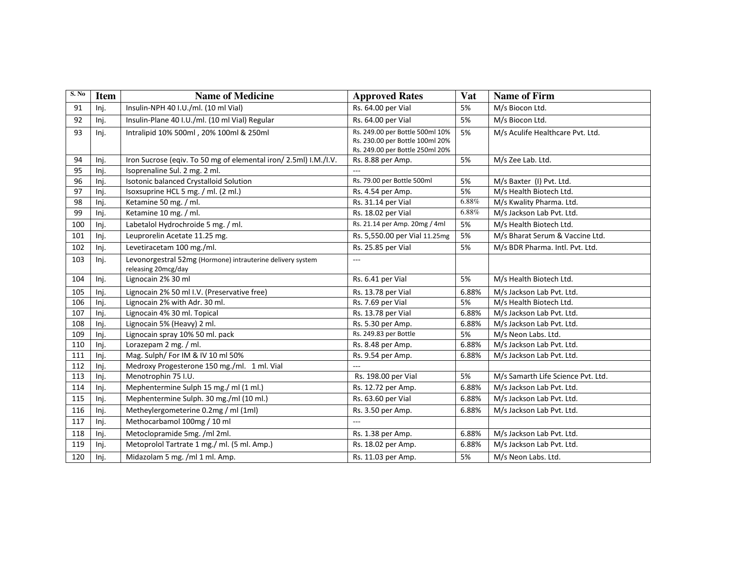| S. No | Item | Name of Medicine | Approved Rates | Vat | Name of Firm |
|---|---|---|---|---|---|
| 91 | Inj. | Insulin-NPH 40 I.U./ml. (10 ml Vial) | Rs. 64.00 per Vial | 5% | M/s Biocon Ltd. |
| 92 | Inj. | Insulin-Plane 40 I.U./ml. (10 ml Vial) Regular | Rs. 64.00 per Vial | 5% | M/s Biocon Ltd. |
| 93 | Inj. | Intralipid 10% 500ml , 20% 100ml & 250ml | Rs. 249.00 per Bottle 500ml 10% Rs. 230.00 per Bottle 100ml 20% Rs. 249.00 per Bottle 250ml 20% | 5% | M/s Aculife Healthcare Pvt. Ltd. |
| 94 | Inj. | Iron Sucrose (eqiv. To 50 mg of elemental iron/ 2.5ml) I.M./I.V. | Rs. 8.88 per Amp. | 5% | M/s Zee Lab. Ltd. |
| 95 | Inj. | Isoprenaline Sul. 2 mg. 2 ml. | --- | | |
| 96 | Inj. | Isotonic balanced Crystalloid Solution | Rs. 79.00 per Bottle 500ml | 5% | M/s Baxter (I) Pvt. Ltd. |
| 97 | Inj. | Isoxsuprine HCL 5 mg. / ml. (2 ml.) | Rs. 4.54 per Amp. | 5% | M/s Health Biotech Ltd. |
| 98 | Inj. | Ketamine 50 mg. / ml. | Rs. 31.14 per Vial | 6.88% | M/s Kwality Pharma. Ltd. |
| 99 | Inj. | Ketamine 10 mg. / ml. | Rs. 18.02 per Vial | 6.88% | M/s Jackson Lab Pvt. Ltd. |
| 100 | Inj. | Labetalol Hydrochroide 5 mg. / ml. | Rs. 21.14 per Amp. 20mg / 4ml | 5% | M/s Health Biotech Ltd. |
| 101 | Inj. | Leuprorelin Acetate 11.25 mg. | Rs. 5,550.00 per Vial 11.25mg | 5% | M/s Bharat Serum & Vaccine Ltd. |
| 102 | Inj. | Levetiracetam 100 mg./ml. | Rs. 25.85 per Vial | 5% | M/s BDR Pharma. Intl. Pvt. Ltd. |
| 103 | Inj. | Levonorgestral 52mg (Hormone) intrauterine delivery system releasing 20mcg/day | --- | | |
| 104 | Inj. | Lignocain 2% 30 ml | Rs. 6.41 per Vial | 5% | M/s Health Biotech Ltd. |
| 105 | Inj. | Lignocain 2% 50 ml I.V. (Preservative free) | Rs. 13.78 per Vial | 6.88% | M/s Jackson Lab Pvt. Ltd. |
| 106 | Inj. | Lignocain 2% with Adr. 30 ml. | Rs. 7.69 per Vial | 5% | M/s Health Biotech Ltd. |
| 107 | Inj. | Lignocain 4% 30 ml. Topical | Rs. 13.78 per Vial | 6.88% | M/s Jackson Lab Pvt. Ltd. |
| 108 | Inj. | Lignocain 5% (Heavy) 2 ml. | Rs. 5.30 per Amp. | 6.88% | M/s Jackson Lab Pvt. Ltd. |
| 109 | Inj. | Lignocain spray 10% 50 ml. pack | Rs. 249.83 per Bottle | 5% | M/s Neon Labs. Ltd. |
| 110 | Inj. | Lorazepam 2 mg. / ml. | Rs. 8.48 per Amp. | 6.88% | M/s Jackson Lab Pvt. Ltd. |
| 111 | Inj. | Mag. Sulph/ For IM & IV 10 ml 50% | Rs. 9.54 per Amp. | 6.88% | M/s Jackson Lab Pvt. Ltd. |
| 112 | Inj. | Medroxy Progesterone 150 mg./ml. 1 ml. Vial | --- | | |
| 113 | Inj. | Menotrophin 75 I.U. | Rs. 198.00 per Vial | 5% | M/s Samarth Life Science Pvt. Ltd. |
| 114 | Inj. | Mephentermine Sulph 15 mg./ ml (1 ml.) | Rs. 12.72 per Amp. | 6.88% | M/s Jackson Lab Pvt. Ltd. |
| 115 | Inj. | Mephentermine Sulph. 30 mg./ml (10 ml.) | Rs. 63.60 per Vial | 6.88% | M/s Jackson Lab Pvt. Ltd. |
| 116 | Inj. | Metheylergometerine 0.2mg / ml (1ml) | Rs. 3.50 per Amp. | 6.88% | M/s Jackson Lab Pvt. Ltd. |
| 117 | Inj. | Methocarbamol 100mg / 10 ml | --- | | |
| 118 | Inj. | Metoclopramide 5mg. /ml 2ml. | Rs. 1.38 per Amp. | 6.88% | M/s Jackson Lab Pvt. Ltd. |
| 119 | Inj. | Metoprolol Tartrate 1 mg./ ml. (5 ml. Amp.) | Rs. 18.02 per Amp. | 6.88% | M/s Jackson Lab Pvt. Ltd. |
| 120 | Inj. | Midazolam 5 mg. /ml 1 ml. Amp. | Rs. 11.03 per Amp. | 5% | M/s Neon Labs. Ltd. |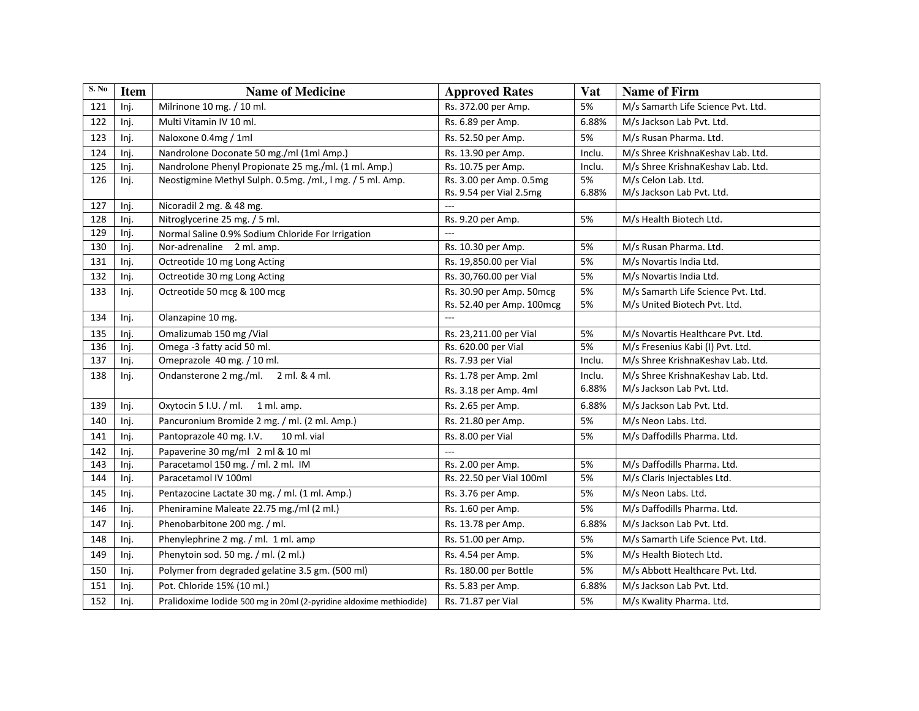| S. No | Item | Name of Medicine | Approved Rates | Vat | Name of Firm |
|---|---|---|---|---|---|
| 121 | Inj. | Milrinone 10 mg. / 10 ml. | Rs. 372.00 per Amp. | 5% | M/s Samarth Life Science Pvt. Ltd. |
| 122 | Inj. | Multi Vitamin IV 10 ml. | Rs. 6.89 per Amp. | 6.88% | M/s Jackson Lab Pvt. Ltd. |
| 123 | Inj. | Naloxone 0.4mg / 1ml | Rs. 52.50 per Amp. | 5% | M/s Rusan Pharma. Ltd. |
| 124 | Inj. | Nandrolone Doconate 50 mg./ml (1ml Amp.) | Rs. 13.90 per Amp. | Inclu. | M/s Shree KrishnaKeshav Lab. Ltd. |
| 125 | Inj. | Nandrolone Phenyl Propionate 25 mg./ml. (1 ml. Amp.) | Rs. 10.75 per Amp. | Inclu. | M/s Shree KrishnaKeshav Lab. Ltd. |
| 126 | Inj. | Neostigmine Methyl Sulph. 0.5mg. /ml., l mg. / 5 ml. Amp. | Rs. 3.00 per Amp. 0.5mg<br>Rs. 9.54 per Vial 2.5mg | 5%<br>6.88% | M/s Celon Lab. Ltd.<br>M/s Jackson Lab Pvt. Ltd. |
| 127 | Inj. | Nicoradil 2 mg. & 48 mg. | --- | | |
| 128 | Inj. | Nitroglycerine 25 mg. / 5 ml. | Rs. 9.20 per Amp. | 5% | M/s Health Biotech Ltd. |
| 129 | Inj. | Normal Saline 0.9% Sodium Chloride For Irrigation | --- | | |
| 130 | Inj. | Nor-adrenaline 2 ml. amp. | Rs. 10.30 per Amp. | 5% | M/s Rusan Pharma. Ltd. |
| 131 | Inj. | Octreotide 10 mg Long Acting | Rs. 19,850.00 per Vial | 5% | M/s Novartis India Ltd. |
| 132 | Inj. | Octreotide 30 mg Long Acting | Rs. 30,760.00 per Vial | 5% | M/s Novartis India Ltd. |
| 133 | Inj. | Octreotide 50 mcg & 100 mcg | Rs. 30.90 per Amp. 50mcg<br>Rs. 52.40 per Amp. 100mcg | 5%<br>5% | M/s Samarth Life Science Pvt. Ltd.<br>M/s United Biotech Pvt. Ltd. |
| 134 | Inj. | Olanzapine 10 mg. | --- | | |
| 135 | Inj. | Omalizumab 150 mg /Vial | Rs. 23,211.00 per Vial | 5% | M/s Novartis Healthcare Pvt. Ltd. |
| 136 | Inj. | Omega -3 fatty acid 50 ml. | Rs. 620.00 per Vial | 5% | M/s Fresenius Kabi (I) Pvt. Ltd. |
| 137 | Inj. | Omeprazole 40 mg. / 10 ml. | Rs. 7.93 per Vial | Inclu. | M/s Shree KrishnaKeshav Lab. Ltd. |
| 138 | Inj. | Ondansterone 2 mg./ml. 2 ml. & 4 ml. | Rs. 1.78 per Amp. 2ml<br>Rs. 3.18 per Amp. 4ml | Inclu.<br>6.88% | M/s Shree KrishnaKeshav Lab. Ltd.<br>M/s Jackson Lab Pvt. Ltd. |
| 139 | Inj. | Oxytocin 5 I.U. / ml. 1 ml. amp. | Rs. 2.65 per Amp. | 6.88% | M/s Jackson Lab Pvt. Ltd. |
| 140 | Inj. | Pancuronium Bromide 2 mg. / ml. (2 ml. Amp.) | Rs. 21.80 per Amp. | 5% | M/s Neon Labs. Ltd. |
| 141 | Inj. | Pantoprazole 40 mg. I.V. 10 ml. vial | Rs. 8.00 per Vial | 5% | M/s Daffodills Pharma. Ltd. |
| 142 | Inj. | Papaverine 30 mg/ml 2 ml & 10 ml | --- | | |
| 143 | Inj. | Paracetamol 150 mg. / ml. 2 ml. IM | Rs. 2.00 per Amp. | 5% | M/s Daffodills Pharma. Ltd. |
| 144 | Inj. | Paracetamol IV 100ml | Rs. 22.50 per Vial 100ml | 5% | M/s Claris Injectables Ltd. |
| 145 | Inj. | Pentazocine Lactate 30 mg. / ml. (1 ml. Amp.) | Rs. 3.76 per Amp. | 5% | M/s Neon Labs. Ltd. |
| 146 | Inj. | Pheniramine Maleate 22.75 mg./ml (2 ml.) | Rs. 1.60 per Amp. | 5% | M/s Daffodills Pharma. Ltd. |
| 147 | Inj. | Phenobarbitone 200 mg. / ml. | Rs. 13.78 per Amp. | 6.88% | M/s Jackson Lab Pvt. Ltd. |
| 148 | Inj. | Phenylephrine 2 mg. / ml. 1 ml. amp | Rs. 51.00 per Amp. | 5% | M/s Samarth Life Science Pvt. Ltd. |
| 149 | Inj. | Phenytoin sod. 50 mg. / ml. (2 ml.) | Rs. 4.54 per Amp. | 5% | M/s Health Biotech Ltd. |
| 150 | Inj. | Polymer from degraded gelatine 3.5 gm. (500 ml) | Rs. 180.00 per Bottle | 5% | M/s Abbott Healthcare Pvt. Ltd. |
| 151 | Inj. | Pot. Chloride 15% (10 ml.) | Rs. 5.83 per Amp. | 6.88% | M/s Jackson Lab Pvt. Ltd. |
| 152 | Inj. | Pralidoxime Iodide 500 mg in 20ml (2-pyridine aldoxime methiodide) | Rs. 71.87 per Vial | 5% | M/s Kwality Pharma. Ltd. |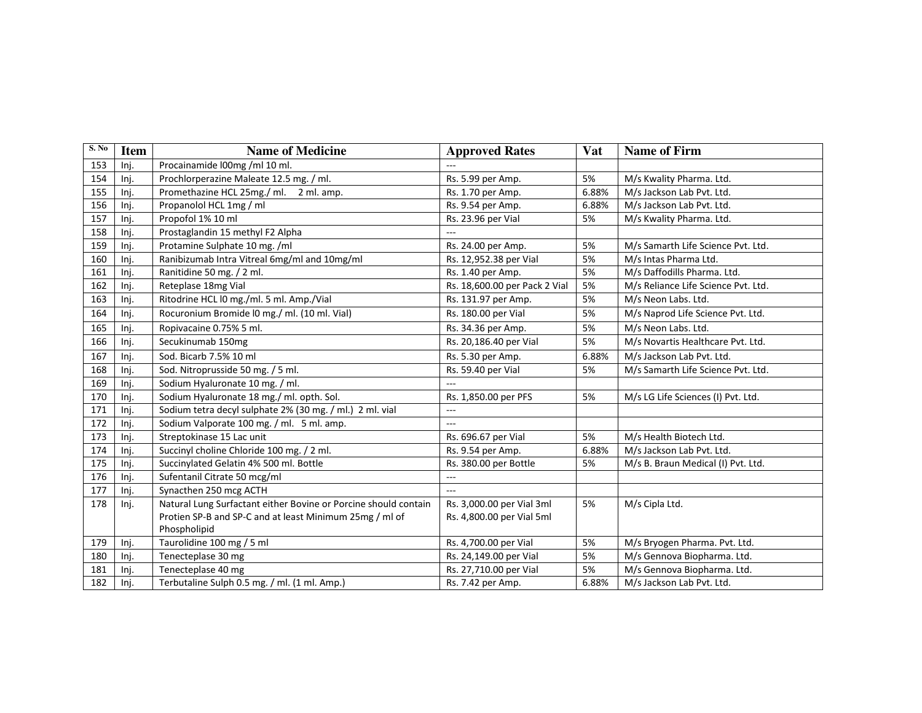| S. No | Item | Name of Medicine | Approved Rates | Vat | Name of Firm |
|---|---|---|---|---|---|
| 153 | Inj. | Procainamide l00mg /ml 10 ml. | --- | | |
| 154 | Inj. | Prochlorperazine Maleate 12.5 mg. / ml. | Rs. 5.99 per Amp. | 5% | M/s Kwality Pharma. Ltd. |
| 155 | Inj. | Promethazine HCL 25mg./ ml. 2 ml. amp. | Rs. 1.70 per Amp. | 6.88% | M/s Jackson Lab Pvt. Ltd. |
| 156 | Inj. | Propanolol HCL 1mg / ml | Rs. 9.54 per Amp. | 6.88% | M/s Jackson Lab Pvt. Ltd. |
| 157 | Inj. | Propofol 1% 10 ml | Rs. 23.96 per Vial | 5% | M/s Kwality Pharma. Ltd. |
| 158 | Inj. | Prostaglandin 15 methyl F2 Alpha | --- | | |
| 159 | Inj. | Protamine Sulphate 10 mg. /ml | Rs. 24.00 per Amp. | 5% | M/s Samarth Life Science Pvt. Ltd. |
| 160 | Inj. | Ranibizumab Intra Vitreal 6mg/ml and 10mg/ml | Rs. 12,952.38 per Vial | 5% | M/s Intas Pharma Ltd. |
| 161 | Inj. | Ranitidine 50 mg. / 2 ml. | Rs. 1.40 per Amp. | 5% | M/s Daffodills Pharma. Ltd. |
| 162 | Inj. | Reteplase 18mg Vial | Rs. 18,600.00 per Pack 2 Vial | 5% | M/s Reliance Life Science Pvt. Ltd. |
| 163 | Inj. | Ritodrine HCL l0 mg./ml. 5 ml. Amp./Vial | Rs. 131.97 per Amp. | 5% | M/s Neon Labs. Ltd. |
| 164 | Inj. | Rocuronium Bromide l0 mg./ ml. (10 ml. Vial) | Rs. 180.00 per Vial | 5% | M/s Naprod Life Science Pvt. Ltd. |
| 165 | Inj. | Ropivacaine 0.75% 5 ml. | Rs. 34.36 per Amp. | 5% | M/s Neon Labs. Ltd. |
| 166 | Inj. | Secukinumab 150mg | Rs. 20,186.40 per Vial | 5% | M/s Novartis Healthcare Pvt. Ltd. |
| 167 | Inj. | Sod. Bicarb 7.5% 10 ml | Rs. 5.30 per Amp. | 6.88% | M/s Jackson Lab Pvt. Ltd. |
| 168 | Inj. | Sod. Nitroprusside 50 mg. / 5 ml. | Rs. 59.40 per Vial | 5% | M/s Samarth Life Science Pvt. Ltd. |
| 169 | Inj. | Sodium Hyaluronate 10 mg. / ml. | --- | | |
| 170 | Inj. | Sodium Hyaluronate 18 mg./ ml. opth. Sol. | Rs. 1,850.00 per PFS | 5% | M/s LG Life Sciences (I) Pvt. Ltd. |
| 171 | Inj. | Sodium tetra decyl sulphate 2% (30 mg. / ml.) 2 ml. vial | --- | | |
| 172 | Inj. | Sodium Valporate 100 mg. / ml. 5 ml. amp. | --- | | |
| 173 | Inj. | Streptokinase 15 Lac unit | Rs. 696.67 per Vial | 5% | M/s Health Biotech Ltd. |
| 174 | Inj. | Succinyl choline Chloride 100 mg. / 2 ml. | Rs. 9.54 per Amp. | 6.88% | M/s Jackson Lab Pvt. Ltd. |
| 175 | Inj. | Succinylated Gelatin 4% 500 ml. Bottle | Rs. 380.00 per Bottle | 5% | M/s B. Braun Medical (I) Pvt. Ltd. |
| 176 | Inj. | Sufentanil Citrate 50 mcg/ml | --- | | |
| 177 | Inj. | Synacthen 250 mcg ACTH | --- | | |
| 178 | Inj. | Natural Lung Surfactant either Bovine or Porcine should contain Protien SP-B and SP-C and at least Minimum 25mg / ml of Phospholipid | Rs. 3,000.00 per Vial 3ml<br>Rs. 4,800.00 per Vial 5ml | 5% | M/s Cipla Ltd. |
| 179 | Inj. | Taurolidine 100 mg / 5 ml | Rs. 4,700.00 per Vial | 5% | M/s Bryogen Pharma. Pvt. Ltd. |
| 180 | Inj. | Tenecteplase 30 mg | Rs. 24,149.00 per Vial | 5% | M/s Gennova Biopharma. Ltd. |
| 181 | Inj. | Tenecteplase 40 mg | Rs. 27,710.00 per Vial | 5% | M/s Gennova Biopharma. Ltd. |
| 182 | Inj. | Terbutaline Sulph 0.5 mg. / ml. (1 ml. Amp.) | Rs. 7.42 per Amp. | 6.88% | M/s Jackson Lab Pvt. Ltd. |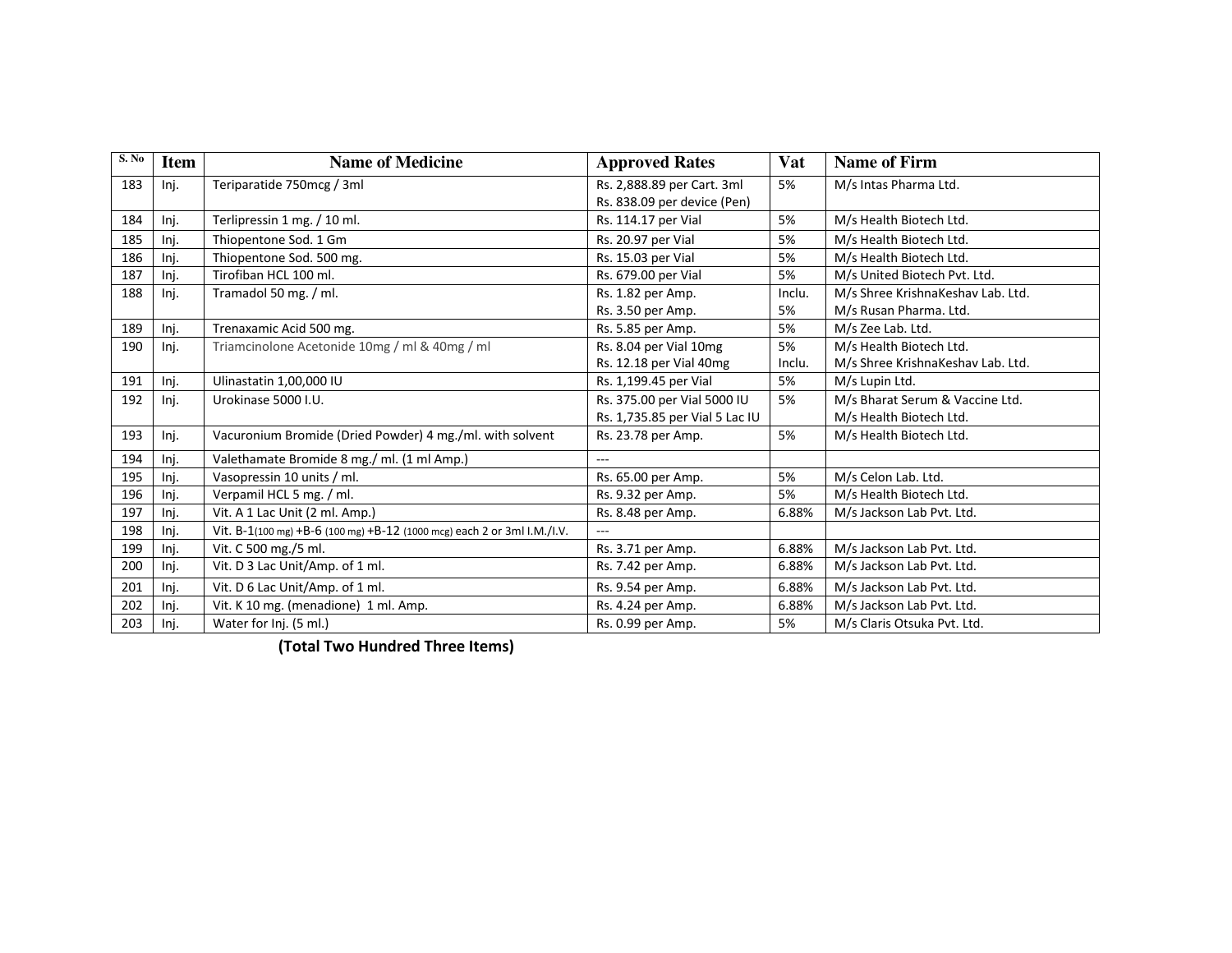| S. No | Item | Name of Medicine | Approved Rates | Vat | Name of Firm |
|---|---|---|---|---|---|
| 183 | Inj. | Teriparatide 750mcg / 3ml | Rs. 2,888.89 per Cart. 3ml<br>Rs. 838.09 per device (Pen) | 5% | M/s Intas Pharma Ltd. |
| 184 | Inj. | Terlipressin 1 mg. / 10 ml. | Rs. 114.17 per Vial | 5% | M/s Health Biotech Ltd. |
| 185 | Inj. | Thiopentone Sod. 1 Gm | Rs. 20.97 per Vial | 5% | M/s Health Biotech Ltd. |
| 186 | Inj. | Thiopentone Sod. 500 mg. | Rs. 15.03 per Vial | 5% | M/s Health Biotech Ltd. |
| 187 | Inj. | Tirofiban HCL 100 ml. | Rs. 679.00 per Vial | 5% | M/s United Biotech Pvt. Ltd. |
| 188 | Inj. | Tramadol 50 mg. / ml. | Rs. 1.82 per Amp.<br>Rs. 3.50 per Amp. | Inclu.<br>5% | M/s Shree KrishnaKeshav Lab. Ltd.<br>M/s Rusan Pharma. Ltd. |
| 189 | Inj. | Trenaxamic Acid 500 mg. | Rs. 5.85 per Amp. | 5% | M/s Zee Lab. Ltd. |
| 190 | Inj. | Triamcinolone Acetonide 10mg / ml & 40mg / ml | Rs. 8.04 per Vial 10mg<br>Rs. 12.18 per Vial 40mg | 5%<br>Inclu. | M/s Health Biotech Ltd.<br>M/s Shree KrishnaKeshav Lab. Ltd. |
| 191 | Inj. | Ulinastatin 1,00,000 IU | Rs. 1,199.45 per Vial | 5% | M/s Lupin Ltd. |
| 192 | Inj. | Urokinase 5000 I.U. | Rs. 375.00 per Vial 5000 IU<br>Rs. 1,735.85 per Vial 5 Lac IU | 5% | M/s Bharat Serum & Vaccine Ltd.<br>M/s Health Biotech Ltd. |
| 193 | Inj. | Vacuronium Bromide (Dried Powder) 4 mg./ml. with solvent | Rs. 23.78 per Amp. | 5% | M/s Health Biotech Ltd. |
| 194 | Inj. | Valethamate Bromide 8 mg./ ml. (1 ml Amp.) | --- | | |
| 195 | Inj. | Vasopressin 10 units / ml. | Rs. 65.00 per Amp. | 5% | M/s Celon Lab. Ltd. |
| 196 | Inj. | Verpamil HCL 5 mg. / ml. | Rs. 9.32 per Amp. | 5% | M/s Health Biotech Ltd. |
| 197 | Inj. | Vit. A 1 Lac Unit (2 ml. Amp.) | Rs. 8.48 per Amp. | 6.88% | M/s Jackson Lab Pvt. Ltd. |
| 198 | Inj. | Vit. B-1(100 mg) +B-6 (100 mg) +B-12 (1000 mcg) each 2 or 3ml I.M./I.V. | --- | | |
| 199 | Inj. | Vit. C 500 mg./5 ml. | Rs. 3.71 per Amp. | 6.88% | M/s Jackson Lab Pvt. Ltd. |
| 200 | Inj. | Vit. D 3 Lac Unit/Amp. of 1 ml. | Rs. 7.42 per Amp. | 6.88% | M/s Jackson Lab Pvt. Ltd. |
| 201 | Inj. | Vit. D 6 Lac Unit/Amp. of 1 ml. | Rs. 9.54 per Amp. | 6.88% | M/s Jackson Lab Pvt. Ltd. |
| 202 | Inj. | Vit. K 10 mg. (menadione) 1 ml. Amp. | Rs. 4.24 per Amp. | 6.88% | M/s Jackson Lab Pvt. Ltd. |
| 203 | Inj. | Water for Inj. (5 ml.) | Rs. 0.99 per Amp. | 5% | M/s Claris Otsuka Pvt. Ltd. |

**(Total Two Hundred Three Items)**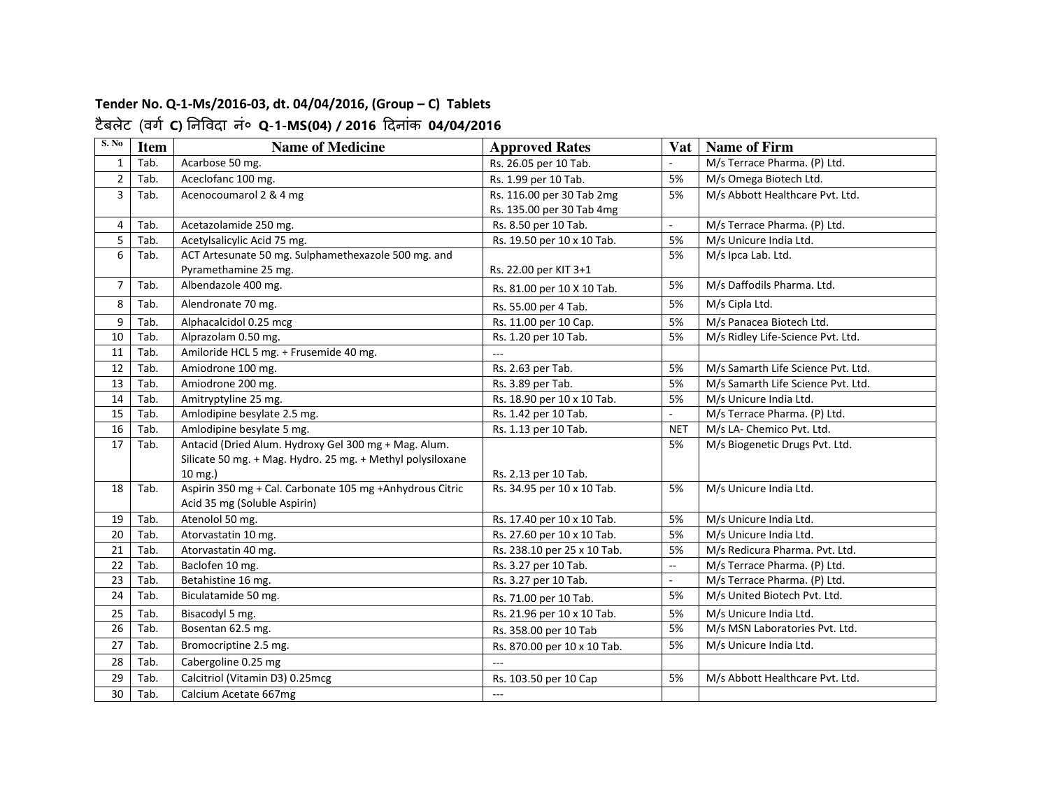**Tender No. Q-1-Ms/2016-03, dt. 04/04/2016, (Group – C) Tablets**

**टैबलेट (वर्ग C) निविदा नं० Q-1-MS(04) / 2016 दिनांक 04/04/2016**

| S. No | Item | Name of Medicine | Approved Rates | Vat | Name of Firm |
|---|---|---|---|---|---|
| 1 | Tab. | Acarbose 50 mg. | Rs. 26.05 per 10 Tab. | - | M/s Terrace Pharma. (P) Ltd. |
| 2 | Tab. | Aceclofanc 100 mg. | Rs. 1.99 per 10 Tab. | 5% | M/s Omega Biotech Ltd. |
| 3 | Tab. | Acenocoumarol 2 & 4 mg | Rs. 116.00 per 30 Tab 2mg<br>Rs. 135.00 per 30 Tab 4mg | 5% | M/s Abbott Healthcare Pvt. Ltd. |
| 4 | Tab. | Acetazolamide 250 mg. | Rs. 8.50 per 10 Tab. | - | M/s Terrace Pharma. (P) Ltd. |
| 5 | Tab. | Acetylsalicylic Acid 75 mg. | Rs. 19.50 per 10 x 10 Tab. | 5% | M/s Unicure India Ltd. |
| 6 | Tab. | ACT Artesunate 50 mg. Sulphamethexazole 500 mg. and Pyramethamine 25 mg. | Rs. 22.00 per KIT 3+1 | 5% | M/s Ipca Lab. Ltd. |
| 7 | Tab. | Albendazole 400 mg. | Rs. 81.00 per 10 X 10 Tab. | 5% | M/s Daffodils Pharma. Ltd. |
| 8 | Tab. | Alendronate 70 mg. | Rs. 55.00 per 4 Tab. | 5% | M/s Cipla Ltd. |
| 9 | Tab. | Alphacalcidol 0.25 mcg | Rs. 11.00 per 10 Cap. | 5% | M/s Panacea Biotech Ltd. |
| 10 | Tab. | Alprazolam 0.50 mg. | Rs. 1.20 per 10 Tab. | 5% | M/s Ridley Life-Science Pvt. Ltd. |
| 11 | Tab. | Amiloride HCL 5 mg. + Frusemide 40 mg. | --- | | |
| 12 | Tab. | Amiodrone 100 mg. | Rs. 2.63 per Tab. | 5% | M/s Samarth Life Science Pvt. Ltd. |
| 13 | Tab. | Amiodrone 200 mg. | Rs. 3.89 per Tab. | 5% | M/s Samarth Life Science Pvt. Ltd. |
| 14 | Tab. | Amitryptyline 25 mg. | Rs. 18.90 per 10 x 10 Tab. | 5% | M/s Unicure India Ltd. |
| 15 | Tab. | Amlodipine besylate 2.5 mg. | Rs. 1.42 per 10 Tab. | - | M/s Terrace Pharma. (P) Ltd. |
| 16 | Tab. | Amlodipine besylate 5 mg. | Rs. 1.13 per 10 Tab. | NET | M/s LA- Chemico Pvt. Ltd. |
| 17 | Tab. | Antacid (Dried Alum. Hydroxy Gel 300 mg + Mag. Alum. Silicate 50 mg. + Mag. Hydro. 25 mg. + Methyl polysiloxane 10 mg.) | Rs. 2.13 per 10 Tab. | 5% | M/s Biogenetic Drugs Pvt. Ltd. |
| 18 | Tab. | Aspirin 350 mg + Cal. Carbonate 105 mg +Anhydrous Citric Acid 35 mg (Soluble Aspirin) | Rs. 34.95 per 10 x 10 Tab. | 5% | M/s Unicure India Ltd. |
| 19 | Tab. | Atenolol 50 mg. | Rs. 17.40 per 10 x 10 Tab. | 5% | M/s Unicure India Ltd. |
| 20 | Tab. | Atorvastatin 10 mg. | Rs. 27.60 per 10 x 10 Tab. | 5% | M/s Unicure India Ltd. |
| 21 | Tab. | Atorvastatin 40 mg. | Rs. 238.10 per 25 x 10 Tab. | 5% | M/s Redicura Pharma. Pvt. Ltd. |
| 22 | Tab. | Baclofen 10 mg. | Rs. 3.27 per 10 Tab. | -- | M/s Terrace Pharma. (P) Ltd. |
| 23 | Tab. | Betahistine 16 mg. | Rs. 3.27 per 10 Tab. | - | M/s Terrace Pharma. (P) Ltd. |
| 24 | Tab. | Biculatamide 50 mg. | Rs. 71.00 per 10 Tab. | 5% | M/s United Biotech Pvt. Ltd. |
| 25 | Tab. | Bisacodyl 5 mg. | Rs. 21.96 per 10 x 10 Tab. | 5% | M/s Unicure India Ltd. |
| 26 | Tab. | Bosentan 62.5 mg. | Rs. 358.00 per 10 Tab | 5% | M/s MSN Laboratories Pvt. Ltd. |
| 27 | Tab. | Bromocriptine 2.5 mg. | Rs. 870.00 per 10 x 10 Tab. | 5% | M/s Unicure India Ltd. |
| 28 | Tab. | Cabergoline 0.25 mg | --- | | |
| 29 | Tab. | Calcitriol (Vitamin D3) 0.25mcg | Rs. 103.50 per 10 Cap | 5% | M/s Abbott Healthcare Pvt. Ltd. |
| 30 | Tab. | Calcium Acetate 667mg | --- | | |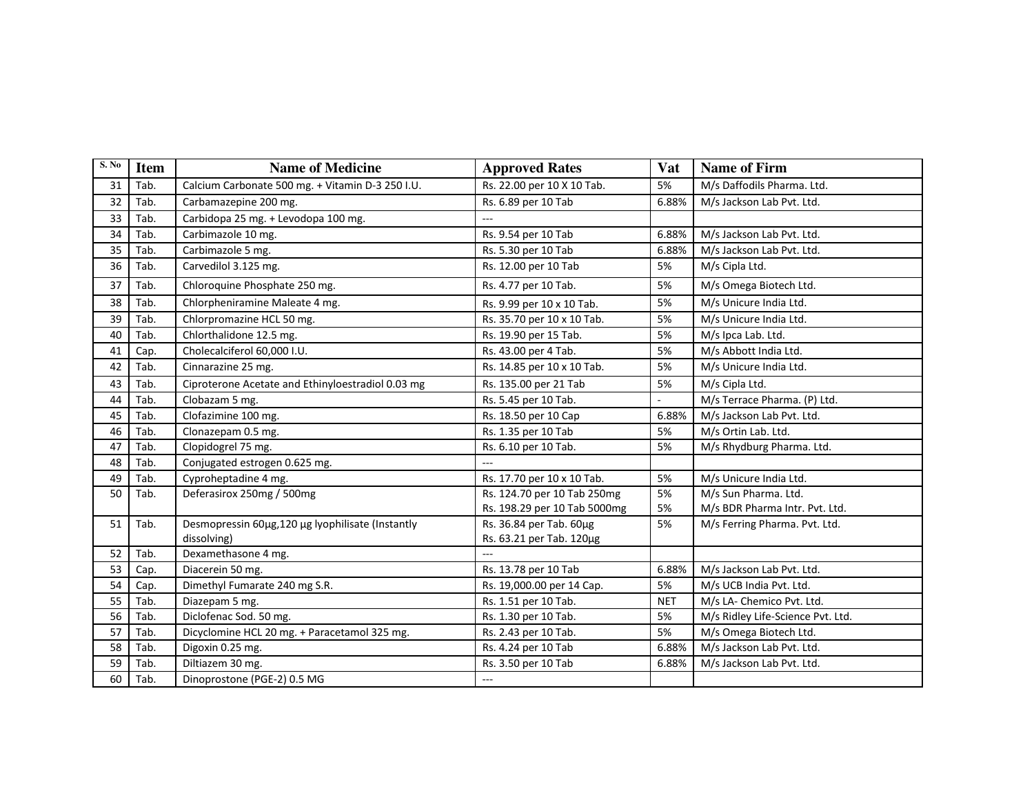| S. No | Item | Name of Medicine | Approved Rates | Vat | Name of Firm |
|---|---|---|---|---|---|
| 31 | Tab. | Calcium Carbonate 500 mg. + Vitamin D-3 250 I.U. | Rs. 22.00 per 10 X 10 Tab. | 5% | M/s Daffodils Pharma. Ltd. |
| 32 | Tab. | Carbamazepine 200 mg. | Rs. 6.89 per 10 Tab | 6.88% | M/s Jackson Lab Pvt. Ltd. |
| 33 | Tab. | Carbidopa 25 mg. + Levodopa 100 mg. | --- | | |
| 34 | Tab. | Carbimazole 10 mg. | Rs. 9.54 per 10 Tab | 6.88% | M/s Jackson Lab Pvt. Ltd. |
| 35 | Tab. | Carbimazole 5 mg. | Rs. 5.30 per 10 Tab | 6.88% | M/s Jackson Lab Pvt. Ltd. |
| 36 | Tab. | Carvedilol 3.125 mg. | Rs. 12.00 per 10 Tab | 5% | M/s Cipla Ltd. |
| 37 | Tab. | Chloroquine Phosphate 250 mg. | Rs. 4.77 per 10 Tab. | 5% | M/s Omega Biotech Ltd. |
| 38 | Tab. | Chlorpheniramine Maleate 4 mg. | Rs. 9.99 per 10 x 10 Tab. | 5% | M/s Unicure India Ltd. |
| 39 | Tab. | Chlorpromazine HCL 50 mg. | Rs. 35.70 per 10 x 10 Tab. | 5% | M/s Unicure India Ltd. |
| 40 | Tab. | Chlorthalidone 12.5 mg. | Rs. 19.90 per 15 Tab. | 5% | M/s Ipca Lab. Ltd. |
| 41 | Cap. | Cholecalciferol 60,000 I.U. | Rs. 43.00 per 4 Tab. | 5% | M/s Abbott India Ltd. |
| 42 | Tab. | Cinnarazine 25 mg. | Rs. 14.85 per 10 x 10 Tab. | 5% | M/s Unicure India Ltd. |
| 43 | Tab. | Ciproterone Acetate and Ethinyloestradiol 0.03 mg | Rs. 135.00 per 21 Tab | 5% | M/s Cipla Ltd. |
| 44 | Tab. | Clobazam 5 mg. | Rs. 5.45 per 10 Tab. | - | M/s Terrace Pharma. (P) Ltd. |
| 45 | Tab. | Clofazimine 100 mg. | Rs. 18.50 per 10 Cap | 6.88% | M/s Jackson Lab Pvt. Ltd. |
| 46 | Tab. | Clonazepam 0.5 mg. | Rs. 1.35 per 10 Tab | 5% | M/s Ortin Lab. Ltd. |
| 47 | Tab. | Clopidogrel 75 mg. | Rs. 6.10 per 10 Tab. | 5% | M/s Rhydburg Pharma. Ltd. |
| 48 | Tab. | Conjugated estrogen 0.625 mg. | --- | | |
| 49 | Tab. | Cyproheptadine 4 mg. | Rs. 17.70 per 10 x 10 Tab. | 5% | M/s Unicure India Ltd. |
| 50 | Tab. | Deferasirox 250mg / 500mg | Rs. 124.70 per 10 Tab 250mg<br>Rs. 198.29 per 10 Tab 5000mg | 5%<br>5% | M/s Sun Pharma. Ltd.<br>M/s BDR Pharma Intr. Pvt. Ltd. |
| 51 | Tab. | Desmopressin 60µg,120 µg lyophilisate (Instantly dissolving) | Rs. 36.84 per Tab. 60µg<br>Rs. 63.21 per Tab. 120µg | 5% | M/s Ferring Pharma. Pvt. Ltd. |
| 52 | Tab. | Dexamethasone 4 mg. | --- | | |
| 53 | Cap. | Diacerein 50 mg. | Rs. 13.78 per 10 Tab | 6.88% | M/s Jackson Lab Pvt. Ltd. |
| 54 | Cap. | Dimethyl Fumarate 240 mg S.R. | Rs. 19,000.00 per 14 Cap. | 5% | M/s UCB India Pvt. Ltd. |
| 55 | Tab. | Diazepam 5 mg. | Rs. 1.51 per 10 Tab. | NET | M/s LA- Chemico Pvt. Ltd. |
| 56 | Tab. | Diclofenac Sod. 50 mg. | Rs. 1.30 per 10 Tab. | 5% | M/s Ridley Life-Science Pvt. Ltd. |
| 57 | Tab. | Dicyclomine HCL 20 mg. + Paracetamol 325 mg. | Rs. 2.43 per 10 Tab. | 5% | M/s Omega Biotech Ltd. |
| 58 | Tab. | Digoxin 0.25 mg. | Rs. 4.24 per 10 Tab | 6.88% | M/s Jackson Lab Pvt. Ltd. |
| 59 | Tab. | Diltiazem 30 mg. | Rs. 3.50 per 10 Tab | 6.88% | M/s Jackson Lab Pvt. Ltd. |
| 60 | Tab. | Dinoprostone (PGE-2) 0.5 MG | --- | | |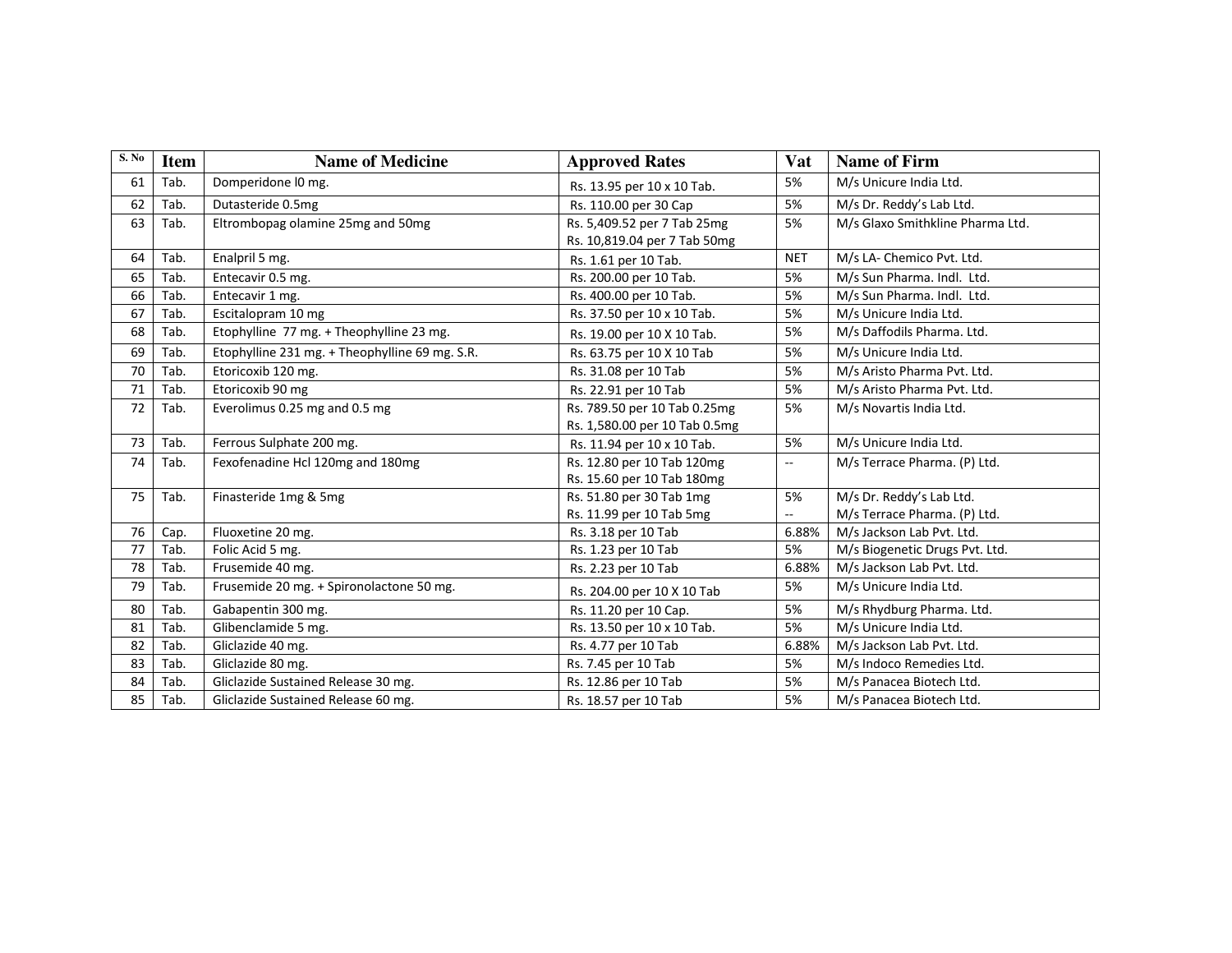| S. No | Item | Name of Medicine | Approved Rates | Vat | Name of Firm |
|---|---|---|---|---|---|
| 61 | Tab. | Domperidone l0 mg. | Rs. 13.95 per 10 x 10 Tab. | 5% | M/s Unicure India Ltd. |
| 62 | Tab. | Dutasteride 0.5mg | Rs. 110.00 per 30 Cap | 5% | M/s Dr. Reddy's Lab Ltd. |
| 63 | Tab. | Eltrombopag olamine 25mg and 50mg | Rs. 5,409.52 per 7 Tab 25mg<br>Rs. 10,819.04 per 7 Tab 50mg | 5% | M/s Glaxo Smithkline Pharma Ltd. |
| 64 | Tab. | Enalpril 5 mg. | Rs. 1.61 per 10 Tab. | NET | M/s LA- Chemico Pvt. Ltd. |
| 65 | Tab. | Entecavir 0.5 mg. | Rs. 200.00 per 10 Tab. | 5% | M/s Sun Pharma. Indl. Ltd. |
| 66 | Tab. | Entecavir 1 mg. | Rs. 400.00 per 10 Tab. | 5% | M/s Sun Pharma. Indl. Ltd. |
| 67 | Tab. | Escitalopram 10 mg | Rs. 37.50 per 10 x 10 Tab. | 5% | M/s Unicure India Ltd. |
| 68 | Tab. | Etophylline 77 mg. + Theophylline 23 mg. | Rs. 19.00 per 10 X 10 Tab. | 5% | M/s Daffodils Pharma. Ltd. |
| 69 | Tab. | Etophylline 231 mg. + Theophylline 69 mg. S.R. | Rs. 63.75 per 10 X 10 Tab | 5% | M/s Unicure India Ltd. |
| 70 | Tab. | Etoricoxib 120 mg. | Rs. 31.08 per 10 Tab | 5% | M/s Aristo Pharma Pvt. Ltd. |
| 71 | Tab. | Etoricoxib 90 mg | Rs. 22.91 per 10 Tab | 5% | M/s Aristo Pharma Pvt. Ltd. |
| 72 | Tab. | Everolimus 0.25 mg and 0.5 mg | Rs. 789.50 per 10 Tab 0.25mg<br>Rs. 1,580.00 per 10 Tab 0.5mg | 5% | M/s Novartis India Ltd. |
| 73 | Tab. | Ferrous Sulphate 200 mg. | Rs. 11.94 per 10 x 10 Tab. | 5% | M/s Unicure India Ltd. |
| 74 | Tab. | Fexofenadine Hcl 120mg and 180mg | Rs. 12.80 per 10 Tab 120mg<br>Rs. 15.60 per 10 Tab 180mg | -- | M/s Terrace Pharma. (P) Ltd. |
| 75 | Tab. | Finasteride 1mg & 5mg | Rs. 51.80 per 30 Tab 1mg<br>Rs. 11.99 per 10 Tab 5mg | 5%<br>-- | M/s Dr. Reddy's Lab Ltd.<br>M/s Terrace Pharma. (P) Ltd. |
| 76 | Cap. | Fluoxetine 20 mg. | Rs. 3.18 per 10 Tab | 6.88% | M/s Jackson Lab Pvt. Ltd. |
| 77 | Tab. | Folic Acid 5 mg. | Rs. 1.23 per 10 Tab | 5% | M/s Biogenetic Drugs Pvt. Ltd. |
| 78 | Tab. | Frusemide 40 mg. | Rs. 2.23 per 10 Tab | 6.88% | M/s Jackson Lab Pvt. Ltd. |
| 79 | Tab. | Frusemide 20 mg. + Spironolactone 50 mg. | Rs. 204.00 per 10 X 10 Tab | 5% | M/s Unicure India Ltd. |
| 80 | Tab. | Gabapentin 300 mg. | Rs. 11.20 per 10 Cap. | 5% | M/s Rhydburg Pharma. Ltd. |
| 81 | Tab. | Glibenclamide 5 mg. | Rs. 13.50 per 10 x 10 Tab. | 5% | M/s Unicure India Ltd. |
| 82 | Tab. | Gliclazide 40 mg. | Rs. 4.77 per 10 Tab | 6.88% | M/s Jackson Lab Pvt. Ltd. |
| 83 | Tab. | Gliclazide 80 mg. | Rs. 7.45 per 10 Tab | 5% | M/s Indoco Remedies Ltd. |
| 84 | Tab. | Gliclazide Sustained Release 30 mg. | Rs. 12.86 per 10 Tab | 5% | M/s Panacea Biotech Ltd. |
| 85 | Tab. | Gliclazide Sustained Release 60 mg. | Rs. 18.57 per 10 Tab | 5% | M/s Panacea Biotech Ltd. |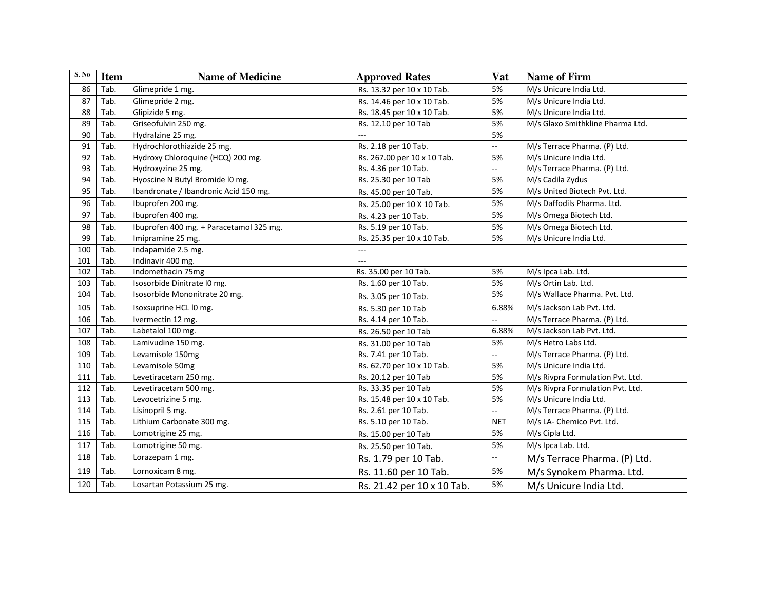| S. No | Item | Name of Medicine | Approved Rates | Vat | Name of Firm |
|---|---|---|---|---|---|
| 86 | Tab. | Glimepride 1 mg. | Rs. 13.32 per 10 x 10 Tab. | 5% | M/s Unicure India Ltd. |
| 87 | Tab. | Glimepride 2 mg. | Rs. 14.46 per 10 x 10 Tab. | 5% | M/s Unicure India Ltd. |
| 88 | Tab. | Glipizide 5 mg. | Rs. 18.45 per 10 x 10 Tab. | 5% | M/s Unicure India Ltd. |
| 89 | Tab. | Griseofulvin 250 mg. | Rs. 12.10 per 10 Tab | 5% | M/s Glaxo Smithkline Pharma Ltd. |
| 90 | Tab. | Hydralzine 25 mg. | --- | 5% | |
| 91 | Tab. | Hydrochlorothiazide 25 mg. | Rs. 2.18 per 10 Tab. | -- | M/s Terrace Pharma. (P) Ltd. |
| 92 | Tab. | Hydroxy Chloroquine (HCQ) 200 mg. | Rs. 267.00 per 10 x 10 Tab. | 5% | M/s Unicure India Ltd. |
| 93 | Tab. | Hydroxyzine 25 mg. | Rs. 4.36 per 10 Tab. | -- | M/s Terrace Pharma. (P) Ltd. |
| 94 | Tab. | Hyoscine N Butyl Bromide l0 mg. | Rs. 25.30 per 10 Tab | 5% | M/s Cadila Zydus |
| 95 | Tab. | Ibandronate / Ibandronic Acid 150 mg. | Rs. 45.00 per 10 Tab. | 5% | M/s United Biotech Pvt. Ltd. |
| 96 | Tab. | Ibuprofen 200 mg. | Rs. 25.00 per 10 X 10 Tab. | 5% | M/s Daffodils Pharma. Ltd. |
| 97 | Tab. | Ibuprofen 400 mg. | Rs. 4.23 per 10 Tab. | 5% | M/s Omega Biotech Ltd. |
| 98 | Tab. | Ibuprofen 400 mg. + Paracetamol 325 mg. | Rs. 5.19 per 10 Tab. | 5% | M/s Omega Biotech Ltd. |
| 99 | Tab. | Imipramine 25 mg. | Rs. 25.35 per 10 x 10 Tab. | 5% | M/s Unicure India Ltd. |
| 100 | Tab. | Indapamide 2.5 mg. | --- | | |
| 101 | Tab. | Indinavir 400 mg. | --- | | |
| 102 | Tab. | Indomethacin 75mg | Rs. 35.00 per 10 Tab. | 5% | M/s Ipca Lab. Ltd. |
| 103 | Tab. | Isosorbide Dinitrate l0 mg. | Rs. 1.60 per 10 Tab. | 5% | M/s Ortin Lab. Ltd. |
| 104 | Tab. | Isosorbide Mononitrate 20 mg. | Rs. 3.05 per 10 Tab. | 5% | M/s Wallace Pharma. Pvt. Ltd. |
| 105 | Tab. | Isoxsuprine HCL l0 mg. | Rs. 5.30 per 10 Tab | 6.88% | M/s Jackson Lab Pvt. Ltd. |
| 106 | Tab. | Ivermectin 12 mg. | Rs. 4.14 per 10 Tab. | -- | M/s Terrace Pharma. (P) Ltd. |
| 107 | Tab. | Labetalol 100 mg. | Rs. 26.50 per 10 Tab | 6.88% | M/s Jackson Lab Pvt. Ltd. |
| 108 | Tab. | Lamivudine 150 mg. | Rs. 31.00 per 10 Tab | 5% | M/s Hetro Labs Ltd. |
| 109 | Tab. | Levamisole 150mg | Rs. 7.41 per 10 Tab. | -- | M/s Terrace Pharma. (P) Ltd. |
| 110 | Tab. | Levamisole 50mg | Rs. 62.70 per 10 x 10 Tab. | 5% | M/s Unicure India Ltd. |
| 111 | Tab. | Levetiracetam 250 mg. | Rs. 20.12 per 10 Tab | 5% | M/s Rivpra Formulation Pvt. Ltd. |
| 112 | Tab. | Levetiracetam 500 mg. | Rs. 33.35 per 10 Tab | 5% | M/s Rivpra Formulation Pvt. Ltd. |
| 113 | Tab. | Levocetrizine 5 mg. | Rs. 15.48 per 10 x 10 Tab. | 5% | M/s Unicure India Ltd. |
| 114 | Tab. | Lisinopril 5 mg. | Rs. 2.61 per 10 Tab. | -- | M/s Terrace Pharma. (P) Ltd. |
| 115 | Tab. | Lithium Carbonate 300 mg. | Rs. 5.10 per 10 Tab. | NET | M/s LA- Chemico Pvt. Ltd. |
| 116 | Tab. | Lomotrigine 25 mg. | Rs. 15.00 per 10 Tab | 5% | M/s Cipla Ltd. |
| 117 | Tab. | Lomotrigine 50 mg. | Rs. 25.50 per 10 Tab. | 5% | M/s Ipca Lab. Ltd. |
| 118 | Tab. | Lorazepam 1 mg. | Rs. 1.79 per 10 Tab. | -- | M/s Terrace Pharma. (P) Ltd. |
| 119 | Tab. | Lornoxicam 8 mg. | Rs. 11.60 per 10 Tab. | 5% | M/s Synokem Pharma. Ltd. |
| 120 | Tab. | Losartan Potassium 25 mg. | Rs. 21.42 per 10 x 10 Tab. | 5% | M/s Unicure India Ltd. |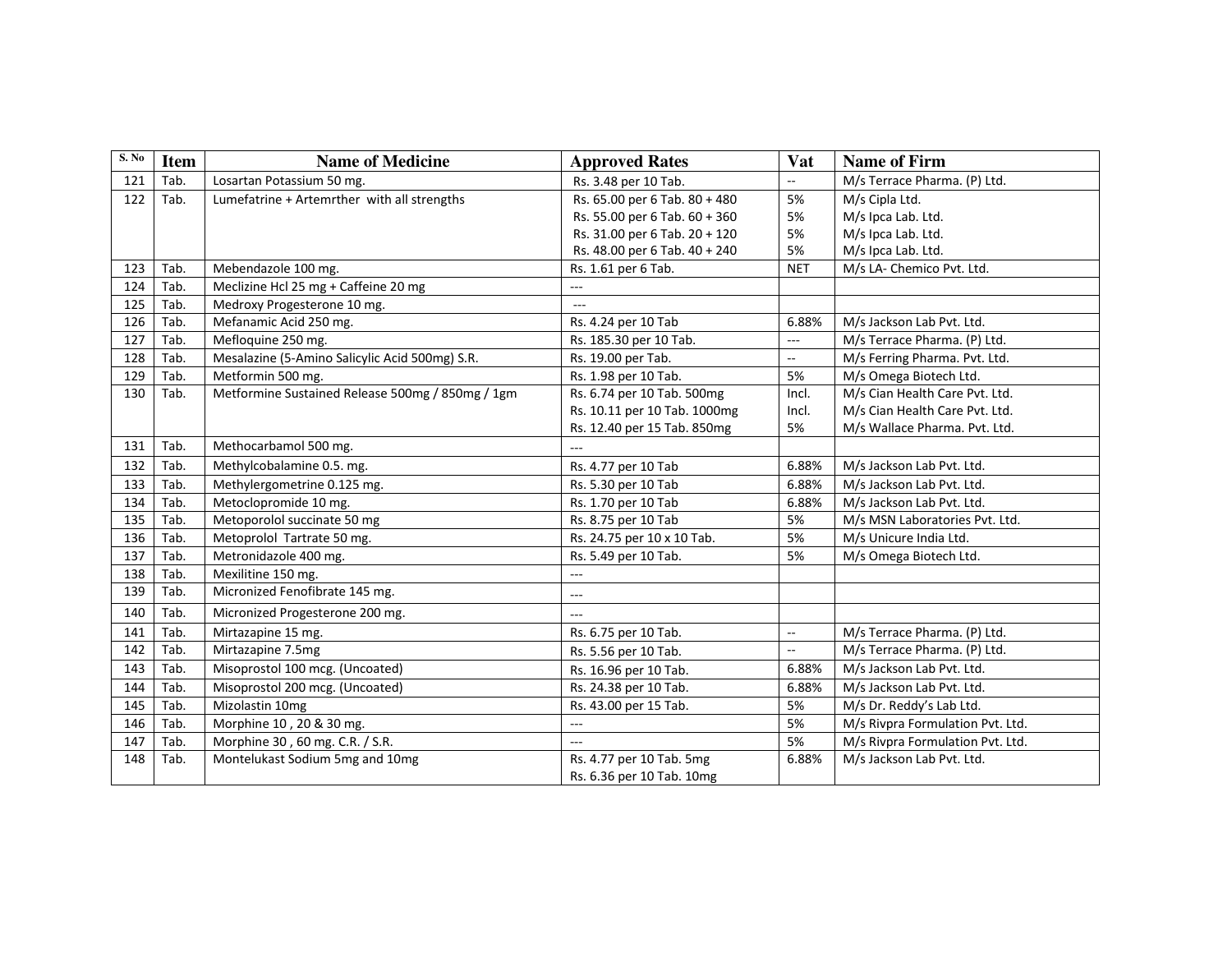| S. No | Item | Name of Medicine | Approved Rates | Vat | Name of Firm |
|---|---|---|---|---|---|
| 121 | Tab. | Losartan Potassium 50 mg. | Rs. 3.48 per 10 Tab. | -- | M/s Terrace Pharma. (P) Ltd. |
| 122 | Tab. | Lumefatrine + Artemrther with all strengths | Rs. 65.00 per 6 Tab. 80 + 480<br>Rs. 55.00 per 6 Tab. 60 + 360<br>Rs. 31.00 per 6 Tab. 20 + 120<br>Rs. 48.00 per 6 Tab. 40 + 240 | 5%<br>5%<br>5%<br>5% | M/s Cipla Ltd.<br>M/s Ipca Lab. Ltd.<br>M/s Ipca Lab. Ltd.<br>M/s Ipca Lab. Ltd. |
| 123 | Tab. | Mebendazole 100 mg. | Rs. 1.61 per 6 Tab. | NET | M/s LA- Chemico Pvt. Ltd. |
| 124 | Tab. | Meclizine Hcl 25 mg + Caffeine 20 mg | --- | | |
| 125 | Tab. | Medroxy Progesterone 10 mg. | --- | | |
| 126 | Tab. | Mefanamic Acid 250 mg. | Rs. 4.24 per 10 Tab | 6.88% | M/s Jackson Lab Pvt. Ltd. |
| 127 | Tab. | Mefloquine 250 mg. | Rs. 185.30 per 10 Tab. | --- | M/s Terrace Pharma. (P) Ltd. |
| 128 | Tab. | Mesalazine (5-Amino Salicylic Acid 500mg) S.R. | Rs. 19.00 per Tab. | -- | M/s Ferring Pharma. Pvt. Ltd. |
| 129 | Tab. | Metformin 500 mg. | Rs. 1.98 per 10 Tab. | 5% | M/s Omega Biotech Ltd. |
| 130 | Tab. | Metformine Sustained Release 500mg / 850mg / 1gm | Rs. 6.74 per 10 Tab. 500mg<br>Rs. 10.11 per 10 Tab. 1000mg<br>Rs. 12.40 per 15 Tab. 850mg | Incl.<br>Incl.<br>5% | M/s Cian Health Care Pvt. Ltd.<br>M/s Cian Health Care Pvt. Ltd.<br>M/s Wallace Pharma. Pvt. Ltd. |
| 131 | Tab. | Methocarbamol 500 mg. | --- | | |
| 132 | Tab. | Methylcobalamine 0.5. mg. | Rs. 4.77 per 10 Tab | 6.88% | M/s Jackson Lab Pvt. Ltd. |
| 133 | Tab. | Methylergometrine 0.125 mg. | Rs. 5.30 per 10 Tab | 6.88% | M/s Jackson Lab Pvt. Ltd. |
| 134 | Tab. | Metoclopromide 10 mg. | Rs. 1.70 per 10 Tab | 6.88% | M/s Jackson Lab Pvt. Ltd. |
| 135 | Tab. | Metoporolol succinate 50 mg | Rs. 8.75 per 10 Tab | 5% | M/s MSN Laboratories Pvt. Ltd. |
| 136 | Tab. | Metoprolol Tartrate 50 mg. | Rs. 24.75 per 10 x 10 Tab. | 5% | M/s Unicure India Ltd. |
| 137 | Tab. | Metronidazole 400 mg. | Rs. 5.49 per 10 Tab. | 5% | M/s Omega Biotech Ltd. |
| 138 | Tab. | Mexilitine 150 mg. | --- | | |
| 139 | Tab. | Micronized Fenofibrate 145 mg. | --- | | |
| 140 | Tab. | Micronized Progesterone 200 mg. | --- | | |
| 141 | Tab. | Mirtazapine 15 mg. | Rs. 6.75 per 10 Tab. | -- | M/s Terrace Pharma. (P) Ltd. |
| 142 | Tab. | Mirtazapine 7.5mg | Rs. 5.56 per 10 Tab. | -- | M/s Terrace Pharma. (P) Ltd. |
| 143 | Tab. | Misoprostol 100 mcg. (Uncoated) | Rs. 16.96 per 10 Tab. | 6.88% | M/s Jackson Lab Pvt. Ltd. |
| 144 | Tab. | Misoprostol 200 mcg. (Uncoated) | Rs. 24.38 per 10 Tab. | 6.88% | M/s Jackson Lab Pvt. Ltd. |
| 145 | Tab. | Mizolastin 10mg | Rs. 43.00 per 15 Tab. | 5% | M/s Dr. Reddy's Lab Ltd. |
| 146 | Tab. | Morphine 10 , 20 & 30 mg. | --- | 5% | M/s Rivpra Formulation Pvt. Ltd. |
| 147 | Tab. | Morphine 30 , 60 mg. C.R. / S.R. | --- | 5% | M/s Rivpra Formulation Pvt. Ltd. |
| 148 | Tab. | Montelukast Sodium 5mg and 10mg | Rs. 4.77 per 10 Tab. 5mg<br>Rs. 6.36 per 10 Tab. 10mg | 6.88% | M/s Jackson Lab Pvt. Ltd. |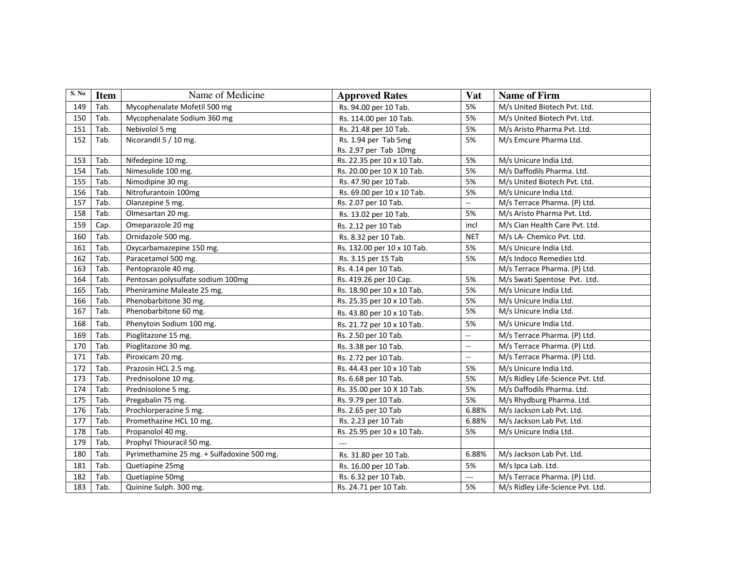| S. No | Item | Name of Medicine | Approved Rates | Vat | Name of Firm |
|---|---|---|---|---|---|
| 149 | Tab. | Mycophenalate Mofetil 500 mg | Rs. 94.00 per 10 Tab. | 5% | M/s United Biotech Pvt. Ltd. |
| 150 | Tab. | Mycophenalate Sodium 360 mg | Rs. 114.00 per 10 Tab. | 5% | M/s United Biotech Pvt. Ltd. |
| 151 | Tab. | Nebivolol 5 mg | Rs. 21.48 per 10 Tab. | 5% | M/s Aristo Pharma Pvt. Ltd. |
| 152 | Tab. | Nicorandil 5 / 10 mg. | Rs. 1.94 per Tab 5mg<br>Rs. 2.97 per Tab 10mg | 5% | M/s Emcure Pharma Ltd. |
| 153 | Tab. | Nifedepine 10 mg. | Rs. 22.35 per 10 x 10 Tab. | 5% | M/s Unicure India Ltd. |
| 154 | Tab. | Nimesulide 100 mg. | Rs. 20.00 per 10 X 10 Tab. | 5% | M/s Daffodils Pharma. Ltd. |
| 155 | Tab. | Nimodipine 30 mg. | Rs. 47.90 per 10 Tab. | 5% | M/s United Biotech Pvt. Ltd. |
| 156 | Tab. | Nitrofurantoin 100mg | Rs. 69.00 per 10 x 10 Tab. | 5% | M/s Unicure India Ltd. |
| 157 | Tab. | Olanzepine 5 mg. | Rs. 2.07 per 10 Tab. | -- | M/s Terrace Pharma. (P) Ltd. |
| 158 | Tab. | Olmesartan 20 mg. | Rs. 13.02 per 10 Tab. | 5% | M/s Aristo Pharma Pvt. Ltd. |
| 159 | Cap. | Omeparazole 20 mg | Rs. 2.12 per 10 Tab | incl | M/s Cian Health Care Pvt. Ltd. |
| 160 | Tab. | Ornidazole 500 mg. | Rs. 8.32 per 10 Tab. | NET | M/s LA- Chemico Pvt. Ltd. |
| 161 | Tab. | Oxycarbamazepine 150 mg. | Rs. 132.00 per 10 x 10 Tab. | 5% | M/s Unicure India Ltd. |
| 162 | Tab. | Paracetamol 500 mg. | Rs. 3.15 per 15 Tab | 5% | M/s Indoco Remedies Ltd. |
| 163 | Tab. | Pentoprazole 40 mg. | Rs. 4.14 per 10 Tab. | | M/s Terrace Pharma. (P) Ltd. |
| 164 | Tab. | Pentosan polysulfate sodium 100mg | Rs. 419.26 per 10 Cap. | 5% | M/s Swati Spentose Pvt. Ltd. |
| 165 | Tab. | Pheniramine Maleate 25 mg. | Rs. 18.90 per 10 x 10 Tab. | 5% | M/s Unicure India Ltd. |
| 166 | Tab. | Phenobarbitone 30 mg. | Rs. 25.35 per 10 x 10 Tab. | 5% | M/s Unicure India Ltd. |
| 167 | Tab. | Phenobarbitone 60 mg. | Rs. 43.80 per 10 x 10 Tab. | 5% | M/s Unicure India Ltd. |
| 168 | Tab. | Phenytoin Sodium 100 mg. | Rs. 21.72 per 10 x 10 Tab. | 5% | M/s Unicure India Ltd. |
| 169 | Tab. | Pioglitazone 15 mg. | Rs. 2.50 per 10 Tab. | -- | M/s Terrace Pharma. (P) Ltd. |
| 170 | Tab. | Pioglitazone 30 mg. | Rs. 3.38 per 10 Tab. | -- | M/s Terrace Pharma. (P) Ltd. |
| 171 | Tab. | Piroxicam 20 mg. | Rs. 2.72 per 10 Tab. | -- | M/s Terrace Pharma. (P) Ltd. |
| 172 | Tab. | Prazosin HCL 2.5 mg. | Rs. 44.43 per 10 x 10 Tab | 5% | M/s Unicure India Ltd. |
| 173 | Tab. | Prednisolone 10 mg. | Rs. 6.68 per 10 Tab. | 5% | M/s Ridley Life-Science Pvt. Ltd. |
| 174 | Tab. | Prednisolone 5 mg. | Rs. 35.00 per 10 X 10 Tab. | 5% | M/s Daffodils Pharma. Ltd. |
| 175 | Tab. | Pregabalin 75 mg. | Rs. 9.79 per 10 Tab. | 5% | M/s Rhydburg Pharma. Ltd. |
| 176 | Tab. | Prochlorperazine 5 mg. | Rs. 2.65 per 10 Tab | 6.88% | M/s Jackson Lab Pvt. Ltd. |
| 177 | Tab. | Promethazine HCL 10 mg. | Rs. 2.23 per 10 Tab | 6.88% | M/s Jackson Lab Pvt. Ltd. |
| 178 | Tab. | Propanolol 40 mg. | Rs. 25.95 per 10 x 10 Tab. | 5% | M/s Unicure India Ltd. |
| 179 | Tab. | Prophyl Thiouracil 50 mg. | --- | | |
| 180 | Tab. | Pyrimethamine 25 mg. + Sulfadoxine 500 mg. | Rs. 31.80 per 10 Tab. | 6.88% | M/s Jackson Lab Pvt. Ltd. |
| 181 | Tab. | Quetiapine 25mg | Rs. 16.00 per 10 Tab. | 5% | M/s Ipca Lab. Ltd. |
| 182 | Tab. | Quetiapine 50mg | Rs. 6.32 per 10 Tab. | --- | M/s Terrace Pharma. (P) Ltd. |
| 183 | Tab. | Quinine Sulph. 300 mg. | Rs. 24.71 per 10 Tab. | 5% | M/s Ridley Life-Science Pvt. Ltd. |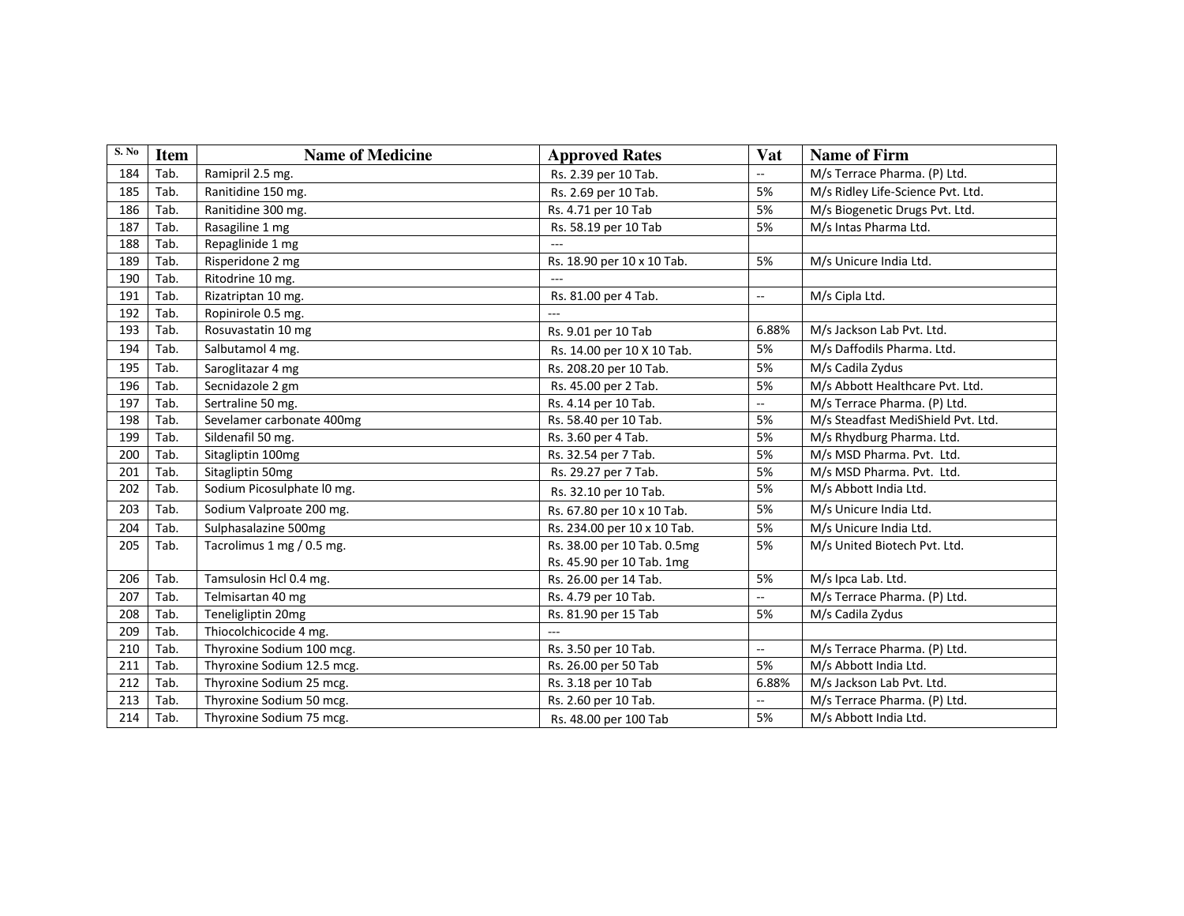| S. No | Item | Name of Medicine | Approved Rates | Vat | Name of Firm |
|---|---|---|---|---|---|
| 184 | Tab. | Ramipril 2.5 mg. | Rs. 2.39 per 10 Tab. | -- | M/s Terrace Pharma. (P) Ltd. |
| 185 | Tab. | Ranitidine 150 mg. | Rs. 2.69 per 10 Tab. | 5% | M/s Ridley Life-Science Pvt. Ltd. |
| 186 | Tab. | Ranitidine 300 mg. | Rs. 4.71 per 10 Tab | 5% | M/s Biogenetic Drugs Pvt. Ltd. |
| 187 | Tab. | Rasagiline 1 mg | Rs. 58.19 per 10 Tab | 5% | M/s Intas Pharma Ltd. |
| 188 | Tab. | Repaglinide 1 mg | --- | | |
| 189 | Tab. | Risperidone 2 mg | Rs. 18.90 per 10 x 10 Tab. | 5% | M/s Unicure India Ltd. |
| 190 | Tab. | Ritodrine 10 mg. | --- | | |
| 191 | Tab. | Rizatriptan 10 mg. | Rs. 81.00 per 4 Tab. | -- | M/s Cipla Ltd. |
| 192 | Tab. | Ropinirole 0.5 mg. | --- | | |
| 193 | Tab. | Rosuvastatin 10 mg | Rs. 9.01 per 10 Tab | 6.88% | M/s Jackson Lab Pvt. Ltd. |
| 194 | Tab. | Salbutamol 4 mg. | Rs. 14.00 per 10 X 10 Tab. | 5% | M/s Daffodils Pharma. Ltd. |
| 195 | Tab. | Saroglitazar 4 mg | Rs. 208.20 per 10 Tab. | 5% | M/s Cadila Zydus |
| 196 | Tab. | Secnidazole 2 gm | Rs. 45.00 per 2 Tab. | 5% | M/s Abbott Healthcare Pvt. Ltd. |
| 197 | Tab. | Sertraline 50 mg. | Rs. 4.14 per 10 Tab. | -- | M/s Terrace Pharma. (P) Ltd. |
| 198 | Tab. | Sevelamer carbonate 400mg | Rs. 58.40 per 10 Tab. | 5% | M/s Steadfast MediShield Pvt. Ltd. |
| 199 | Tab. | Sildenafil 50 mg. | Rs. 3.60 per 4 Tab. | 5% | M/s Rhydburg Pharma. Ltd. |
| 200 | Tab. | Sitagliptin 100mg | Rs. 32.54 per 7 Tab. | 5% | M/s MSD Pharma. Pvt. Ltd. |
| 201 | Tab. | Sitagliptin 50mg | Rs. 29.27 per 7 Tab. | 5% | M/s MSD Pharma. Pvt. Ltd. |
| 202 | Tab. | Sodium Picosulphate l0 mg. | Rs. 32.10 per 10 Tab. | 5% | M/s Abbott India Ltd. |
| 203 | Tab. | Sodium Valproate 200 mg. | Rs. 67.80 per 10 x 10 Tab. | 5% | M/s Unicure India Ltd. |
| 204 | Tab. | Sulphasalazine 500mg | Rs. 234.00 per 10 x 10 Tab. | 5% | M/s Unicure India Ltd. |
| 205 | Tab. | Tacrolimus 1 mg / 0.5 mg. | Rs. 38.00 per 10 Tab. 0.5mg<br>Rs. 45.90 per 10 Tab. 1mg | 5% | M/s United Biotech Pvt. Ltd. |
| 206 | Tab. | Tamsulosin Hcl 0.4 mg. | Rs. 26.00 per 14 Tab. | 5% | M/s Ipca Lab. Ltd. |
| 207 | Tab. | Telmisartan 40 mg | Rs. 4.79 per 10 Tab. | -- | M/s Terrace Pharma. (P) Ltd. |
| 208 | Tab. | Teneligliptin 20mg | Rs. 81.90 per 15 Tab | 5% | M/s Cadila Zydus |
| 209 | Tab. | Thiocolchicocide 4 mg. | --- | | |
| 210 | Tab. | Thyroxine Sodium 100 mcg. | Rs. 3.50 per 10 Tab. | -- | M/s Terrace Pharma. (P) Ltd. |
| 211 | Tab. | Thyroxine Sodium 12.5 mcg. | Rs. 26.00 per 50 Tab | 5% | M/s Abbott India Ltd. |
| 212 | Tab. | Thyroxine Sodium 25 mcg. | Rs. 3.18 per 10 Tab | 6.88% | M/s Jackson Lab Pvt. Ltd. |
| 213 | Tab. | Thyroxine Sodium 50 mcg. | Rs. 2.60 per 10 Tab. | -- | M/s Terrace Pharma. (P) Ltd. |
| 214 | Tab. | Thyroxine Sodium 75 mcg. | Rs. 48.00 per 100 Tab | 5% | M/s Abbott India Ltd. |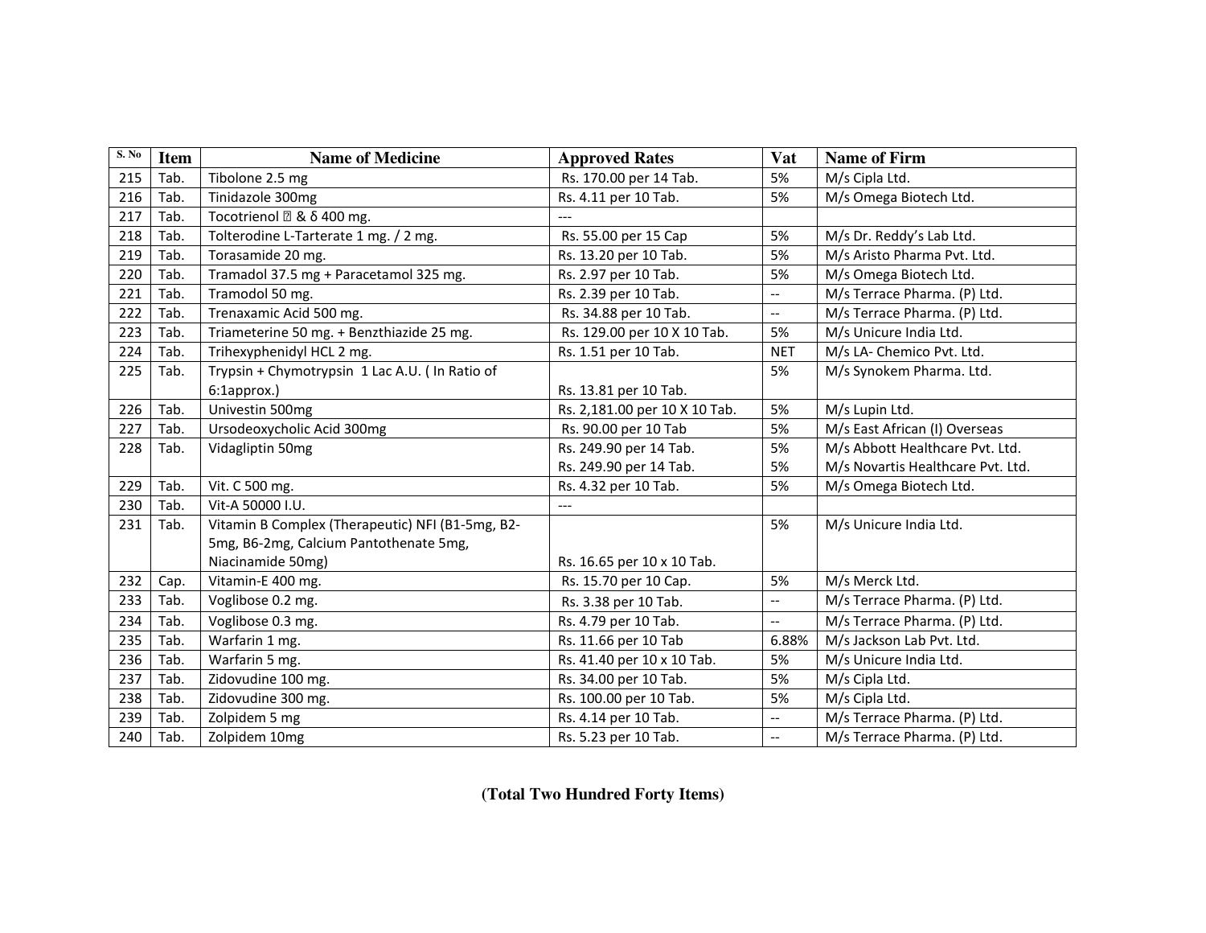| S. No | Item | Name of Medicine | Approved Rates | Vat | Name of Firm |
|---|---|---|---|---|---|
| 215 | Tab. | Tibolone 2.5 mg | Rs. 170.00 per 14 Tab. | 5% | M/s Cipla Ltd. |
| 216 | Tab. | Tinidazole 300mg | Rs. 4.11 per 10 Tab. | 5% | M/s Omega Biotech Ltd. |
| 217 | Tab. | Tocotrienol  & δ 400 mg. | --- | | |
| 218 | Tab. | Tolterodine L-Tarterate 1 mg. / 2 mg. | Rs. 55.00 per 15 Cap | 5% | M/s Dr. Reddy's Lab Ltd. |
| 219 | Tab. | Torasamide 20 mg. | Rs. 13.20 per 10 Tab. | 5% | M/s Aristo Pharma Pvt. Ltd. |
| 220 | Tab. | Tramadol 37.5 mg + Paracetamol 325 mg. | Rs. 2.97 per 10 Tab. | 5% | M/s Omega Biotech Ltd. |
| 221 | Tab. | Tramodol 50 mg. | Rs. 2.39 per 10 Tab. | -- | M/s Terrace Pharma. (P) Ltd. |
| 222 | Tab. | Trenaxamic Acid 500 mg. | Rs. 34.88 per 10 Tab. | -- | M/s Terrace Pharma. (P) Ltd. |
| 223 | Tab. | Triameterine 50 mg. + Benzthiazide 25 mg. | Rs. 129.00 per 10 X 10 Tab. | 5% | M/s Unicure India Ltd. |
| 224 | Tab. | Trihexyphenidyl HCL 2 mg. | Rs. 1.51 per 10 Tab. | NET | M/s LA- Chemico Pvt. Ltd. |
| 225 | Tab. | Trypsin + Chymotrypsin 1 Lac A.U. ( In Ratio of 6:1approx.) | Rs. 13.81 per 10 Tab. | 5% | M/s Synokem Pharma. Ltd. |
| 226 | Tab. | Univestin 500mg | Rs. 2,181.00 per 10 X 10 Tab. | 5% | M/s Lupin Ltd. |
| 227 | Tab. | Ursodeoxycholic Acid 300mg | Rs. 90.00 per 10 Tab | 5% | M/s East African (I) Overseas |
| 228 | Tab. | Vidagliptin 50mg | Rs. 249.90 per 14 Tab.<br>Rs. 249.90 per 14 Tab. | 5%<br>5% | M/s Abbott Healthcare Pvt. Ltd.<br>M/s Novartis Healthcare Pvt. Ltd. |
| 229 | Tab. | Vit. C 500 mg. | Rs. 4.32 per 10 Tab. | 5% | M/s Omega Biotech Ltd. |
| 230 | Tab. | Vit-A 50000 I.U. | --- | | |
| 231 | Tab. | Vitamin B Complex (Therapeutic) NFI (B1-5mg, B2-5mg, B6-2mg, Calcium Pantothenate 5mg, Niacinamide 50mg) | Rs. 16.65 per 10 x 10 Tab. | 5% | M/s Unicure India Ltd. |
| 232 | Cap. | Vitamin-E 400 mg. | Rs. 15.70 per 10 Cap. | 5% | M/s Merck Ltd. |
| 233 | Tab. | Voglibose 0.2 mg. | Rs. 3.38 per 10 Tab. | -- | M/s Terrace Pharma. (P) Ltd. |
| 234 | Tab. | Voglibose 0.3 mg. | Rs. 4.79 per 10 Tab. | -- | M/s Terrace Pharma. (P) Ltd. |
| 235 | Tab. | Warfarin 1 mg. | Rs. 11.66 per 10 Tab | 6.88% | M/s Jackson Lab Pvt. Ltd. |
| 236 | Tab. | Warfarin 5 mg. | Rs. 41.40 per 10 x 10 Tab. | 5% | M/s Unicure India Ltd. |
| 237 | Tab. | Zidovudine 100 mg. | Rs. 34.00 per 10 Tab. | 5% | M/s Cipla Ltd. |
| 238 | Tab. | Zidovudine 300 mg. | Rs. 100.00 per 10 Tab. | 5% | M/s Cipla Ltd. |
| 239 | Tab. | Zolpidem 5 mg | Rs. 4.14 per 10 Tab. | -- | M/s Terrace Pharma. (P) Ltd. |
| 240 | Tab. | Zolpidem 10mg | Rs. 5.23 per 10 Tab. | -- | M/s Terrace Pharma. (P) Ltd. |

**(Total Two Hundred Forty Items)**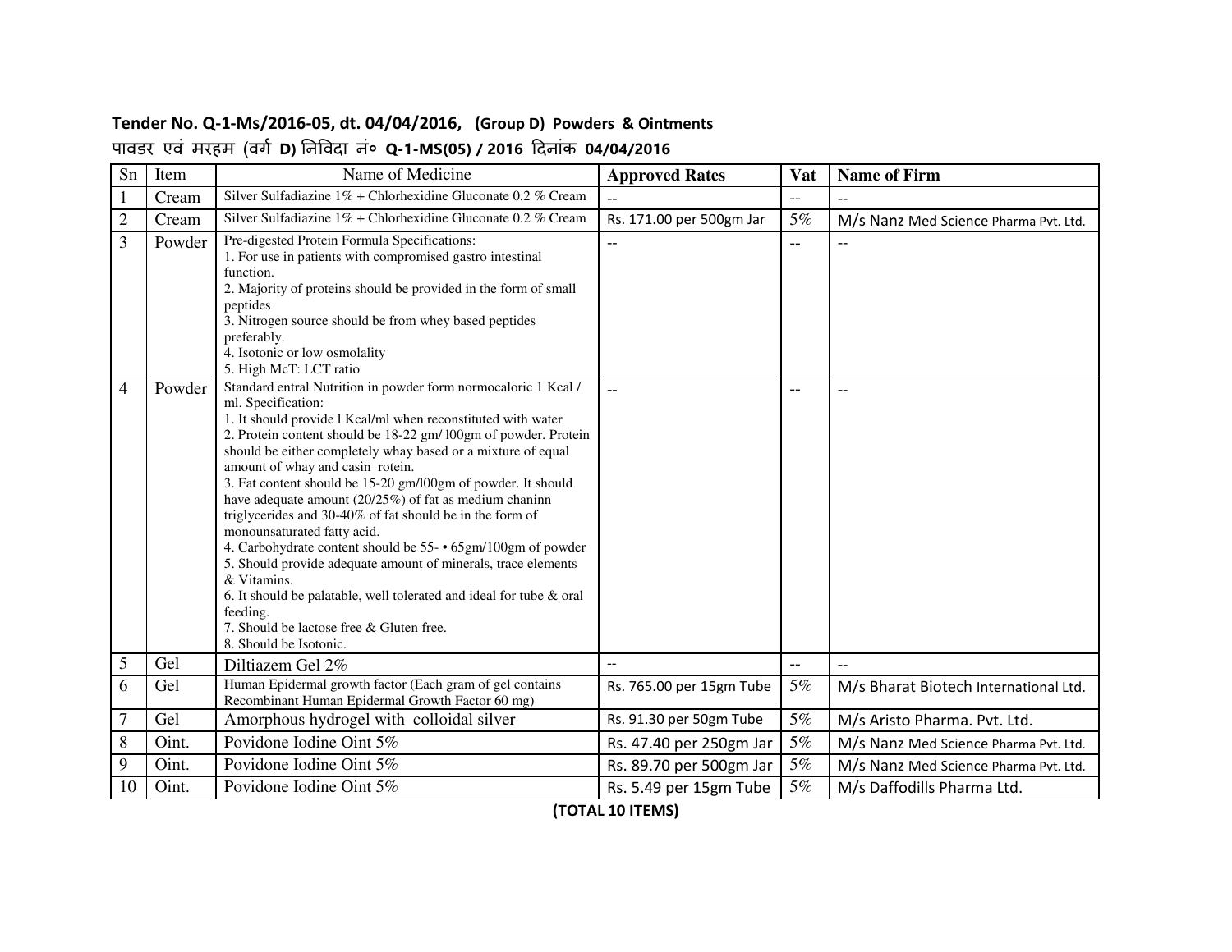**Tender No. Q-1-Ms/2016-05, dt. 04/04/2016, (Group D) Powders & Ointments**

पावडर एवं मरहम (वर्ग **D)** निविदा नं० **Q-1-MS(05) / 2016** दिनांक **04/04/2016**

| Sn | Item | Name of Medicine | Approved Rates | Vat | Name of Firm |
|---|---|---|---|---|---|
| 1 | Cream | Silver Sulfadiazine 1% + Chlorhexidine Gluconate 0.2 % Cream | -- | -- | -- |
| 2 | Cream | Silver Sulfadiazine 1% + Chlorhexidine Gluconate 0.2 % Cream | Rs. 171.00 per 500gm Jar | 5% | M/s Nanz Med Science Pharma Pvt. Ltd. |
| 3 | Powder | Pre-digested Protein Formula Specifications:<br>1. For use in patients with compromised gastro intestinal function.<br>2. Majority of proteins should be provided in the form of small peptides<br>3. Nitrogen source should be from whey based peptides preferably.<br>4. Isotonic or low osmolality<br>5. High McT: LCT ratio | -- | -- | -- |
| 4 | Powder | Standard entral Nutrition in powder form normocaloric 1 Kcal / ml. Specification:<br>1. It should provide l Kcal/ml when reconstituted with water<br>2. Protein content should be 18-22 gm/ l00gm of powder. Protein should be either completely whay based or a mixture of equal amount of whay and casin rotein.<br>3. Fat content should be 15-20 gm/l00gm of powder. It should have adequate amount (20/25%) of fat as medium chaninn triglycerides and 30-40% of fat should be in the form of monounsaturated fatty acid.<br>4. Carbohydrate content should be 55- • 65gm/100gm of powder<br>5. Should provide adequate amount of minerals, trace elements & Vitamins.<br>6. It should be palatable, well tolerated and ideal for tube & oral feeding.<br>7. Should be lactose free & Gluten free.<br>8. Should be Isotonic. | -- | -- | -- |
| 5 | Gel | Diltiazem Gel 2% | -- | -- | -- |
| 6 | Gel | Human Epidermal growth factor (Each gram of gel contains Recombinant Human Epidermal Growth Factor 60 mg) | Rs. 765.00 per 15gm Tube | 5% | M/s Bharat Biotech International Ltd. |
| 7 | Gel | Amorphous hydrogel with colloidal silver | Rs. 91.30 per 50gm Tube | 5% | M/s Aristo Pharma. Pvt. Ltd. |
| 8 | Oint. | Povidone Iodine Oint 5% | Rs. 47.40 per 250gm Jar | 5% | M/s Nanz Med Science Pharma Pvt. Ltd. |
| 9 | Oint. | Povidone Iodine Oint 5% | Rs. 89.70 per 500gm Jar | 5% | M/s Nanz Med Science Pharma Pvt. Ltd. |
| 10 | Oint. | Povidone Iodine Oint 5% | Rs. 5.49 per 15gm Tube | 5% | M/s Daffodills Pharma Ltd. |

**(TOTAL 10 ITEMS)**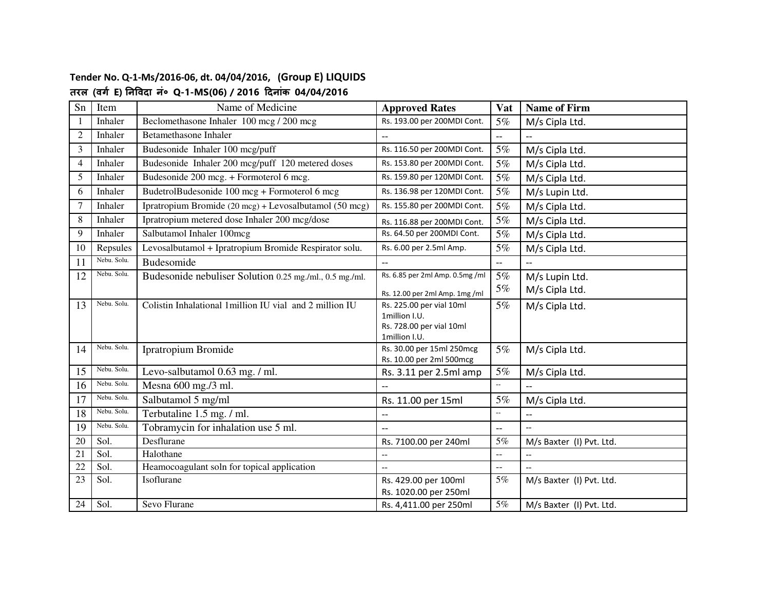**Tender No. Q-1-Ms/2016-06, dt. 04/04/2016, (Group E) LIQUIDS**

**तरल (वर्ग E) निविदा नं॰ Q-1-MS(06) / 2016 दिनांक 04/04/2016**

| Sn | Item | Name of Medicine | Approved Rates | Vat | Name of Firm |
|---|---|---|---|---|---|
| 1 | Inhaler | Beclomethasone Inhaler 100 mcg / 200 mcg | Rs. 193.00 per 200MDI Cont. | 5% | M/s Cipla Ltd. |
| 2 | Inhaler | Betamethasone Inhaler | -- | -- | -- |
| 3 | Inhaler | Budesonide Inhaler 100 mcg/puff | Rs. 116.50 per 200MDI Cont. | 5% | M/s Cipla Ltd. |
| 4 | Inhaler | Budesonide Inhaler 200 mcg/puff 120 metered doses | Rs. 153.80 per 200MDI Cont. | 5% | M/s Cipla Ltd. |
| 5 | Inhaler | Budesonide 200 mcg. + Formoterol 6 mcg. | Rs. 159.80 per 120MDI Cont. | 5% | M/s Cipla Ltd. |
| 6 | Inhaler | BudetrolBudesonide 100 mcg + Formoterol 6 mcg | Rs. 136.98 per 120MDI Cont. | 5% | M/s Lupin Ltd. |
| 7 | Inhaler | Ipratropium Bromide (20 mcg) + Levosalbutamol (50 mcg) | Rs. 155.80 per 200MDI Cont. | 5% | M/s Cipla Ltd. |
| 8 | Inhaler | Ipratropium metered dose Inhaler 200 mcg/dose | Rs. 116.88 per 200MDI Cont. | 5% | M/s Cipla Ltd. |
| 9 | Inhaler | Salbutamol Inhaler 100mcg | Rs. 64.50 per 200MDI Cont. | 5% | M/s Cipla Ltd. |
| 10 | Repsules | Levosalbutamol + Ipratropium Bromide Respirator solu. | Rs. 6.00 per 2.5ml Amp. | 5% | M/s Cipla Ltd. |
| 11 | Nebu. Solu. | Budesomide | -- | -- | -- |
| 12 | Nebu. Solu. | Budesonide nebuliser Solution 0.25 mg./ml., 0.5 mg./ml. | Rs. 6.85 per 2ml Amp. 0.5mg /ml<br>Rs. 12.00 per 2ml Amp. 1mg /ml | 5%<br>5% | M/s Lupin Ltd.<br>M/s Cipla Ltd. |
| 13 | Nebu. Solu. | Colistin Inhalational 1million IU vial and 2 million IU | Rs. 225.00 per vial 10ml 1million I.U.<br>Rs. 728.00 per vial 10ml 1million I.U. | 5% | M/s Cipla Ltd. |
| 14 | Nebu. Solu. | Ipratropium Bromide | Rs. 30.00 per 15ml 250mcg<br>Rs. 10.00 per 2ml 500mcg | 5% | M/s Cipla Ltd. |
| 15 | Nebu. Solu. | Levo-salbutamol 0.63 mg. / ml. | Rs. 3.11 per 2.5ml amp | 5% | M/s Cipla Ltd. |
| 16 | Nebu. Solu. | Mesna 600 mg./3 ml. | -- | -- | -- |
| 17 | Nebu. Solu. | Salbutamol 5 mg/ml | Rs. 11.00 per 15ml | 5% | M/s Cipla Ltd. |
| 18 | Nebu. Solu. | Terbutaline 1.5 mg. / ml. | -- | -- | -- |
| 19 | Nebu. Solu. | Tobramycin for inhalation use 5 ml. | -- | -- | -- |
| 20 | Sol. | Desflurane | Rs. 7100.00 per 240ml | 5% | M/s Baxter (I) Pvt. Ltd. |
| 21 | Sol. | Halothane | -- | -- | -- |
| 22 | Sol. | Heamocoagulant soln for topical application | -- | -- | -- |
| 23 | Sol. | Isoflurane | Rs. 429.00 per 100ml<br>Rs. 1020.00 per 250ml | 5% | M/s Baxter (I) Pvt. Ltd. |
| 24 | Sol. | Sevo Flurane | Rs. 4,411.00 per 250ml | 5% | M/s Baxter (I) Pvt. Ltd. |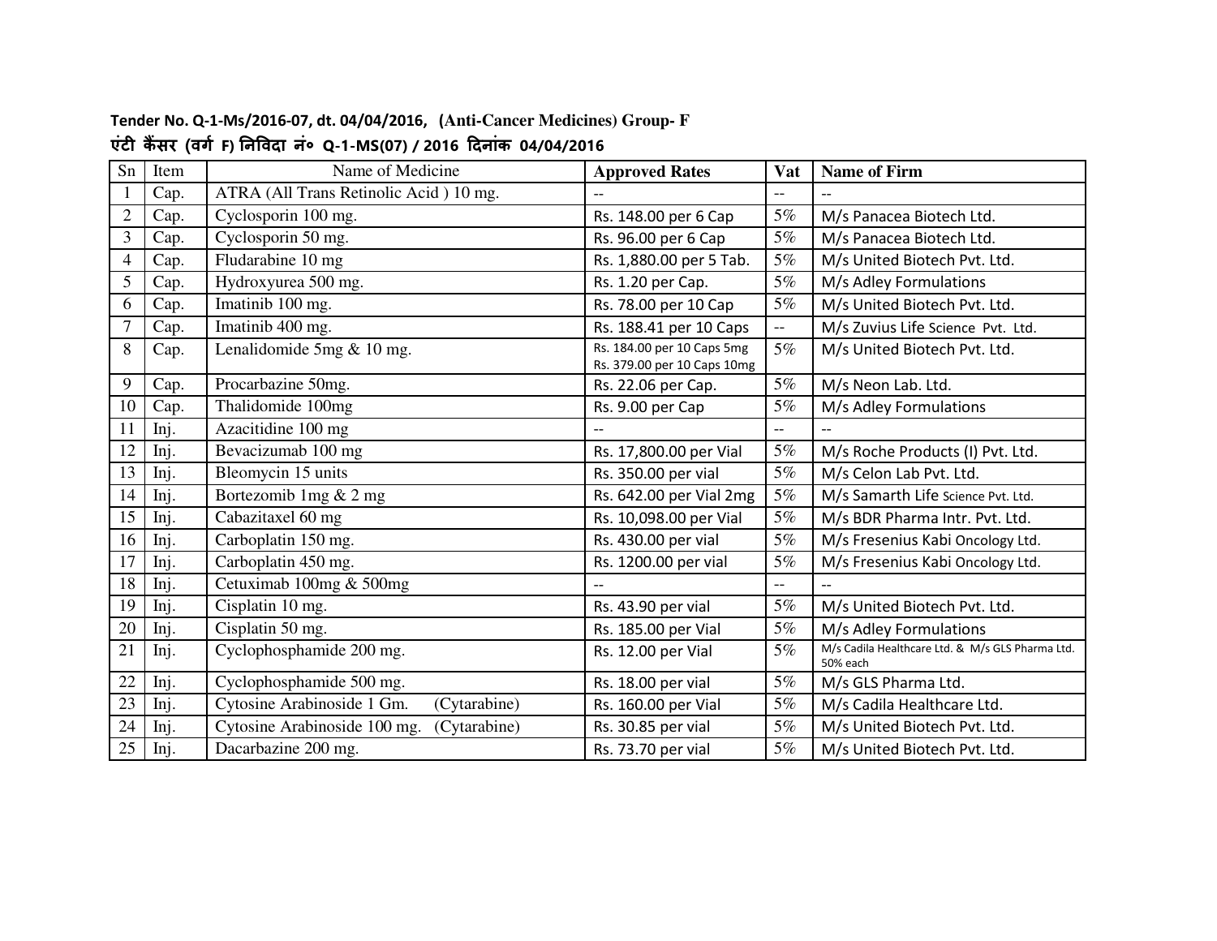**Tender No. Q-1-Ms/2016-07, dt. 04/04/2016, (Anti-Cancer Medicines) Group- F**

**एंटी कैंसर (वर्ग F) निविदा नं० Q-1-MS(07) / 2016 दिनांक 04/04/2016**

| Sn | Item | Name of Medicine | Approved Rates | Vat | Name of Firm |
|---|---|---|---|---|---|
| 1 | Cap. | ATRA (All Trans Retinolic Acid ) 10 mg. | -- | -- | -- |
| 2 | Cap. | Cyclosporin 100 mg. | Rs. 148.00 per 6 Cap | 5% | M/s Panacea Biotech Ltd. |
| 3 | Cap. | Cyclosporin 50 mg. | Rs. 96.00 per 6 Cap | 5% | M/s Panacea Biotech Ltd. |
| 4 | Cap. | Fludarabine 10 mg | Rs. 1,880.00 per 5 Tab. | 5% | M/s United Biotech Pvt. Ltd. |
| 5 | Cap. | Hydroxyurea 500 mg. | Rs. 1.20 per Cap. | 5% | M/s Adley Formulations |
| 6 | Cap. | Imatinib 100 mg. | Rs. 78.00 per 10 Cap | 5% | M/s United Biotech Pvt. Ltd. |
| 7 | Cap. | Imatinib 400 mg. | Rs. 188.41 per 10 Caps | -- | M/s Zuvius Life Science Pvt. Ltd. |
| 8 | Cap. | Lenalidomide 5mg & 10 mg. | Rs. 184.00 per 10 Caps 5mg<br>Rs. 379.00 per 10 Caps 10mg | 5% | M/s United Biotech Pvt. Ltd. |
| 9 | Cap. | Procarbazine 50mg. | Rs. 22.06 per Cap. | 5% | M/s Neon Lab. Ltd. |
| 10 | Cap. | Thalidomide 100mg | Rs. 9.00 per Cap | 5% | M/s Adley Formulations |
| 11 | Inj. | Azacitidine 100 mg | -- | -- | -- |
| 12 | Inj. | Bevacizumab 100 mg | Rs. 17,800.00 per Vial | 5% | M/s Roche Products (I) Pvt. Ltd. |
| 13 | Inj. | Bleomycin 15 units | Rs. 350.00 per vial | 5% | M/s Celon Lab Pvt. Ltd. |
| 14 | Inj. | Bortezomib 1mg & 2 mg | Rs. 642.00 per Vial 2mg | 5% | M/s Samarth Life Science Pvt. Ltd. |
| 15 | Inj. | Cabazitaxel 60 mg | Rs. 10,098.00 per Vial | 5% | M/s BDR Pharma Intr. Pvt. Ltd. |
| 16 | Inj. | Carboplatin 150 mg. | Rs. 430.00 per vial | 5% | M/s Fresenius Kabi Oncology Ltd. |
| 17 | Inj. | Carboplatin 450 mg. | Rs. 1200.00 per vial | 5% | M/s Fresenius Kabi Oncology Ltd. |
| 18 | Inj. | Cetuximab 100mg & 500mg | -- | -- | -- |
| 19 | Inj. | Cisplatin 10 mg. | Rs. 43.90 per vial | 5% | M/s United Biotech Pvt. Ltd. |
| 20 | Inj. | Cisplatin 50 mg. | Rs. 185.00 per Vial | 5% | M/s Adley Formulations |
| 21 | Inj. | Cyclophosphamide 200 mg. | Rs. 12.00 per Vial | 5% | M/s Cadila Healthcare Ltd. & M/s GLS Pharma Ltd. 50% each |
| 22 | Inj. | Cyclophosphamide 500 mg. | Rs. 18.00 per vial | 5% | M/s GLS Pharma Ltd. |
| 23 | Inj. | Cytosine Arabinoside 1 Gm. (Cytarabine) | Rs. 160.00 per Vial | 5% | M/s Cadila Healthcare Ltd. |
| 24 | Inj. | Cytosine Arabinoside 100 mg. (Cytarabine) | Rs. 30.85 per vial | 5% | M/s United Biotech Pvt. Ltd. |
| 25 | Inj. | Dacarbazine 200 mg. | Rs. 73.70 per vial | 5% | M/s United Biotech Pvt. Ltd. |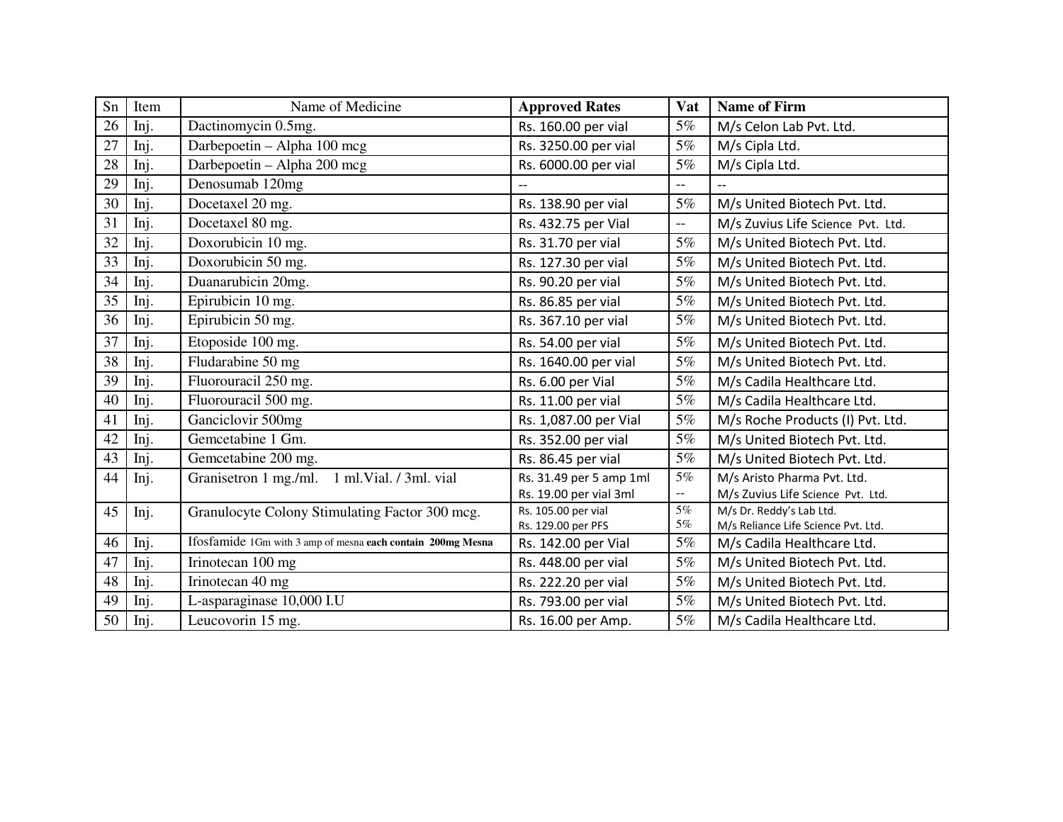| Sn | Item | Name of Medicine | **Approved Rates** | **Vat** | **Name of Firm** |
|---|---|---|---|---|---|
| 26 | Inj. | Dactinomycin 0.5mg. | Rs. 160.00 per vial | 5% | M/s Celon Lab Pvt. Ltd. |
| 27 | Inj. | Darbepoetin – Alpha 100 mcg | Rs. 3250.00 per vial | 5% | M/s Cipla Ltd. |
| 28 | Inj. | Darbepoetin – Alpha 200 mcg | Rs. 6000.00 per vial | 5% | M/s Cipla Ltd. |
| 29 | Inj. | Denosumab 120mg | -- | -- | -- |
| 30 | Inj. | Docetaxel 20 mg. | Rs. 138.90 per vial | 5% | M/s United Biotech Pvt. Ltd. |
| 31 | Inj. | Docetaxel 80 mg. | Rs. 432.75 per Vial | -- | M/s Zuvius Life Science Pvt. Ltd. |
| 32 | Inj. | Doxorubicin 10 mg. | Rs. 31.70 per vial | 5% | M/s United Biotech Pvt. Ltd. |
| 33 | Inj. | Doxorubicin 50 mg. | Rs. 127.30 per vial | 5% | M/s United Biotech Pvt. Ltd. |
| 34 | Inj. | Duanarubicin 20mg. | Rs. 90.20 per vial | 5% | M/s United Biotech Pvt. Ltd. |
| 35 | Inj. | Epirubicin 10 mg. | Rs. 86.85 per vial | 5% | M/s United Biotech Pvt. Ltd. |
| 36 | Inj. | Epirubicin 50 mg. | Rs. 367.10 per vial | 5% | M/s United Biotech Pvt. Ltd. |
| 37 | Inj. | Etoposide 100 mg. | Rs. 54.00 per vial | 5% | M/s United Biotech Pvt. Ltd. |
| 38 | Inj. | Fludarabine 50 mg | Rs. 1640.00 per vial | 5% | M/s United Biotech Pvt. Ltd. |
| 39 | Inj. | Fluorouracil 250 mg. | Rs. 6.00 per Vial | 5% | M/s Cadila Healthcare Ltd. |
| 40 | Inj. | Fluorouracil 500 mg. | Rs. 11.00 per vial | 5% | M/s Cadila Healthcare Ltd. |
| 41 | Inj. | Ganciclovir 500mg | Rs. 1,087.00 per Vial | 5% | M/s Roche Products (I) Pvt. Ltd. |
| 42 | Inj. | Gemcetabine 1 Gm. | Rs. 352.00 per vial | 5% | M/s United Biotech Pvt. Ltd. |
| 43 | Inj. | Gemcetabine 200 mg. | Rs. 86.45 per vial | 5% | M/s United Biotech Pvt. Ltd. |
| 44 | Inj. | Granisetron 1 mg./ml. 1 ml.Vial. / 3ml. vial | Rs. 31.49 per 5 amp 1ml<br>Rs. 19.00 per vial 3ml | 5%<br>-- | M/s Aristo Pharma Pvt. Ltd.<br>M/s Zuvius Life Science Pvt. Ltd. |
| 45 | Inj. | Granulocyte Colony Stimulating Factor 300 mcg. | Rs. 105.00 per vial<br>Rs. 129.00 per PFS | 5%<br>5% | M/s Dr. Reddy's Lab Ltd.<br>M/s Reliance Life Science Pvt. Ltd. |
| 46 | Inj. | Ifosfamide 1Gm with 3 amp of mesna **each contain 200mg Mesna** | Rs. 142.00 per Vial | 5% | M/s Cadila Healthcare Ltd. |
| 47 | Inj. | Irinotecan 100 mg | Rs. 448.00 per vial | 5% | M/s United Biotech Pvt. Ltd. |
| 48 | Inj. | Irinotecan 40 mg | Rs. 222.20 per vial | 5% | M/s United Biotech Pvt. Ltd. |
| 49 | Inj. | L-asparaginase 10,000 I.U | Rs. 793.00 per vial | 5% | M/s United Biotech Pvt. Ltd. |
| 50 | Inj. | Leucovorin 15 mg. | Rs. 16.00 per Amp. | 5% | M/s Cadila Healthcare Ltd. |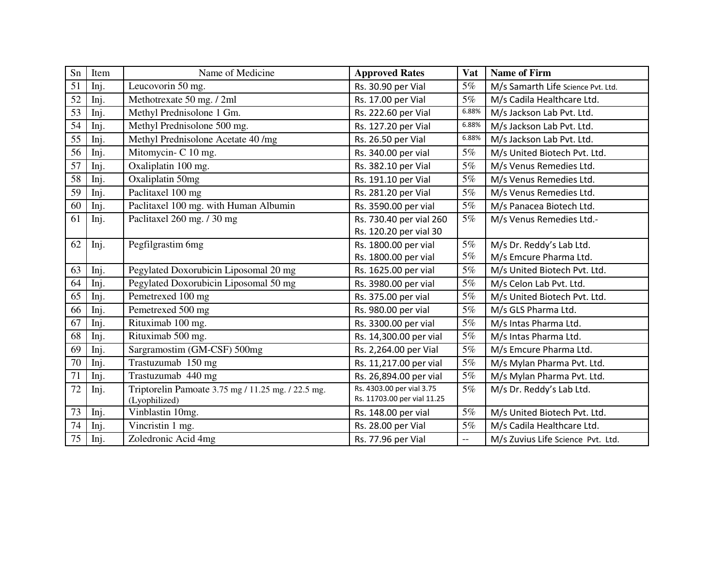| Sn | Item | Name of Medicine | Approved Rates | Vat | Name of Firm |
|---|---|---|---|---|---|
| 51 | Inj. | Leucovorin 50 mg. | Rs. 30.90 per Vial | 5% | M/s Samarth Life Science Pvt. Ltd. |
| 52 | Inj. | Methotrexate 50 mg. / 2ml | Rs. 17.00 per Vial | 5% | M/s Cadila Healthcare Ltd. |
| 53 | Inj. | Methyl Prednisolone 1 Gm. | Rs. 222.60 per Vial | 6.88% | M/s Jackson Lab Pvt. Ltd. |
| 54 | Inj. | Methyl Prednisolone 500 mg. | Rs. 127.20 per Vial | 6.88% | M/s Jackson Lab Pvt. Ltd. |
| 55 | Inj. | Methyl Prednisolone Acetate 40 /mg | Rs. 26.50 per Vial | 6.88% | M/s Jackson Lab Pvt. Ltd. |
| 56 | Inj. | Mitomycin- C 10 mg. | Rs. 340.00 per vial | 5% | M/s United Biotech Pvt. Ltd. |
| 57 | Inj. | Oxaliplatin 100 mg. | Rs. 382.10 per Vial | 5% | M/s Venus Remedies Ltd. |
| 58 | Inj. | Oxaliplatin 50mg | Rs. 191.10 per Vial | 5% | M/s Venus Remedies Ltd. |
| 59 | Inj. | Paclitaxel 100 mg | Rs. 281.20 per Vial | 5% | M/s Venus Remedies Ltd. |
| 60 | Inj. | Paclitaxel 100 mg. with Human Albumin | Rs. 3590.00 per vial | 5% | M/s Panacea Biotech Ltd. |
| 61 | Inj. | Paclitaxel 260 mg. / 30 mg | Rs. 730.40 per vial 260<br>Rs. 120.20 per vial 30 | 5% | M/s Venus Remedies Ltd.- |
| 62 | Inj. | Pegfilgrastim 6mg | Rs. 1800.00 per vial<br>Rs. 1800.00 per vial | 5%<br>5% | M/s Dr. Reddy's Lab Ltd.<br>M/s Emcure Pharma Ltd. |
| 63 | Inj. | Pegylated Doxorubicin Liposomal 20 mg | Rs. 1625.00 per vial | 5% | M/s United Biotech Pvt. Ltd. |
| 64 | Inj. | Pegylated Doxorubicin Liposomal 50 mg | Rs. 3980.00 per vial | 5% | M/s Celon Lab Pvt. Ltd. |
| 65 | Inj. | Pemetrexed 100 mg | Rs. 375.00 per vial | 5% | M/s United Biotech Pvt. Ltd. |
| 66 | Inj. | Pemetrexed 500 mg | Rs. 980.00 per vial | 5% | M/s GLS Pharma Ltd. |
| 67 | Inj. | Rituximab 100 mg. | Rs. 3300.00 per vial | 5% | M/s Intas Pharma Ltd. |
| 68 | Inj. | Rituximab 500 mg. | Rs. 14,300.00 per vial | 5% | M/s Intas Pharma Ltd. |
| 69 | Inj. | Sargramostim (GM-CSF) 500mg | Rs. 2,264.00 per Vial | 5% | M/s Emcure Pharma Ltd. |
| 70 | Inj. | Trastuzumab 150 mg | Rs. 11,217.00 per vial | 5% | M/s Mylan Pharma Pvt. Ltd. |
| 71 | Inj. | Trastuzumab 440 mg | Rs. 26,894.00 per vial | 5% | M/s Mylan Pharma Pvt. Ltd. |
| 72 | Inj. | Triptorelin Pamoate 3.75 mg / 11.25 mg. / 22.5 mg. (Lyophilized) | Rs. 4303.00 per vial 3.75<br>Rs. 11703.00 per vial 11.25 | 5% | M/s Dr. Reddy's Lab Ltd. |
| 73 | Inj. | Vinblastin 10mg. | Rs. 148.00 per vial | 5% | M/s United Biotech Pvt. Ltd. |
| 74 | Inj. | Vincristin 1 mg. | Rs. 28.00 per Vial | 5% | M/s Cadila Healthcare Ltd. |
| 75 | Inj. | Zoledronic Acid 4mg | Rs. 77.96 per Vial | -- | M/s Zuvius Life Science Pvt. Ltd. |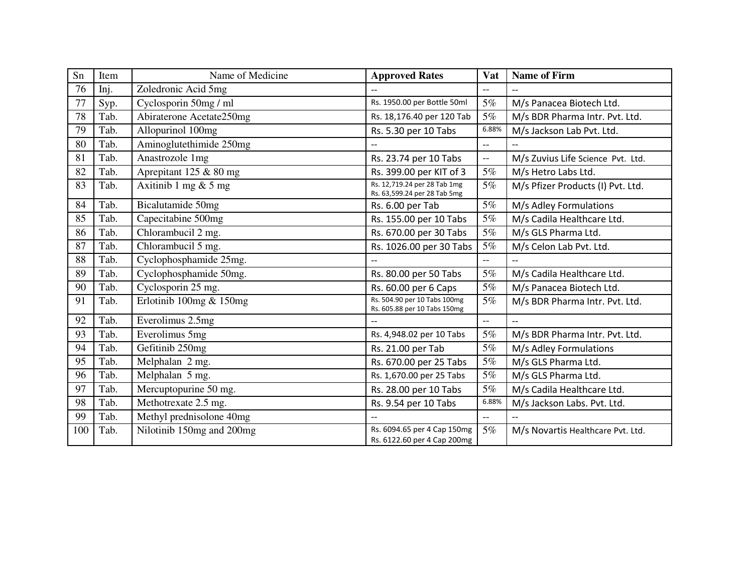| Sn | Item | Name of Medicine | **Approved Rates** | **Vat** | **Name of Firm** |
|---|---|---|---|---|---|
| 76 | Inj. | Zoledronic Acid 5mg | -- | -- | -- |
| 77 | Syp. | Cyclosporin 50mg / ml | Rs. 1950.00 per Bottle 50ml | 5% | M/s Panacea Biotech Ltd. |
| 78 | Tab. | Abiraterone Acetate250mg | Rs. 18,176.40 per 120 Tab | 5% | M/s BDR Pharma Intr. Pvt. Ltd. |
| 79 | Tab. | Allopurinol 100mg | Rs. 5.30 per 10 Tabs | 6.88% | M/s Jackson Lab Pvt. Ltd. |
| 80 | Tab. | Aminoglutethimide 250mg | -- | -- | -- |
| 81 | Tab. | Anastrozole 1mg | Rs. 23.74 per 10 Tabs | -- | M/s Zuvius Life Science Pvt. Ltd. |
| 82 | Tab. | Aprepitant 125 & 80 mg | Rs. 399.00 per KIT of 3 | 5% | M/s Hetro Labs Ltd. |
| 83 | Tab. | Axitinib 1 mg & 5 mg | Rs. 12,719.24 per 28 Tab 1mg<br>Rs. 63,599.24 per 28 Tab 5mg | 5% | M/s Pfizer Products (I) Pvt. Ltd. |
| 84 | Tab. | Bicalutamide 50mg | Rs. 6.00 per Tab | 5% | M/s Adley Formulations |
| 85 | Tab. | Capecitabine 500mg | Rs. 155.00 per 10 Tabs | 5% | M/s Cadila Healthcare Ltd. |
| 86 | Tab. | Chlorambucil 2 mg. | Rs. 670.00 per 30 Tabs | 5% | M/s GLS Pharma Ltd. |
| 87 | Tab. | Chlorambucil 5 mg. | Rs. 1026.00 per 30 Tabs | 5% | M/s Celon Lab Pvt. Ltd. |
| 88 | Tab. | Cyclophosphamide 25mg. | -- | -- | -- |
| 89 | Tab. | Cyclophosphamide 50mg. | Rs. 80.00 per 50 Tabs | 5% | M/s Cadila Healthcare Ltd. |
| 90 | Tab. | Cyclosporin 25 mg. | Rs. 60.00 per 6 Caps | 5% | M/s Panacea Biotech Ltd. |
| 91 | Tab. | Erlotinib 100mg & 150mg | Rs. 504.90 per 10 Tabs 100mg<br>Rs. 605.88 per 10 Tabs 150mg | 5% | M/s BDR Pharma Intr. Pvt. Ltd. |
| 92 | Tab. | Everolimus 2.5mg | -- | -- | -- |
| 93 | Tab. | Everolimus 5mg | Rs. 4,948.02 per 10 Tabs | 5% | M/s BDR Pharma Intr. Pvt. Ltd. |
| 94 | Tab. | Gefitinib 250mg | Rs. 21.00 per Tab | 5% | M/s Adley Formulations |
| 95 | Tab. | Melphalan 2 mg. | Rs. 670.00 per 25 Tabs | 5% | M/s GLS Pharma Ltd. |
| 96 | Tab. | Melphalan 5 mg. | Rs. 1,670.00 per 25 Tabs | 5% | M/s GLS Pharma Ltd. |
| 97 | Tab. | Mercuptopurine 50 mg. | Rs. 28.00 per 10 Tabs | 5% | M/s Cadila Healthcare Ltd. |
| 98 | Tab. | Methotrexate 2.5 mg. | Rs. 9.54 per 10 Tabs | 6.88% | M/s Jackson Labs. Pvt. Ltd. |
| 99 | Tab. | Methyl prednisolone 40mg | -- | -- | -- |
| 100 | Tab. | Nilotinib 150mg and 200mg | Rs. 6094.65 per 4 Cap 150mg<br>Rs. 6122.60 per 4 Cap 200mg | 5% | M/s Novartis Healthcare Pvt. Ltd. |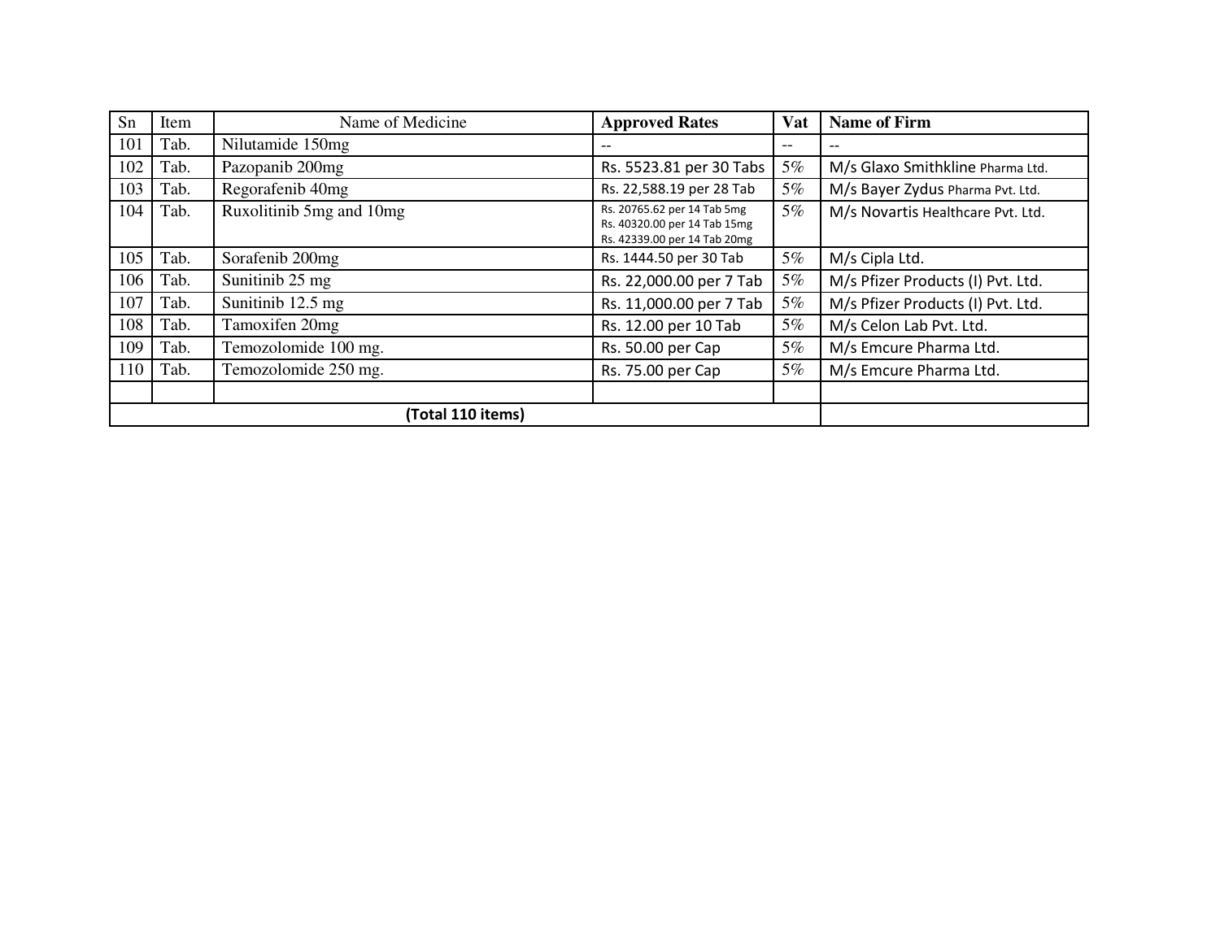| Sn | Item | Name of Medicine | **Approved Rates** | **Vat** | **Name of Firm** |
|---|---|---|---|---|---|
| 101 | Tab. | Nilutamide 150mg | -- | -- | -- |
| 102 | Tab. | Pazopanib 200mg | Rs. 5523.81 per 30 Tabs | 5% | M/s Glaxo Smithkline Pharma Ltd. |
| 103 | Tab. | Regorafenib 40mg | Rs. 22,588.19 per 28 Tab | 5% | M/s Bayer Zydus Pharma Pvt. Ltd. |
| 104 | Tab. | Ruxolitinib 5mg and 10mg | Rs. 20765.62 per 14 Tab 5mg<br>Rs. 40320.00 per 14 Tab 15mg<br>Rs. 42339.00 per 14 Tab 20mg | 5% | M/s Novartis Healthcare Pvt. Ltd. |
| 105 | Tab. | Sorafenib 200mg | Rs. 1444.50 per 30 Tab | 5% | M/s Cipla Ltd. |
| 106 | Tab. | Sunitinib 25 mg | Rs. 22,000.00 per 7 Tab | 5% | M/s Pfizer Products (I) Pvt. Ltd. |
| 107 | Tab. | Sunitinib 12.5 mg | Rs. 11,000.00 per 7 Tab | 5% | M/s Pfizer Products (I) Pvt. Ltd. |
| 108 | Tab. | Tamoxifen 20mg | Rs. 12.00 per 10 Tab | 5% | M/s Celon Lab Pvt. Ltd. |
| 109 | Tab. | Temozolomide 100 mg. | Rs. 50.00 per Cap | 5% | M/s Emcure Pharma Ltd. |
| 110 | Tab. | Temozolomide 250 mg. | Rs. 75.00 per Cap | 5% | M/s Emcure Pharma Ltd. |
| | | | | | |
| **(Total 110 items)** | | | | | |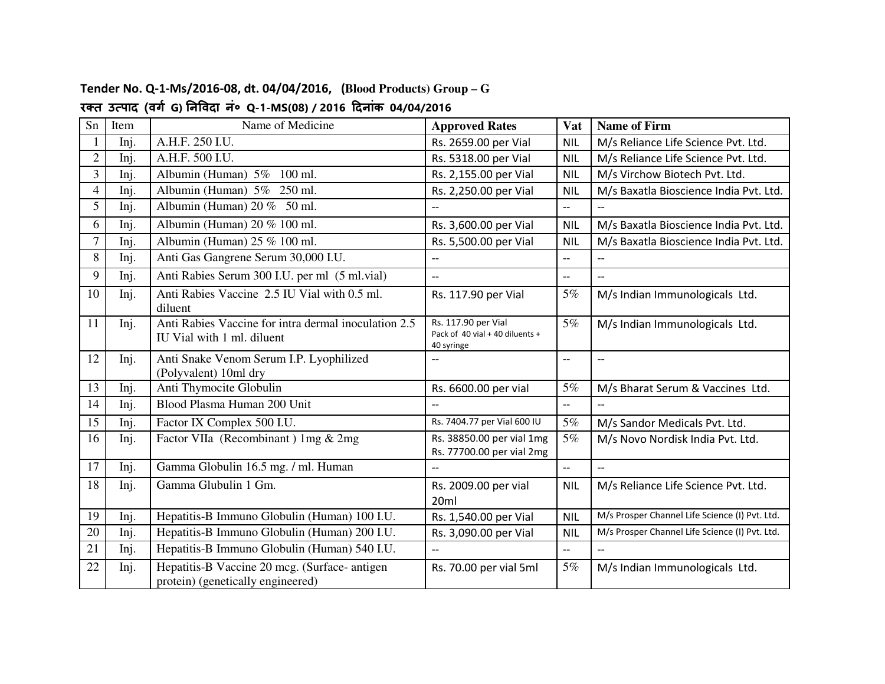**Tender No. Q-1-Ms/2016-08, dt. 04/04/2016, (Blood Products) Group – G**

**रक्त उत्पाद (वर्ग G) निविदा नं० Q-1-MS(08) / 2016 दिनांक 04/04/2016**

| Sn | Item | Name of Medicine | Approved Rates | Vat | Name of Firm |
|---|---|---|---|---|---|
| 1 | Inj. | A.H.F. 250 I.U. | Rs. 2659.00 per Vial | NIL | M/s Reliance Life Science Pvt. Ltd. |
| 2 | Inj. | A.H.F. 500 I.U. | Rs. 5318.00 per Vial | NIL | M/s Reliance Life Science Pvt. Ltd. |
| 3 | Inj. | Albumin (Human) 5% 100 ml. | Rs. 2,155.00 per Vial | NIL | M/s Virchow Biotech Pvt. Ltd. |
| 4 | Inj. | Albumin (Human) 5% 250 ml. | Rs. 2,250.00 per Vial | NIL | M/s Baxatla Bioscience India Pvt. Ltd. |
| 5 | Inj. | Albumin (Human) 20 % 50 ml. | -- | -- | -- |
| 6 | Inj. | Albumin (Human) 20 % 100 ml. | Rs. 3,600.00 per Vial | NIL | M/s Baxatla Bioscience India Pvt. Ltd. |
| 7 | Inj. | Albumin (Human) 25 % 100 ml. | Rs. 5,500.00 per Vial | NIL | M/s Baxatla Bioscience India Pvt. Ltd. |
| 8 | Inj. | Anti Gas Gangrene Serum 30,000 I.U. | -- | -- | -- |
| 9 | Inj. | Anti Rabies Serum 300 I.U. per ml (5 ml.vial) | -- | -- | -- |
| 10 | Inj. | Anti Rabies Vaccine 2.5 IU Vial with 0.5 ml. diluent | Rs. 117.90 per Vial | 5% | M/s Indian Immunologicals Ltd. |
| 11 | Inj. | Anti Rabies Vaccine for intra dermal inoculation 2.5 IU Vial with 1 ml. diluent | Rs. 117.90 per Vial Pack of 40 vial + 40 diluents + 40 syringe | 5% | M/s Indian Immunologicals Ltd. |
| 12 | Inj. | Anti Snake Venom Serum I.P. Lyophilized (Polyvalent) 10ml dry | -- | -- | -- |
| 13 | Inj. | Anti Thymocite Globulin | Rs. 6600.00 per vial | 5% | M/s Bharat Serum & Vaccines Ltd. |
| 14 | Inj. | Blood Plasma Human 200 Unit | -- | -- | -- |
| 15 | Inj. | Factor IX Complex 500 I.U. | Rs. 7404.77 per Vial 600 IU | 5% | M/s Sandor Medicals Pvt. Ltd. |
| 16 | Inj. | Factor VIIa (Recombinant ) 1mg & 2mg | Rs. 38850.00 per vial 1mg Rs. 77700.00 per vial 2mg | 5% | M/s Novo Nordisk India Pvt. Ltd. |
| 17 | Inj. | Gamma Globulin 16.5 mg. / ml. Human | -- | -- | -- |
| 18 | Inj. | Gamma Glubulin 1 Gm. | Rs. 2009.00 per vial 20ml | NIL | M/s Reliance Life Science Pvt. Ltd. |
| 19 | Inj. | Hepatitis-B Immuno Globulin (Human) 100 I.U. | Rs. 1,540.00 per Vial | NIL | M/s Prosper Channel Life Science (I) Pvt. Ltd. |
| 20 | Inj. | Hepatitis-B Immuno Globulin (Human) 200 I.U. | Rs. 3,090.00 per Vial | NIL | M/s Prosper Channel Life Science (I) Pvt. Ltd. |
| 21 | Inj. | Hepatitis-B Immuno Globulin (Human) 540 I.U. | -- | -- | -- |
| 22 | Inj. | Hepatitis-B Vaccine 20 mcg. (Surface- antigen protein) (genetically engineered) | Rs. 70.00 per vial 5ml | 5% | M/s Indian Immunologicals Ltd. |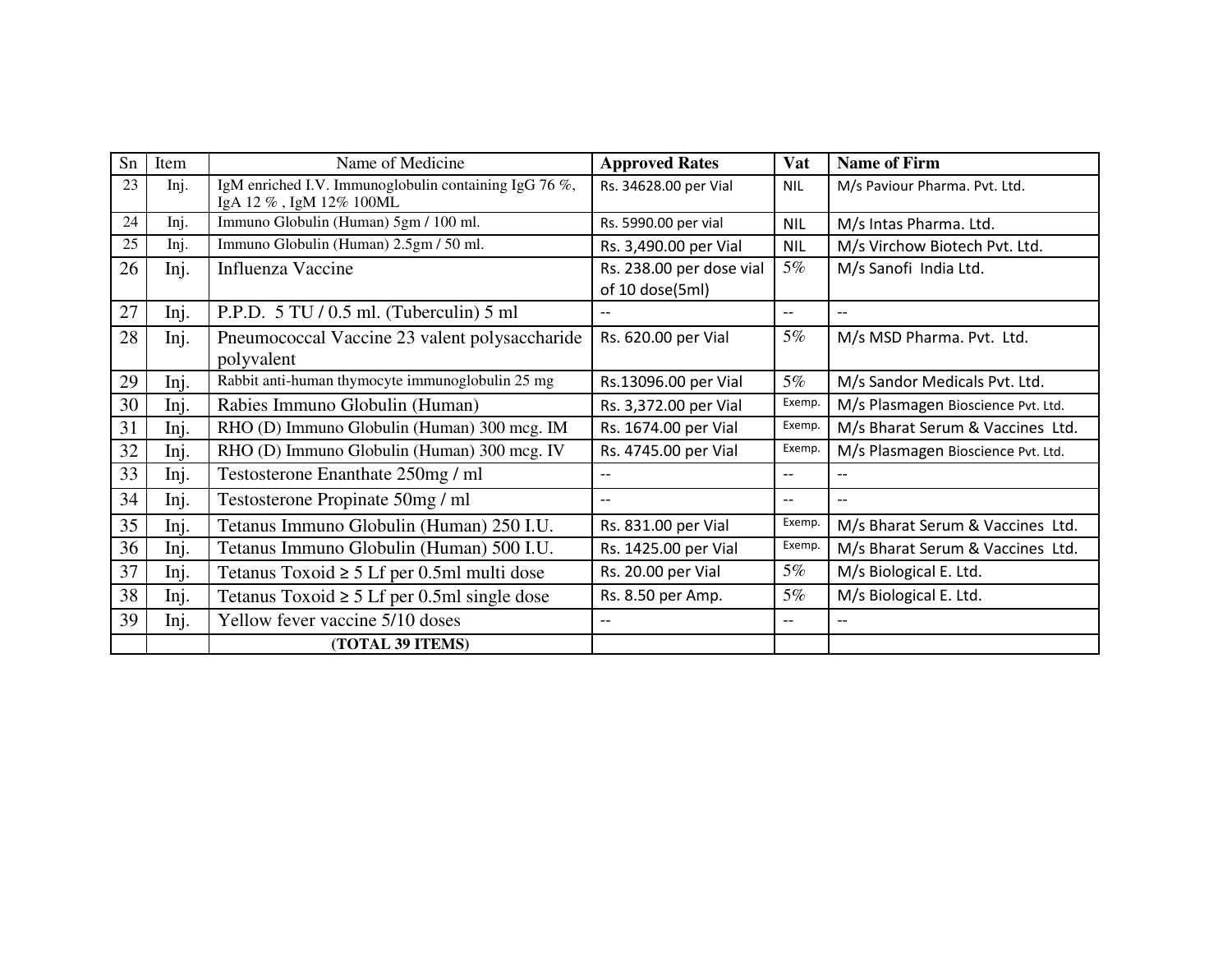| Sn | Item | Name of Medicine | **Approved Rates** | **Vat** | **Name of Firm** |
|---|---|---|---|---|---|
| 23 | Inj. | IgM enriched I.V. Immunoglobulin containing IgG 76 %, IgA 12 % , IgM 12% 100ML | Rs. 34628.00 per Vial | NIL | M/s Paviour Pharma. Pvt. Ltd. |
| 24 | Inj. | Immuno Globulin (Human) 5gm / 100 ml. | Rs. 5990.00 per vial | NIL | M/s Intas Pharma. Ltd. |
| 25 | Inj. | Immuno Globulin (Human) 2.5gm / 50 ml. | Rs. 3,490.00 per Vial | NIL | M/s Virchow Biotech Pvt. Ltd. |
| 26 | Inj. | Influenza Vaccine | Rs. 238.00 per dose vial of 10 dose(5ml) | 5% | M/s Sanofi India Ltd. |
| 27 | Inj. | P.P.D. 5 TU / 0.5 ml. (Tuberculin) 5 ml | -- | -- | -- |
| 28 | Inj. | Pneumococcal Vaccine 23 valent polysaccharide polyvalent | Rs. 620.00 per Vial | 5% | M/s MSD Pharma. Pvt. Ltd. |
| 29 | Inj. | Rabbit anti-human thymocyte immunoglobulin 25 mg | Rs.13096.00 per Vial | 5% | M/s Sandor Medicals Pvt. Ltd. |
| 30 | Inj. | Rabies Immuno Globulin (Human) | Rs. 3,372.00 per Vial | Exemp. | M/s Plasmagen Bioscience Pvt. Ltd. |
| 31 | Inj. | RHO (D) Immuno Globulin (Human) 300 mcg. IM | Rs. 1674.00 per Vial | Exemp. | M/s Bharat Serum & Vaccines Ltd. |
| 32 | Inj. | RHO (D) Immuno Globulin (Human) 300 mcg. IV | Rs. 4745.00 per Vial | Exemp. | M/s Plasmagen Bioscience Pvt. Ltd. |
| 33 | Inj. | Testosterone Enanthate 250mg / ml | -- | -- | -- |
| 34 | Inj. | Testosterone Propinate 50mg / ml | -- | -- | -- |
| 35 | Inj. | Tetanus Immuno Globulin (Human) 250 I.U. | Rs. 831.00 per Vial | Exemp. | M/s Bharat Serum & Vaccines Ltd. |
| 36 | Inj. | Tetanus Immuno Globulin (Human) 500 I.U. | Rs. 1425.00 per Vial | Exemp. | M/s Bharat Serum & Vaccines Ltd. |
| 37 | Inj. | Tetanus Toxoid ≥ 5 Lf per 0.5ml multi dose | Rs. 20.00 per Vial | 5% | M/s Biological E. Ltd. |
| 38 | Inj. | Tetanus Toxoid ≥ 5 Lf per 0.5ml single dose | Rs. 8.50 per Amp. | 5% | M/s Biological E. Ltd. |
| 39 | Inj. | Yellow fever vaccine 5/10 doses | -- | -- | -- |
| | | **(TOTAL 39 ITEMS)** | | | |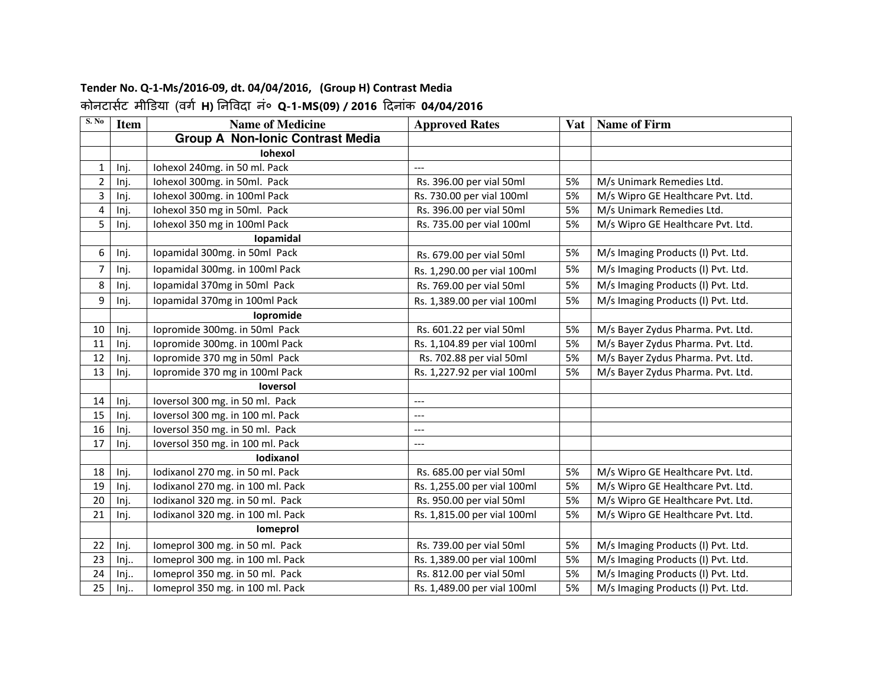**Tender No. Q-1-Ms/2016-09, dt. 04/04/2016, (Group H) Contrast Media**

**कोनटार्सट मीडिया (वर्ग H) निविदा नं० Q-1-MS(09) / 2016 दिनांक 04/04/2016**

| S. No | Item | Name of Medicine | Approved Rates | Vat | Name of Firm |
|---|---|---|---|---|---|
| | | **Group A Non-Ionic Contrast Media** | | | |
| | | **Iohexol** | | | |
| 1 | Inj. | Iohexol 240mg. in 50 ml. Pack | --- | | |
| 2 | Inj. | Iohexol 300mg. in 50ml. Pack | Rs. 396.00 per vial 50ml | 5% | M/s Unimark Remedies Ltd. |
| 3 | Inj. | Iohexol 300mg. in 100ml Pack | Rs. 730.00 per vial 100ml | 5% | M/s Wipro GE Healthcare Pvt. Ltd. |
| 4 | Inj. | Iohexol 350 mg in 50ml. Pack | Rs. 396.00 per vial 50ml | 5% | M/s Unimark Remedies Ltd. |
| 5 | Inj. | Iohexol 350 mg in 100ml Pack | Rs. 735.00 per vial 100ml | 5% | M/s Wipro GE Healthcare Pvt. Ltd. |
| | | **Iopamidal** | | | |
| 6 | Inj. | Iopamidal 300mg. in 50ml Pack | Rs. 679.00 per vial 50ml | 5% | M/s Imaging Products (I) Pvt. Ltd. |
| 7 | Inj. | Iopamidal 300mg. in 100ml Pack | Rs. 1,290.00 per vial 100ml | 5% | M/s Imaging Products (I) Pvt. Ltd. |
| 8 | Inj. | Iopamidal 370mg in 50ml Pack | Rs. 769.00 per vial 50ml | 5% | M/s Imaging Products (I) Pvt. Ltd. |
| 9 | Inj. | Iopamidal 370mg in 100ml Pack | Rs. 1,389.00 per vial 100ml | 5% | M/s Imaging Products (I) Pvt. Ltd. |
| | | **Iopromide** | | | |
| 10 | Inj. | Iopromide 300mg. in 50ml Pack | Rs. 601.22 per vial 50ml | 5% | M/s Bayer Zydus Pharma. Pvt. Ltd. |
| 11 | Inj. | Iopromide 300mg. in 100ml Pack | Rs. 1,104.89 per vial 100ml | 5% | M/s Bayer Zydus Pharma. Pvt. Ltd. |
| 12 | Inj. | Iopromide 370 mg in 50ml Pack | Rs. 702.88 per vial 50ml | 5% | M/s Bayer Zydus Pharma. Pvt. Ltd. |
| 13 | Inj. | Iopromide 370 mg in 100ml Pack | Rs. 1,227.92 per vial 100ml | 5% | M/s Bayer Zydus Pharma. Pvt. Ltd. |
| | | **Ioversol** | | | |
| 14 | Inj. | Ioversol 300 mg. in 50 ml. Pack | --- | | |
| 15 | Inj. | Ioversol 300 mg. in 100 ml. Pack | --- | | |
| 16 | Inj. | Ioversol 350 mg. in 50 ml. Pack | --- | | |
| 17 | Inj. | Ioversol 350 mg. in 100 ml. Pack | --- | | |
| | | **Iodixanol** | | | |
| 18 | Inj. | Iodixanol 270 mg. in 50 ml. Pack | Rs. 685.00 per vial 50ml | 5% | M/s Wipro GE Healthcare Pvt. Ltd. |
| 19 | Inj. | Iodixanol 270 mg. in 100 ml. Pack | Rs. 1,255.00 per vial 100ml | 5% | M/s Wipro GE Healthcare Pvt. Ltd. |
| 20 | Inj. | Iodixanol 320 mg. in 50 ml. Pack | Rs. 950.00 per vial 50ml | 5% | M/s Wipro GE Healthcare Pvt. Ltd. |
| 21 | Inj. | Iodixanol 320 mg. in 100 ml. Pack | Rs. 1,815.00 per vial 100ml | 5% | M/s Wipro GE Healthcare Pvt. Ltd. |
| | | **Iomeprol** | | | |
| 22 | Inj. | Iomeprol 300 mg. in 50 ml. Pack | Rs. 739.00 per vial 50ml | 5% | M/s Imaging Products (I) Pvt. Ltd. |
| 23 | Inj.. | Iomeprol 300 mg. in 100 ml. Pack | Rs. 1,389.00 per vial 100ml | 5% | M/s Imaging Products (I) Pvt. Ltd. |
| 24 | Inj.. | Iomeprol 350 mg. in 50 ml. Pack | Rs. 812.00 per vial 50ml | 5% | M/s Imaging Products (I) Pvt. Ltd. |
| 25 | Inj.. | Iomeprol 350 mg. in 100 ml. Pack | Rs. 1,489.00 per vial 100ml | 5% | M/s Imaging Products (I) Pvt. Ltd. |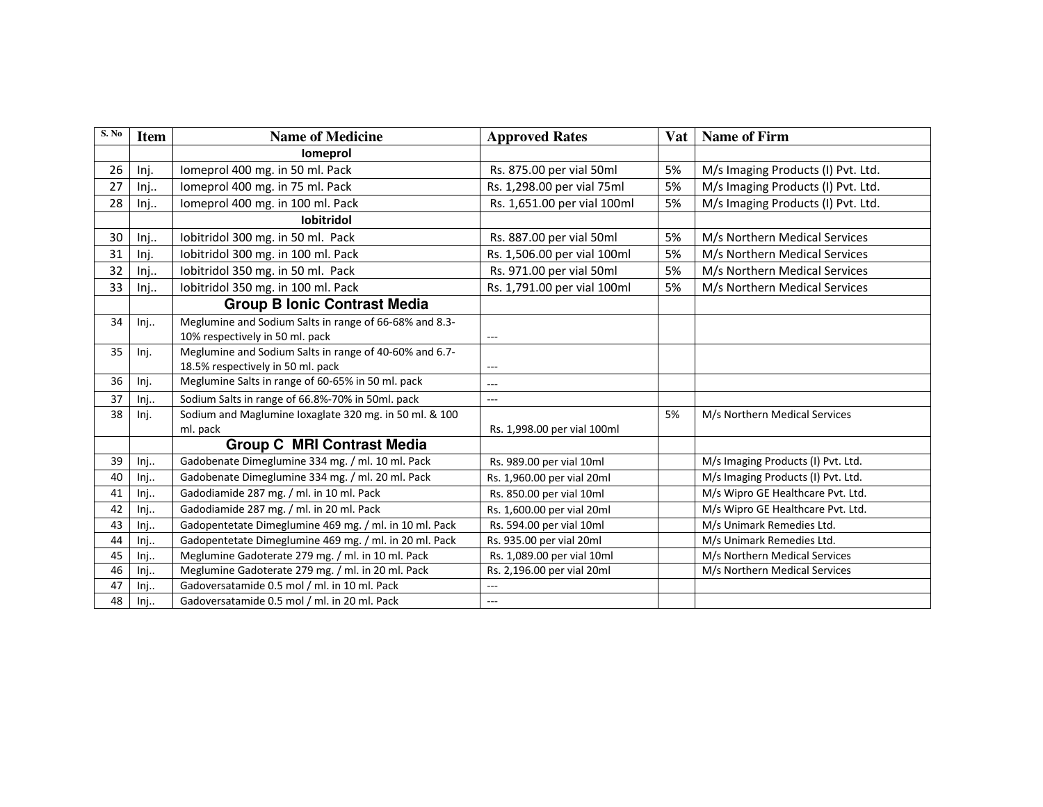| S. No | Item | Name of Medicine | Approved Rates | Vat | Name of Firm |
|---|---|---|---|---|---|
| | | **Iomeprol** | | | |
| 26 | Inj. | Iomeprol 400 mg. in 50 ml. Pack | Rs. 875.00 per vial 50ml | 5% | M/s Imaging Products (I) Pvt. Ltd. |
| 27 | Inj.. | Iomeprol 400 mg. in 75 ml. Pack | Rs. 1,298.00 per vial 75ml | 5% | M/s Imaging Products (I) Pvt. Ltd. |
| 28 | Inj.. | Iomeprol 400 mg. in 100 ml. Pack | Rs. 1,651.00 per vial 100ml | 5% | M/s Imaging Products (I) Pvt. Ltd. |
| | | **Iobitridol** | | | |
| 30 | Inj.. | Iobitridol 300 mg. in 50 ml. Pack | Rs. 887.00 per vial 50ml | 5% | M/s Northern Medical Services |
| 31 | Inj. | Iobitridol 300 mg. in 100 ml. Pack | Rs. 1,506.00 per vial 100ml | 5% | M/s Northern Medical Services |
| 32 | Inj.. | Iobitridol 350 mg. in 50 ml. Pack | Rs. 971.00 per vial 50ml | 5% | M/s Northern Medical Services |
| 33 | Inj.. | Iobitridol 350 mg. in 100 ml. Pack | Rs. 1,791.00 per vial 100ml | 5% | M/s Northern Medical Services |
| | | **Group B Ionic Contrast Media** | | | |
| 34 | Inj.. | Meglumine and Sodium Salts in range of 66-68% and 8.3-10% respectively in 50 ml. pack | --- | | |
| 35 | Inj. | Meglumine and Sodium Salts in range of 40-60% and 6.7-18.5% respectively in 50 ml. pack | --- | | |
| 36 | Inj. | Meglumine Salts in range of 60-65% in 50 ml. pack | --- | | |
| 37 | Inj.. | Sodium Salts in range of 66.8%-70% in 50ml. pack | --- | | |
| 38 | Inj. | Sodium and Maglumine Ioxaglate 320 mg. in 50 ml. & 100 ml. pack | Rs. 1,998.00 per vial 100ml | 5% | M/s Northern Medical Services |
| | | **Group C MRI Contrast Media** | | | |
| 39 | Inj.. | Gadobenate Dimeglumine 334 mg. / ml. 10 ml. Pack | Rs. 989.00 per vial 10ml | | M/s Imaging Products (I) Pvt. Ltd. |
| 40 | Inj.. | Gadobenate Dimeglumine 334 mg. / ml. 20 ml. Pack | Rs. 1,960.00 per vial 20ml | | M/s Imaging Products (I) Pvt. Ltd. |
| 41 | Inj.. | Gadodiamide 287 mg. / ml. in 10 ml. Pack | Rs. 850.00 per vial 10ml | | M/s Wipro GE Healthcare Pvt. Ltd. |
| 42 | Inj.. | Gadodiamide 287 mg. / ml. in 20 ml. Pack | Rs. 1,600.00 per vial 20ml | | M/s Wipro GE Healthcare Pvt. Ltd. |
| 43 | Inj.. | Gadopentetate Dimeglumine 469 mg. / ml. in 10 ml. Pack | Rs. 594.00 per vial 10ml | | M/s Unimark Remedies Ltd. |
| 44 | Inj.. | Gadopentetate Dimeglumine 469 mg. / ml. in 20 ml. Pack | Rs. 935.00 per vial 20ml | | M/s Unimark Remedies Ltd. |
| 45 | Inj.. | Meglumine Gadoterate 279 mg. / ml. in 10 ml. Pack | Rs. 1,089.00 per vial 10ml | | M/s Northern Medical Services |
| 46 | Inj.. | Meglumine Gadoterate 279 mg. / ml. in 20 ml. Pack | Rs. 2,196.00 per vial 20ml | | M/s Northern Medical Services |
| 47 | Inj.. | Gadoversatamide 0.5 mol / ml. in 10 ml. Pack | --- | | |
| 48 | Inj.. | Gadoversatamide 0.5 mol / ml. in 20 ml. Pack | --- | | |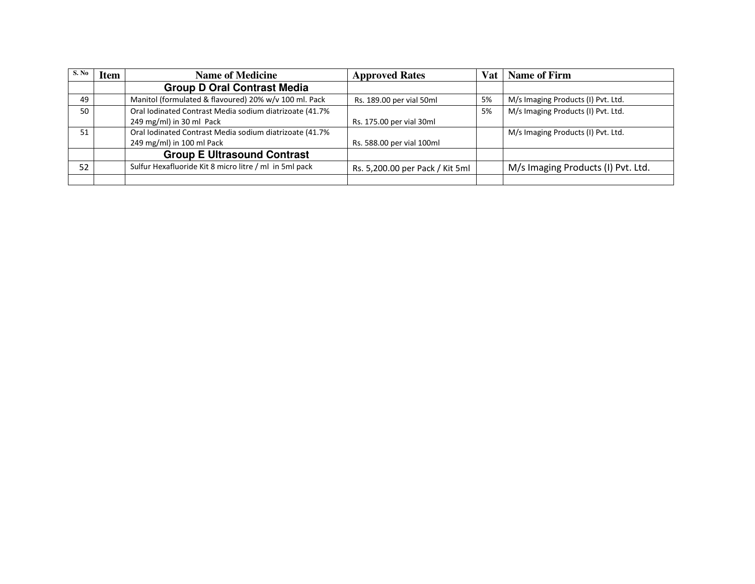| S. No | Item | Name of Medicine | Approved Rates | Vat | Name of Firm |
|---|---|---|---|---|---|
| | | **Group D Oral Contrast Media** | | | |
| 49 | | Manitol (formulated & flavoured) 20% w/v 100 ml. Pack | Rs. 189.00 per vial 50ml | 5% | M/s Imaging Products (I) Pvt. Ltd. |
| 50 | | Oral Iodinated Contrast Media sodium diatrizoate (41.7% 249 mg/ml) in 30 ml Pack | Rs. 175.00 per vial 30ml | 5% | M/s Imaging Products (I) Pvt. Ltd. |
| 51 | | Oral Iodinated Contrast Media sodium diatrizoate (41.7% 249 mg/ml) in 100 ml Pack | Rs. 588.00 per vial 100ml | | M/s Imaging Products (I) Pvt. Ltd. |
| | | **Group E Ultrasound Contrast** | | | |
| 52 | | Sulfur Hexafluoride Kit 8 micro litre / ml in 5ml pack | Rs. 5,200.00 per Pack / Kit 5ml | | M/s Imaging Products (I) Pvt. Ltd. |
| | | | | | |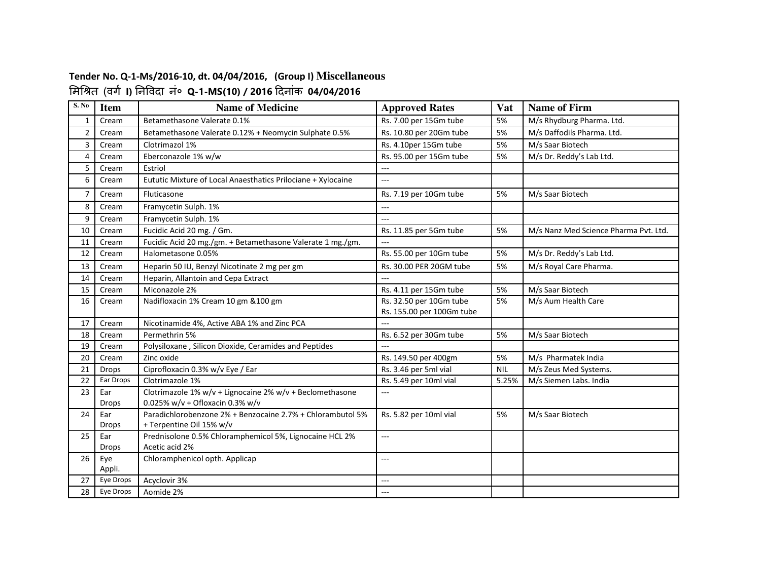**Tender No. Q-1-Ms/2016-10, dt. 04/04/2016, (Group I) Miscellaneous**

**मिश्रित (वर्ग I) निविदा नं० Q-1-MS(10) / 2016 दिनांक 04/04/2016**

| S. No | Item | Name of Medicine | Approved Rates | Vat | Name of Firm |
|---|---|---|---|---|---|
| 1 | Cream | Betamethasone Valerate 0.1% | Rs. 7.00 per 15Gm tube | 5% | M/s Rhydburg Pharma. Ltd. |
| 2 | Cream | Betamethasone Valerate 0.12% + Neomycin Sulphate 0.5% | Rs. 10.80 per 20Gm tube | 5% | M/s Daffodils Pharma. Ltd. |
| 3 | Cream | Clotrimazol 1% | Rs. 4.10per 15Gm tube | 5% | M/s Saar Biotech |
| 4 | Cream | Eberconazole 1% w/w | Rs. 95.00 per 15Gm tube | 5% | M/s Dr. Reddy's Lab Ltd. |
| 5 | Cream | Estriol | --- | | |
| 6 | Cream | Eututic Mixture of Local Anaesthatics Prilociane + Xylocaine | --- | | |
| 7 | Cream | Fluticasone | Rs. 7.19 per 10Gm tube | 5% | M/s Saar Biotech |
| 8 | Cream | Framycetin Sulph. 1% | --- | | |
| 9 | Cream | Framycetin Sulph. 1% | --- | | |
| 10 | Cream | Fucidic Acid 20 mg. / Gm. | Rs. 11.85 per 5Gm tube | 5% | M/s Nanz Med Science Pharma Pvt. Ltd. |
| 11 | Cream | Fucidic Acid 20 mg./gm. + Betamethasone Valerate 1 mg./gm. | --- | | |
| 12 | Cream | Halometasone 0.05% | Rs. 55.00 per 10Gm tube | 5% | M/s Dr. Reddy's Lab Ltd. |
| 13 | Cream | Heparin 50 IU, Benzyl Nicotinate 2 mg per gm | Rs. 30.00 PER 20GM tube | 5% | M/s Royal Care Pharma. |
| 14 | Cream | Heparin, Allantoin and Cepa Extract | --- | | |
| 15 | Cream | Miconazole 2% | Rs. 4.11 per 15Gm tube | 5% | M/s Saar Biotech |
| 16 | Cream | Nadifloxacin 1% Cream 10 gm &100 gm | Rs. 32.50 per 10Gm tube<br>Rs. 155.00 per 100Gm tube | 5% | M/s Aum Health Care |
| 17 | Cream | Nicotinamide 4%, Active ABA 1% and Zinc PCA | --- | | |
| 18 | Cream | Permethrin 5% | Rs. 6.52 per 30Gm tube | 5% | M/s Saar Biotech |
| 19 | Cream | Polysiloxane , Silicon Dioxide, Ceramides and Peptides | --- | | |
| 20 | Cream | Zinc oxide | Rs. 149.50 per 400gm | 5% | M/s Pharmatek India |
| 21 | Drops | Ciprofloxacin 0.3% w/v Eye / Ear | Rs. 3.46 per 5ml vial | NIL | M/s Zeus Med Systems. |
| 22 | Ear Drops | Clotrimazole 1% | Rs. 5.49 per 10ml vial | 5.25% | M/s Siemen Labs. India |
| 23 | Ear Drops | Clotrimazole 1% w/v + Lignocaine 2% w/v + Beclomethasone 0.025% w/v + Ofloxacin 0.3% w/v | --- | | |
| 24 | Ear Drops | Paradichlorobenzone 2% + Benzocaine 2.7% + Chlorambutol 5% + Terpentine Oil 15% w/v | Rs. 5.82 per 10ml vial | 5% | M/s Saar Biotech |
| 25 | Ear Drops | Prednisolone 0.5% Chloramphemicol 5%, Lignocaine HCL 2% Acetic acid 2% | --- | | |
| 26 | Eye Appli. | Chloramphenicol opth. Applicap | --- | | |
| 27 | Eye Drops | Acyclovir 3% | --- | | |
| 28 | Eye Drops | Aomide 2% | --- | | |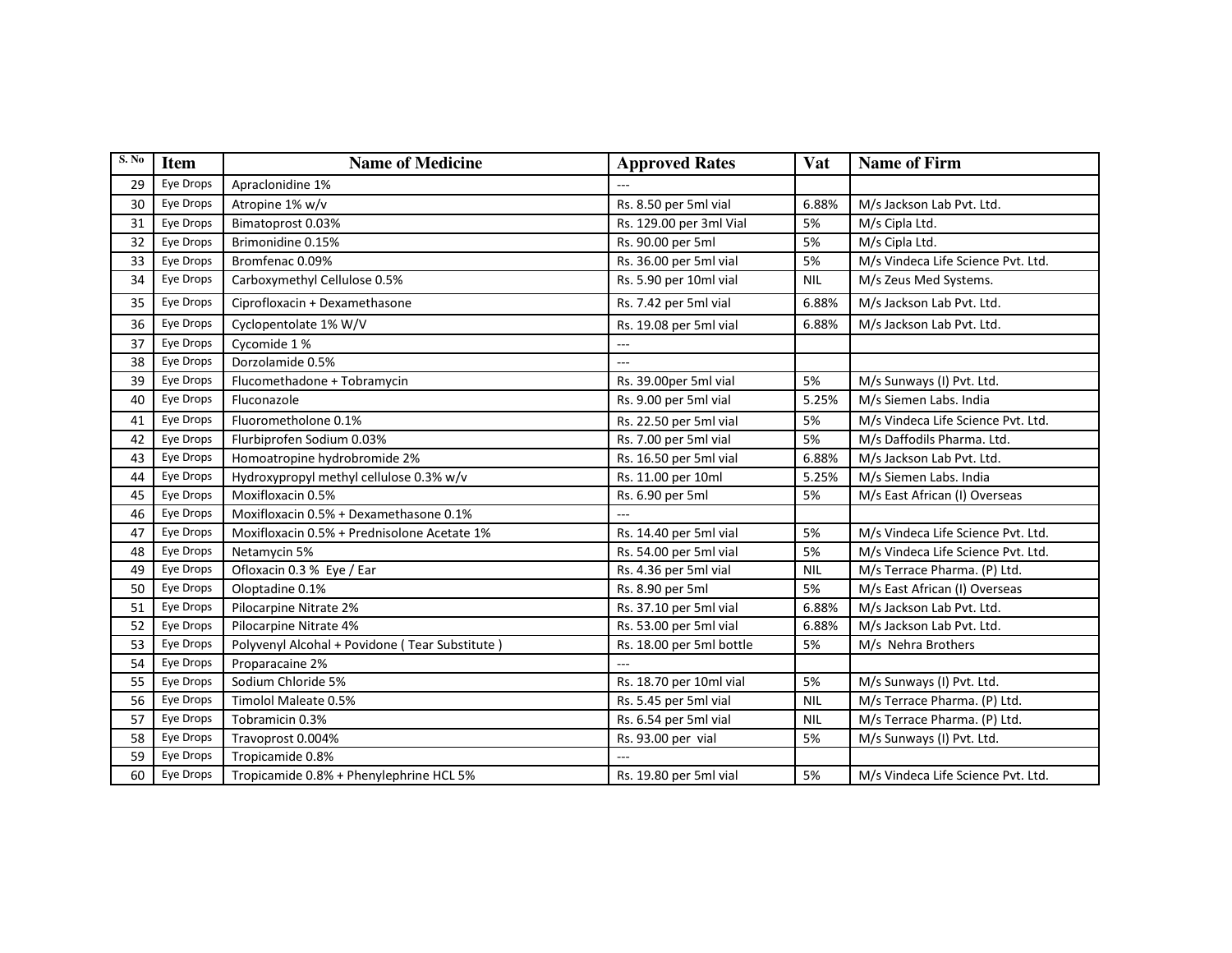| S. No | Item | Name of Medicine | Approved Rates | Vat | Name of Firm |
|---|---|---|---|---|---|
| 29 | Eye Drops | Apraclonidine 1% | --- | | |
| 30 | Eye Drops | Atropine 1% w/v | Rs. 8.50 per 5ml vial | 6.88% | M/s Jackson Lab Pvt. Ltd. |
| 31 | Eye Drops | Bimatoprost 0.03% | Rs. 129.00 per 3ml Vial | 5% | M/s Cipla Ltd. |
| 32 | Eye Drops | Brimonidine 0.15% | Rs. 90.00 per 5ml | 5% | M/s Cipla Ltd. |
| 33 | Eye Drops | Bromfenac 0.09% | Rs. 36.00 per 5ml vial | 5% | M/s Vindeca Life Science Pvt. Ltd. |
| 34 | Eye Drops | Carboxymethyl Cellulose 0.5% | Rs. 5.90 per 10ml vial | NIL | M/s Zeus Med Systems. |
| 35 | Eye Drops | Ciprofloxacin + Dexamethasone | Rs. 7.42 per 5ml vial | 6.88% | M/s Jackson Lab Pvt. Ltd. |
| 36 | Eye Drops | Cyclopentolate 1% W/V | Rs. 19.08 per 5ml vial | 6.88% | M/s Jackson Lab Pvt. Ltd. |
| 37 | Eye Drops | Cycomide 1 % | --- | | |
| 38 | Eye Drops | Dorzolamide 0.5% | --- | | |
| 39 | Eye Drops | Flucomethadone + Tobramycin | Rs. 39.00per 5ml vial | 5% | M/s Sunways (I) Pvt. Ltd. |
| 40 | Eye Drops | Fluconazole | Rs. 9.00 per 5ml vial | 5.25% | M/s Siemen Labs. India |
| 41 | Eye Drops | Fluorometholone 0.1% | Rs. 22.50 per 5ml vial | 5% | M/s Vindeca Life Science Pvt. Ltd. |
| 42 | Eye Drops | Flurbiprofen Sodium 0.03% | Rs. 7.00 per 5ml vial | 5% | M/s Daffodils Pharma. Ltd. |
| 43 | Eye Drops | Homoatropine hydrobromide 2% | Rs. 16.50 per 5ml vial | 6.88% | M/s Jackson Lab Pvt. Ltd. |
| 44 | Eye Drops | Hydroxypropyl methyl cellulose 0.3% w/v | Rs. 11.00 per 10ml | 5.25% | M/s Siemen Labs. India |
| 45 | Eye Drops | Moxifloxacin 0.5% | Rs. 6.90 per 5ml | 5% | M/s East African (I) Overseas |
| 46 | Eye Drops | Moxifloxacin 0.5% + Dexamethasone 0.1% | --- | | |
| 47 | Eye Drops | Moxifloxacin 0.5% + Prednisolone Acetate 1% | Rs. 14.40 per 5ml vial | 5% | M/s Vindeca Life Science Pvt. Ltd. |
| 48 | Eye Drops | Netamycin 5% | Rs. 54.00 per 5ml vial | 5% | M/s Vindeca Life Science Pvt. Ltd. |
| 49 | Eye Drops | Ofloxacin 0.3 % Eye / Ear | Rs. 4.36 per 5ml vial | NIL | M/s Terrace Pharma. (P) Ltd. |
| 50 | Eye Drops | Oloptadine 0.1% | Rs. 8.90 per 5ml | 5% | M/s East African (I) Overseas |
| 51 | Eye Drops | Pilocarpine Nitrate 2% | Rs. 37.10 per 5ml vial | 6.88% | M/s Jackson Lab Pvt. Ltd. |
| 52 | Eye Drops | Pilocarpine Nitrate 4% | Rs. 53.00 per 5ml vial | 6.88% | M/s Jackson Lab Pvt. Ltd. |
| 53 | Eye Drops | Polyvenyl Alcohal + Povidone ( Tear Substitute ) | Rs. 18.00 per 5ml bottle | 5% | M/s Nehra Brothers |
| 54 | Eye Drops | Proparacaine 2% | --- | | |
| 55 | Eye Drops | Sodium Chloride 5% | Rs. 18.70 per 10ml vial | 5% | M/s Sunways (I) Pvt. Ltd. |
| 56 | Eye Drops | Timolol Maleate 0.5% | Rs. 5.45 per 5ml vial | NIL | M/s Terrace Pharma. (P) Ltd. |
| 57 | Eye Drops | Tobramicin 0.3% | Rs. 6.54 per 5ml vial | NIL | M/s Terrace Pharma. (P) Ltd. |
| 58 | Eye Drops | Travoprost 0.004% | Rs. 93.00 per vial | 5% | M/s Sunways (I) Pvt. Ltd. |
| 59 | Eye Drops | Tropicamide 0.8% | --- | | |
| 60 | Eye Drops | Tropicamide 0.8% + Phenylephrine HCL 5% | Rs. 19.80 per 5ml vial | 5% | M/s Vindeca Life Science Pvt. Ltd. |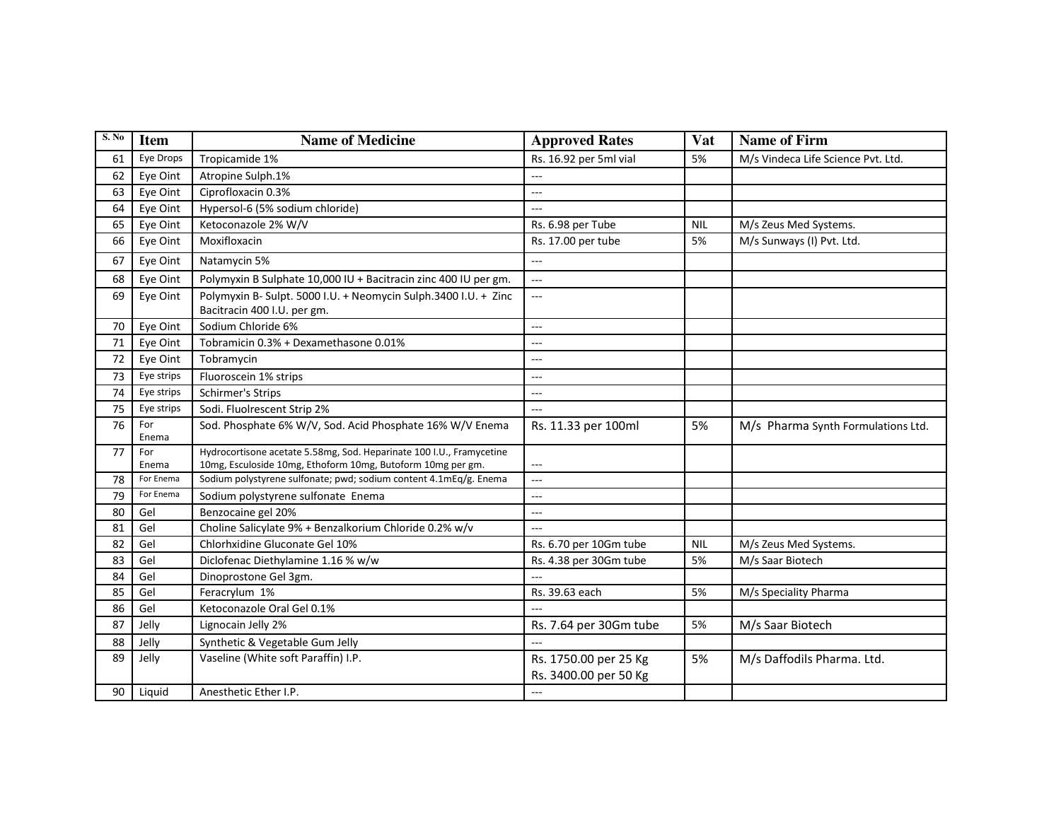| S. No | Item | Name of Medicine | Approved Rates | Vat | Name of Firm |
|---|---|---|---|---|---|
| 61 | Eye Drops | Tropicamide 1% | Rs. 16.92 per 5ml vial | 5% | M/s Vindeca Life Science Pvt. Ltd. |
| 62 | Eye Oint | Atropine Sulph.1% | --- | | |
| 63 | Eye Oint | Ciprofloxacin 0.3% | --- | | |
| 64 | Eye Oint | Hypersol-6 (5% sodium chloride) | --- | | |
| 65 | Eye Oint | Ketoconazole 2% W/V | Rs. 6.98 per Tube | NIL | M/s Zeus Med Systems. |
| 66 | Eye Oint | Moxifloxacin | Rs. 17.00 per tube | 5% | M/s Sunways (I) Pvt. Ltd. |
| 67 | Eye Oint | Natamycin 5% | --- | | |
| 68 | Eye Oint | Polymyxin B Sulphate 10,000 IU + Bacitracin zinc 400 IU per gm. | --- | | |
| 69 | Eye Oint | Polymyxin B- Sulpt. 5000 I.U. + Neomycin Sulph.3400 I.U. + Zinc Bacitracin 400 I.U. per gm. | --- | | |
| 70 | Eye Oint | Sodium Chloride 6% | --- | | |
| 71 | Eye Oint | Tobramicin 0.3% + Dexamethasone 0.01% | --- | | |
| 72 | Eye Oint | Tobramycin | --- | | |
| 73 | Eye strips | Fluoroscein 1% strips | --- | | |
| 74 | Eye strips | Schirmer's Strips | --- | | |
| 75 | Eye strips | Sodi. Fluolrescent Strip 2% | --- | | |
| 76 | For Enema | Sod. Phosphate 6% W/V, Sod. Acid Phosphate 16% W/V Enema | Rs. 11.33 per 100ml | 5% | M/s Pharma Synth Formulations Ltd. |
| 77 | For Enema | Hydrocortisone acetate 5.58mg, Sod. Heparinate 100 I.U., Framycetine 10mg, Esculoside 10mg, Ethoform 10mg, Butoform 10mg per gm. | --- | | |
| 78 | For Enema | Sodium polystyrene sulfonate; pwd; sodium content 4.1mEq/g. Enema | --- | | |
| 79 | For Enema | Sodium polystyrene sulfonate Enema | --- | | |
| 80 | Gel | Benzocaine gel 20% | --- | | |
| 81 | Gel | Choline Salicylate 9% + Benzalkorium Chloride 0.2% w/v | --- | | |
| 82 | Gel | Chlorhxidine Gluconate Gel 10% | Rs. 6.70 per 10Gm tube | NIL | M/s Zeus Med Systems. |
| 83 | Gel | Diclofenac Diethylamine 1.16 % w/w | Rs. 4.38 per 30Gm tube | 5% | M/s Saar Biotech |
| 84 | Gel | Dinoprostone Gel 3gm. | --- | | |
| 85 | Gel | Feracrylum 1% | Rs. 39.63 each | 5% | M/s Speciality Pharma |
| 86 | Gel | Ketoconazole Oral Gel 0.1% | --- | | |
| 87 | Jelly | Lignocain Jelly 2% | Rs. 7.64 per 30Gm tube | 5% | M/s Saar Biotech |
| 88 | Jelly | Synthetic & Vegetable Gum Jelly | --- | | |
| 89 | Jelly | Vaseline (White soft Paraffin) I.P. | Rs. 1750.00 per 25 Kg<br>Rs. 3400.00 per 50 Kg | 5% | M/s Daffodils Pharma. Ltd. |
| 90 | Liquid | Anesthetic Ether I.P. | --- | | |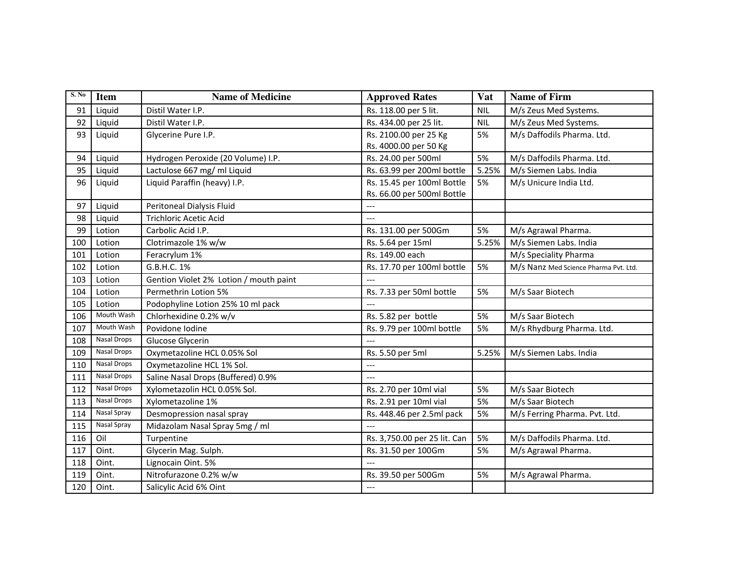| S. No | Item | Name of Medicine | Approved Rates | Vat | Name of Firm |
|---|---|---|---|---|---|
| 91 | Liquid | Distil Water I.P. | Rs. 118.00 per 5 lit. | NIL | M/s Zeus Med Systems. |
| 92 | Liquid | Distil Water I.P. | Rs. 434.00 per 25 lit. | NIL | M/s Zeus Med Systems. |
| 93 | Liquid | Glycerine Pure I.P. | Rs. 2100.00 per 25 Kg<br>Rs. 4000.00 per 50 Kg | 5% | M/s Daffodils Pharma. Ltd. |
| 94 | Liquid | Hydrogen Peroxide (20 Volume) I.P. | Rs. 24.00 per 500ml | 5% | M/s Daffodils Pharma. Ltd. |
| 95 | Liquid | Lactulose 667 mg/ ml Liquid | Rs. 63.99 per 200ml bottle | 5.25% | M/s Siemen Labs. India |
| 96 | Liquid | Liquid Paraffin (heavy) I.P. | Rs. 15.45 per 100ml Bottle<br>Rs. 66.00 per 500ml Bottle | 5% | M/s Unicure India Ltd. |
| 97 | Liquid | Peritoneal Dialysis Fluid | --- | | |
| 98 | Liquid | Trichloric Acetic Acid | --- | | |
| 99 | Lotion | Carbolic Acid I.P. | Rs. 131.00 per 500Gm | 5% | M/s Agrawal Pharma. |
| 100 | Lotion | Clotrimazole 1% w/w | Rs. 5.64 per 15ml | 5.25% | M/s Siemen Labs. India |
| 101 | Lotion | Feracrylum 1% | Rs. 149.00 each | | M/s Speciality Pharma |
| 102 | Lotion | G.B.H.C. 1% | Rs. 17.70 per 100ml bottle | 5% | M/s Nanz Med Science Pharma Pvt. Ltd. |
| 103 | Lotion | Gention Violet 2% Lotion / mouth paint | --- | | |
| 104 | Lotion | Permethrin Lotion 5% | Rs. 7.33 per 50ml bottle | 5% | M/s Saar Biotech |
| 105 | Lotion | Podophyline Lotion 25% 10 ml pack | --- | | |
| 106 | Mouth Wash | Chlorhexidine 0.2% w/v | Rs. 5.82 per bottle | 5% | M/s Saar Biotech |
| 107 | Mouth Wash | Povidone Iodine | Rs. 9.79 per 100ml bottle | 5% | M/s Rhydburg Pharma. Ltd. |
| 108 | Nasal Drops | Glucose Glycerin | --- | | |
| 109 | Nasal Drops | Oxymetazoline HCL 0.05% Sol | Rs. 5.50 per 5ml | 5.25% | M/s Siemen Labs. India |
| 110 | Nasal Drops | Oxymetazoline HCL 1% Sol. | --- | | |
| 111 | Nasal Drops | Saline Nasal Drops (Buffered) 0.9% | --- | | |
| 112 | Nasal Drops | Xylometazolin HCL 0.05% Sol. | Rs. 2.70 per 10ml vial | 5% | M/s Saar Biotech |
| 113 | Nasal Drops | Xylometazoline 1% | Rs. 2.91 per 10ml vial | 5% | M/s Saar Biotech |
| 114 | Nasal Spray | Desmopression nasal spray | Rs. 448.46 per 2.5ml pack | 5% | M/s Ferring Pharma. Pvt. Ltd. |
| 115 | Nasal Spray | Midazolam Nasal Spray 5mg / ml | --- | | |
| 116 | Oil | Turpentine | Rs. 3,750.00 per 25 lit. Can | 5% | M/s Daffodils Pharma. Ltd. |
| 117 | Oint. | Glycerin Mag. Sulph. | Rs. 31.50 per 100Gm | 5% | M/s Agrawal Pharma. |
| 118 | Oint. | Lignocain Oint. 5% | --- | | |
| 119 | Oint. | Nitrofurazone 0.2% w/w | Rs. 39.50 per 500Gm | 5% | M/s Agrawal Pharma. |
| 120 | Oint. | Salicylic Acid 6% Oint | --- | | |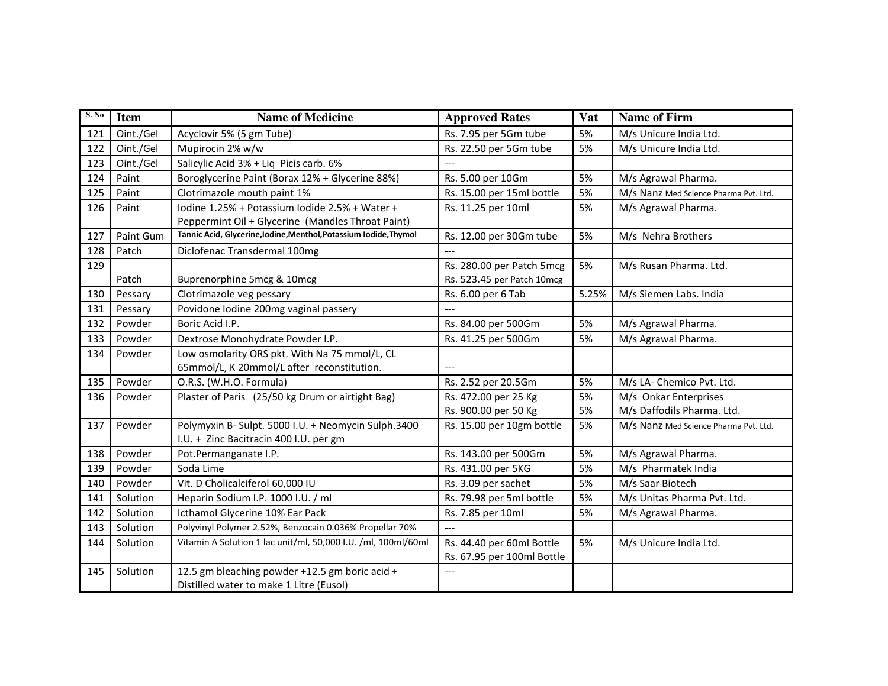| S. No | Item | Name of Medicine | Approved Rates | Vat | Name of Firm |
|---|---|---|---|---|---|
| 121 | Oint./Gel | Acyclovir 5% (5 gm Tube) | Rs. 7.95 per 5Gm tube | 5% | M/s Unicure India Ltd. |
| 122 | Oint./Gel | Mupirocin 2% w/w | Rs. 22.50 per 5Gm tube | 5% | M/s Unicure India Ltd. |
| 123 | Oint./Gel | Salicylic Acid 3% + Liq Picis carb. 6% | --- | | |
| 124 | Paint | Boroglycerine Paint (Borax 12% + Glycerine 88%) | Rs. 5.00 per 10Gm | 5% | M/s Agrawal Pharma. |
| 125 | Paint | Clotrimazole mouth paint 1% | Rs. 15.00 per 15ml bottle | 5% | M/s Nanz Med Science Pharma Pvt. Ltd. |
| 126 | Paint | Iodine 1.25% + Potassium Iodide 2.5% + Water + Peppermint Oil + Glycerine (Mandles Throat Paint) | Rs. 11.25 per 10ml | 5% | M/s Agrawal Pharma. |
| 127 | Paint Gum | Tannic Acid, Glycerine,Iodine,Menthol,Potassium Iodide,Thymol | Rs. 12.00 per 30Gm tube | 5% | M/s Nehra Brothers |
| 128 | Patch | Diclofenac Transdermal 100mg | --- | | |
| 129 | Patch | Buprenorphine 5mcg & 10mcg | Rs. 280.00 per Patch 5mcg<br>Rs. 523.45 per Patch 10mcg | 5% | M/s Rusan Pharma. Ltd. |
| 130 | Pessary | Clotrimazole veg pessary | Rs. 6.00 per 6 Tab | 5.25% | M/s Siemen Labs. India |
| 131 | Pessary | Povidone Iodine 200mg vaginal passery | --- | | |
| 132 | Powder | Boric Acid I.P. | Rs. 84.00 per 500Gm | 5% | M/s Agrawal Pharma. |
| 133 | Powder | Dextrose Monohydrate Powder I.P. | Rs. 41.25 per 500Gm | 5% | M/s Agrawal Pharma. |
| 134 | Powder | Low osmolarity ORS pkt. With Na 75 mmol/L, CL 65mmol/L, K 20mmol/L after reconstitution. | --- | | |
| 135 | Powder | O.R.S. (W.H.O. Formula) | Rs. 2.52 per 20.5Gm | 5% | M/s LA- Chemico Pvt. Ltd. |
| 136 | Powder | Plaster of Paris (25/50 kg Drum or airtight Bag) | Rs. 472.00 per 25 Kg<br>Rs. 900.00 per 50 Kg | 5%<br>5% | M/s Onkar Enterprises<br>M/s Daffodils Pharma. Ltd. |
| 137 | Powder | Polymyxin B- Sulpt. 5000 I.U. + Neomycin Sulph.3400 I.U. + Zinc Bacitracin 400 I.U. per gm | Rs. 15.00 per 10gm bottle | 5% | M/s Nanz Med Science Pharma Pvt. Ltd. |
| 138 | Powder | Pot.Permanganate I.P. | Rs. 143.00 per 500Gm | 5% | M/s Agrawal Pharma. |
| 139 | Powder | Soda Lime | Rs. 431.00 per 5KG | 5% | M/s Pharmatek India |
| 140 | Powder | Vit. D Cholicalciferol 60,000 IU | Rs. 3.09 per sachet | 5% | M/s Saar Biotech |
| 141 | Solution | Heparin Sodium I.P. 1000 I.U. / ml | Rs. 79.98 per 5ml bottle | 5% | M/s Unitas Pharma Pvt. Ltd. |
| 142 | Solution | Icthamol Glycerine 10% Ear Pack | Rs. 7.85 per 10ml | 5% | M/s Agrawal Pharma. |
| 143 | Solution | Polyvinyl Polymer 2.52%, Benzocain 0.036% Propellar 70% | --- | | |
| 144 | Solution | Vitamin A Solution 1 lac unit/ml, 50,000 I.U. /ml, 100ml/60ml | Rs. 44.40 per 60ml Bottle<br>Rs. 67.95 per 100ml Bottle | 5% | M/s Unicure India Ltd. |
| 145 | Solution | 12.5 gm bleaching powder +12.5 gm boric acid + Distilled water to make 1 Litre (Eusol) | --- | | |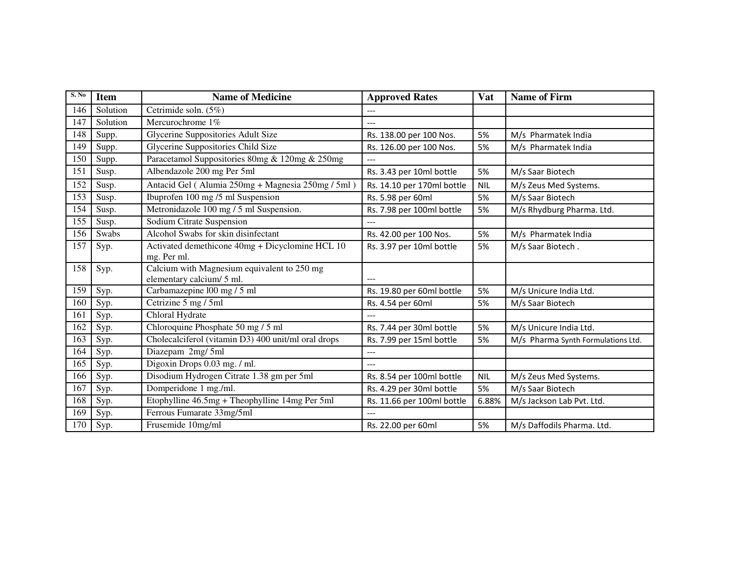| S. No | Item | Name of Medicine | Approved Rates | Vat | Name of Firm |
|---|---|---|---|---|---|
| 146 | Solution | Cetrimide soln. (5%) | --- | | |
| 147 | Solution | Mercurochrome 1% | --- | | |
| 148 | Supp. | Glycerine Suppositories Adult Size | Rs. 138.00 per 100 Nos. | 5% | M/s Pharmatek India |
| 149 | Supp. | Glycerine Suppositories Child Size | Rs. 126.00 per 100 Nos. | 5% | M/s Pharmatek India |
| 150 | Supp. | Paracetamol Suppositories 80mg & 120mg & 250mg | --- | | |
| 151 | Susp. | Albendazole 200 mg Per 5ml | Rs. 3.43 per 10ml bottle | 5% | M/s Saar Biotech |
| 152 | Susp. | Antacid Gel ( Alumia 250mg + Magnesia 250mg / 5ml ) | Rs. 14.10 per 170ml bottle | NIL | M/s Zeus Med Systems. |
| 153 | Susp. | Ibuprofen 100 mg /5 ml Suspension | Rs. 5.98 per 60ml | 5% | M/s Saar Biotech |
| 154 | Susp. | Metronidazole 100 mg / 5 ml Suspension. | Rs. 7.98 per 100ml bottle | 5% | M/s Rhydburg Pharma. Ltd. |
| 155 | Susp. | Sodium Citrate Suspension | --- | | |
| 156 | Swabs | Alcohol Swabs for skin disinfectant | Rs. 42.00 per 100 Nos. | 5% | M/s Pharmatek India |
| 157 | Syp. | Activated demethicone 40mg + Dicyclomine HCL 10 mg. Per ml. | Rs. 3.97 per 10ml bottle | 5% | M/s Saar Biotech . |
| 158 | Syp. | Calcium with Magnesium equivalent to 250 mg elementary calcium/ 5 ml. | --- | | |
| 159 | Syp. | Carbamazepine l00 mg / 5 ml | Rs. 19.80 per 60ml bottle | 5% | M/s Unicure India Ltd. |
| 160 | Syp. | Cetrizine 5 mg / 5ml | Rs. 4.54 per 60ml | 5% | M/s Saar Biotech |
| 161 | Syp. | Chloral Hydrate | --- | | |
| 162 | Syp. | Chloroquine Phosphate 50 mg / 5 ml | Rs. 7.44 per 30ml bottle | 5% | M/s Unicure India Ltd. |
| 163 | Syp. | Cholecalciferol (vitamin D3) 400 unit/ml oral drops | Rs. 7.99 per 15ml bottle | 5% | M/s Pharma Synth Formulations Ltd. |
| 164 | Syp. | Diazepam 2mg/ 5ml | --- | | |
| 165 | Syp. | Digoxin Drops 0.03 mg. / ml. | --- | | |
| 166 | Syp. | Disodium Hydrogen Citrate 1.38 gm per 5ml | Rs. 8.54 per 100ml bottle | NIL | M/s Zeus Med Systems. |
| 167 | Syp. | Domperidone 1 mg./ml. | Rs. 4.29 per 30ml bottle | 5% | M/s Saar Biotech |
| 168 | Syp. | Etophylline 46.5mg + Theophylline 14mg Per 5ml | Rs. 11.66 per 100ml bottle | 6.88% | M/s Jackson Lab Pvt. Ltd. |
| 169 | Syp. | Ferrous Fumarate 33mg/5ml | --- | | |
| 170 | Syp. | Frusemide 10mg/ml | Rs. 22.00 per 60ml | 5% | M/s Daffodils Pharma. Ltd. |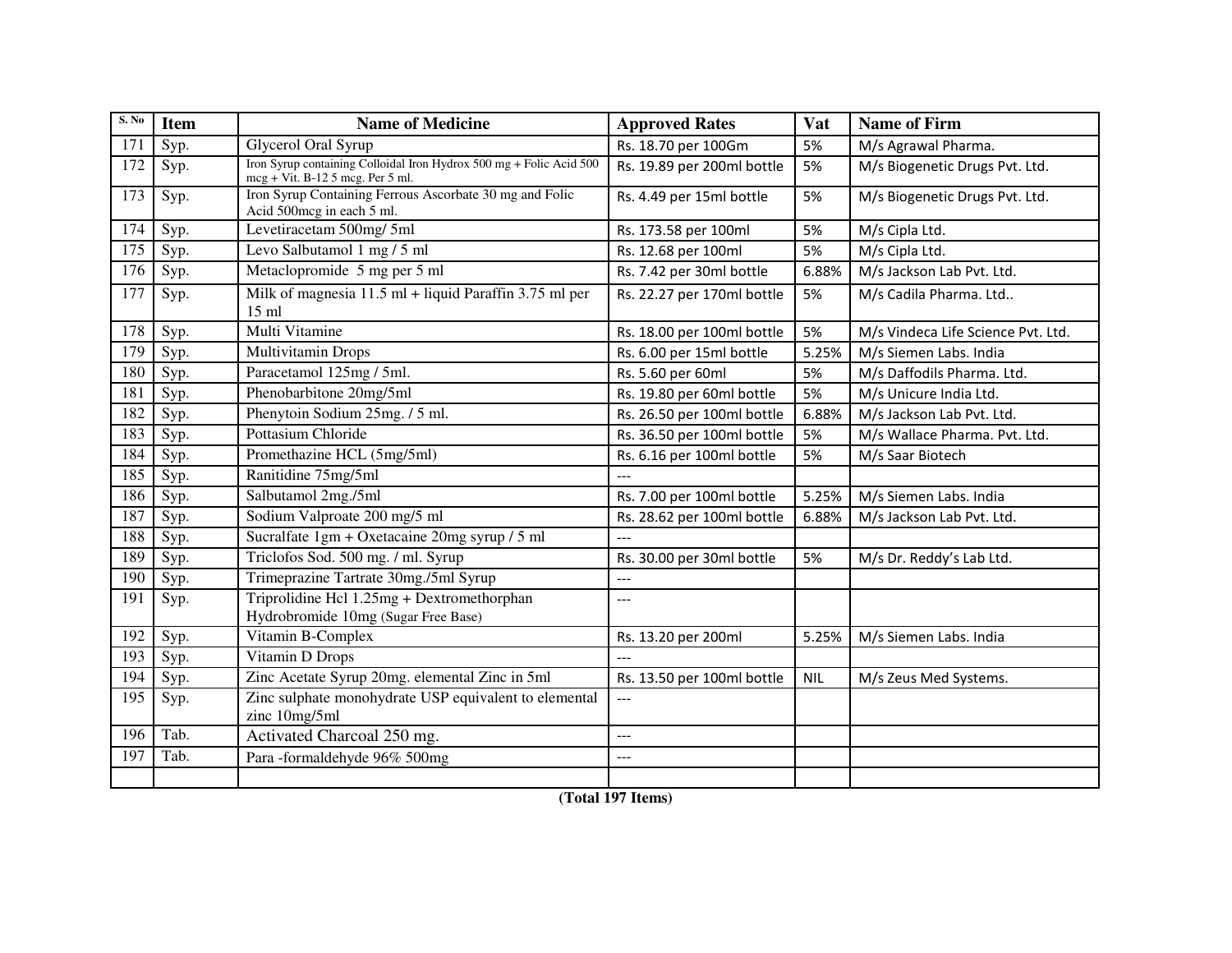| S. No | Item | Name of Medicine | Approved Rates | Vat | Name of Firm |
|---|---|---|---|---|---|
| 171 | Syp. | Glycerol Oral Syrup | Rs. 18.70 per 100Gm | 5% | M/s Agrawal Pharma. |
| 172 | Syp. | Iron Syrup containing Colloidal Iron Hydrox 500 mg + Folic Acid 500 mcg + Vit. B-12 5 mcg. Per 5 ml. | Rs. 19.89 per 200ml bottle | 5% | M/s Biogenetic Drugs Pvt. Ltd. |
| 173 | Syp. | Iron Syrup Containing Ferrous Ascorbate 30 mg and Folic Acid 500mcg in each 5 ml. | Rs. 4.49 per 15ml bottle | 5% | M/s Biogenetic Drugs Pvt. Ltd. |
| 174 | Syp. | Levetiracetam 500mg/ 5ml | Rs. 173.58 per 100ml | 5% | M/s Cipla Ltd. |
| 175 | Syp. | Levo Salbutamol 1 mg / 5 ml | Rs. 12.68 per 100ml | 5% | M/s Cipla Ltd. |
| 176 | Syp. | Metaclopromide 5 mg per 5 ml | Rs. 7.42 per 30ml bottle | 6.88% | M/s Jackson Lab Pvt. Ltd. |
| 177 | Syp. | Milk of magnesia 11.5 ml + liquid Paraffin 3.75 ml per 15 ml | Rs. 22.27 per 170ml bottle | 5% | M/s Cadila Pharma. Ltd.. |
| 178 | Syp. | Multi Vitamine | Rs. 18.00 per 100ml bottle | 5% | M/s Vindeca Life Science Pvt. Ltd. |
| 179 | Syp. | Multivitamin Drops | Rs. 6.00 per 15ml bottle | 5.25% | M/s Siemen Labs. India |
| 180 | Syp. | Paracetamol 125mg / 5ml. | Rs. 5.60 per 60ml | 5% | M/s Daffodils Pharma. Ltd. |
| 181 | Syp. | Phenobarbitone 20mg/5ml | Rs. 19.80 per 60ml bottle | 5% | M/s Unicure India Ltd. |
| 182 | Syp. | Phenytoin Sodium 25mg. / 5 ml. | Rs. 26.50 per 100ml bottle | 6.88% | M/s Jackson Lab Pvt. Ltd. |
| 183 | Syp. | Pottasium Chloride | Rs. 36.50 per 100ml bottle | 5% | M/s Wallace Pharma. Pvt. Ltd. |
| 184 | Syp. | Promethazine HCL (5mg/5ml) | Rs. 6.16 per 100ml bottle | 5% | M/s Saar Biotech |
| 185 | Syp. | Ranitidine 75mg/5ml | --- | | |
| 186 | Syp. | Salbutamol 2mg./5ml | Rs. 7.00 per 100ml bottle | 5.25% | M/s Siemen Labs. India |
| 187 | Syp. | Sodium Valproate 200 mg/5 ml | Rs. 28.62 per 100ml bottle | 6.88% | M/s Jackson Lab Pvt. Ltd. |
| 188 | Syp. | Sucralfate 1gm + Oxetacaine 20mg syrup / 5 ml | --- | | |
| 189 | Syp. | Triclofos Sod. 500 mg. / ml. Syrup | Rs. 30.00 per 30ml bottle | 5% | M/s Dr. Reddy's Lab Ltd. |
| 190 | Syp. | Trimeprazine Tartrate 30mg./5ml Syrup | --- | | |
| 191 | Syp. | Triprolidine Hcl 1.25mg + Dextromethorphan Hydrobromide 10mg (Sugar Free Base) | --- | | |
| 192 | Syp. | Vitamin B-Complex | Rs. 13.20 per 200ml | 5.25% | M/s Siemen Labs. India |
| 193 | Syp. | Vitamin D Drops | --- | | |
| 194 | Syp. | Zinc Acetate Syrup 20mg. elemental Zinc in 5ml | Rs. 13.50 per 100ml bottle | NIL | M/s Zeus Med Systems. |
| 195 | Syp. | Zinc sulphate monohydrate USP equivalent to elemental zinc 10mg/5ml | --- | | |
| 196 | Tab. | Activated Charcoal 250 mg. | --- | | |
| 197 | Tab. | Para -formaldehyde 96% 500mg | --- | | |
| | | | | | |

**(Total 197 Items)**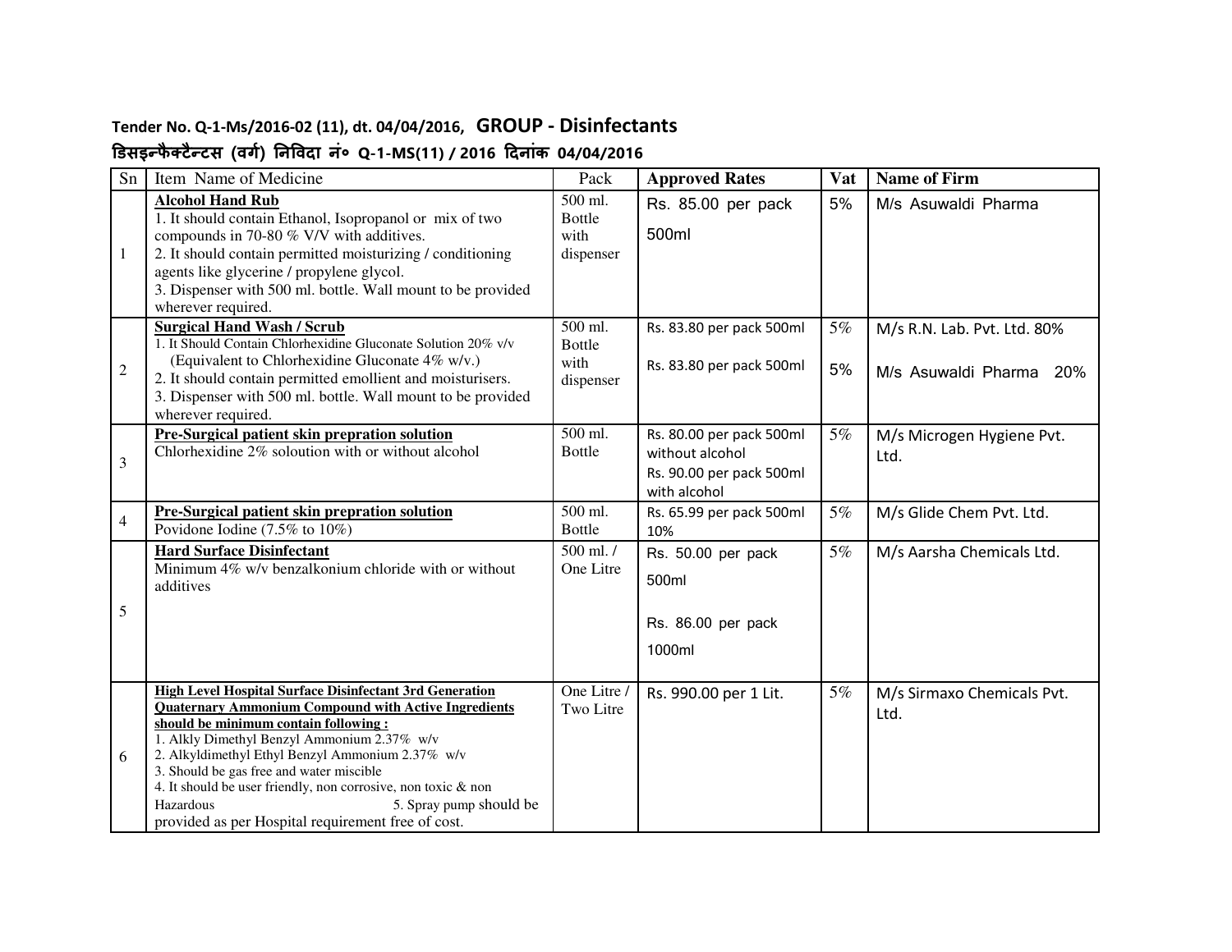**Tender No. Q-1-Ms/2016-02 (11), dt. 04/04/2016, GROUP - Disinfectants**

**डिसइन्फैक्टैन्टस (वर्ग) निविदा नं० Q-1-MS(11) / 2016 दिनांक 04/04/2016**

| Sn | Item Name of Medicine | Pack | Approved Rates | Vat | Name of Firm |
|---|---|---|---|---|---|
| 1 | **Alcohol Hand Rub**<br>1. It should contain Ethanol, Isopropanol or mix of two compounds in 70-80 % V/V with additives.<br>2. It should contain permitted moisturizing / conditioning agents like glycerine / propylene glycol.<br>3. Dispenser with 500 ml. bottle. Wall mount to be provided wherever required. | 500 ml. Bottle with dispenser | Rs. 85.00 per pack 500ml | 5% | M/s Asuwaldi Pharma |
| 2 | **Surgical Hand Wash / Scrub**<br>1. It Should Contain Chlorhexidine Gluconate Solution 20% v/v (Equivalent to Chlorhexidine Gluconate 4% w/v.)<br>2. It should contain permitted emollient and moisturisers.<br>3. Dispenser with 500 ml. bottle. Wall mount to be provided wherever required. | 500 ml. Bottle with dispenser | Rs. 83.80 per pack 500ml<br>Rs. 83.80 per pack 500ml | 5%<br>5% | M/s R.N. Lab. Pvt. Ltd. 80%<br>M/s Asuwaldi Pharma 20% |
| 3 | **Pre-Surgical patient skin prepration solution**<br>Chlorhexidine 2% soloution with or without alcohol | 500 ml. Bottle | Rs. 80.00 per pack 500ml without alcohol<br>Rs. 90.00 per pack 500ml with alcohol | 5% | M/s Microgen Hygiene Pvt. Ltd. |
| 4 | **Pre-Surgical patient skin prepration solution**<br>Povidone Iodine (7.5% to 10%) | 500 ml. Bottle | Rs. 65.99 per pack 500ml 10% | 5% | M/s Glide Chem Pvt. Ltd. |
| 5 | **Hard Surface Disinfectant**<br>Minimum 4% w/v benzalkonium chloride with or without additives | 500 ml. / One Litre | Rs. 50.00 per pack 500ml<br>Rs. 86.00 per pack 1000ml | 5% | M/s Aarsha Chemicals Ltd. |
| 6 | **High Level Hospital Surface Disinfectant 3rd Generation Quaternary Ammonium Compound with Active Ingredients should be minimum contain following :**<br>1. Alkly Dimethyl Benzyl Ammonium 2.37% w/v<br>2. Alkyldimethyl Ethyl Benzyl Ammonium 2.37% w/v<br>3. Should be gas free and water miscible<br>4. It should be user friendly, non corrosive, non toxic & non Hazardous<br>5. Spray pump should be provided as per Hospital requirement free of cost. | One Litre / Two Litre | Rs. 990.00 per 1 Lit. | 5% | M/s Sirmaxo Chemicals Pvt. Ltd. |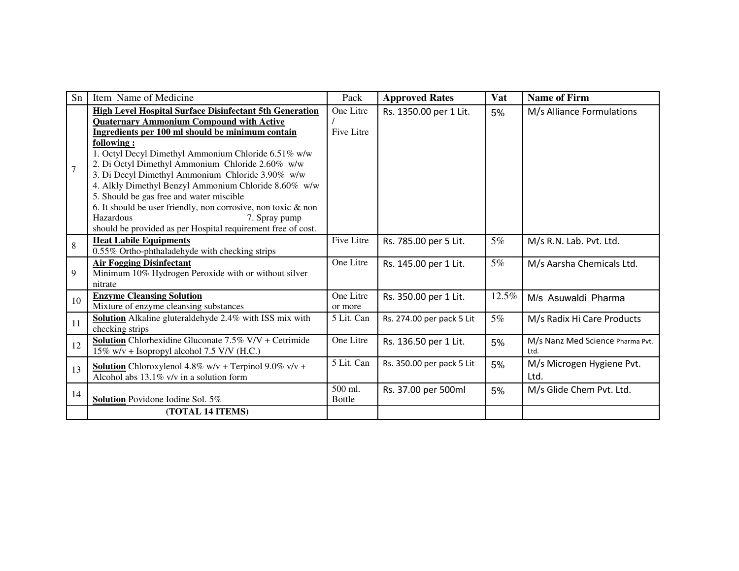| Sn | Item Name of Medicine | Pack | **Approved Rates** | **Vat** | **Name of Firm** |
|---|---|---|---|---|---|
| 7 | **High Level Hospital Surface Disinfectant 5th Generation Quaternary Ammonium Compound with Active Ingredients per 100 ml should be minimum contain following :**<br>1. Octyl Decyl Dimethyl Ammonium Chloride 6.51% w/w<br>2. Di Octyl Dimethyl Ammonium Chloride 2.60% w/w<br>3. Di Decyl Dimethyl Ammonium Chloride 3.90% w/w<br>4. Alkly Dimethyl Benzyl Ammonium Chloride 8.60% w/w<br>5. Should be gas free and water miscible<br>6. It should be user friendly, non corrosive, non toxic & non Hazardous 7. Spray pump should be provided as per Hospital requirement free of cost. | One Litre / Five Litre | Rs. 1350.00 per 1 Lit. | 5% | M/s Alliance Formulations |
| 8 | **Heat Labile Equipments**<br>0.55% Ortho-phthaladehyde with checking strips | Five Litre | Rs. 785.00 per 5 Lit. | 5% | M/s R.N. Lab. Pvt. Ltd. |
| 9 | **Air Fogging Disinfectant**<br>Minimum 10% Hydrogen Peroxide with or without silver nitrate | One Litre | Rs. 145.00 per 1 Lit. | 5% | M/s Aarsha Chemicals Ltd. |
| 10 | **Enzyme Cleansing Solution**<br>Mixture of enzyme cleansing substances | One Litre or more | Rs. 350.00 per 1 Lit. | 12.5% | M/s Asuwaldi Pharma |
| 11 | **Solution** Alkaline gluteraldehyde 2.4% with ISS mix with checking strips | 5 Lit. Can | Rs. 274.00 per pack 5 Lit | 5% | M/s Radix Hi Care Products |
| 12 | **Solution** Chlorhexidine Gluconate 7.5% V/V + Cetrimide 15% w/v + Isopropyl alcohol 7.5 V/V (H.C.) | One Litre | Rs. 136.50 per 1 Lit. | 5% | M/s Nanz Med Science Pharma Pvt. Ltd. |
| 13 | **Solution** Chloroxylenol 4.8% w/v + Terpinol 9.0% v/v + Alcohol abs 13.1% v/v in a solution form | 5 Lit. Can | Rs. 350.00 per pack 5 Lit | 5% | M/s Microgen Hygiene Pvt. Ltd. |
| 14 | **Solution** Povidone Iodine Sol. 5% | 500 ml. Bottle | Rs. 37.00 per 500ml | 5% | M/s Glide Chem Pvt. Ltd. |
| | **(TOTAL 14 ITEMS)** | | | | |